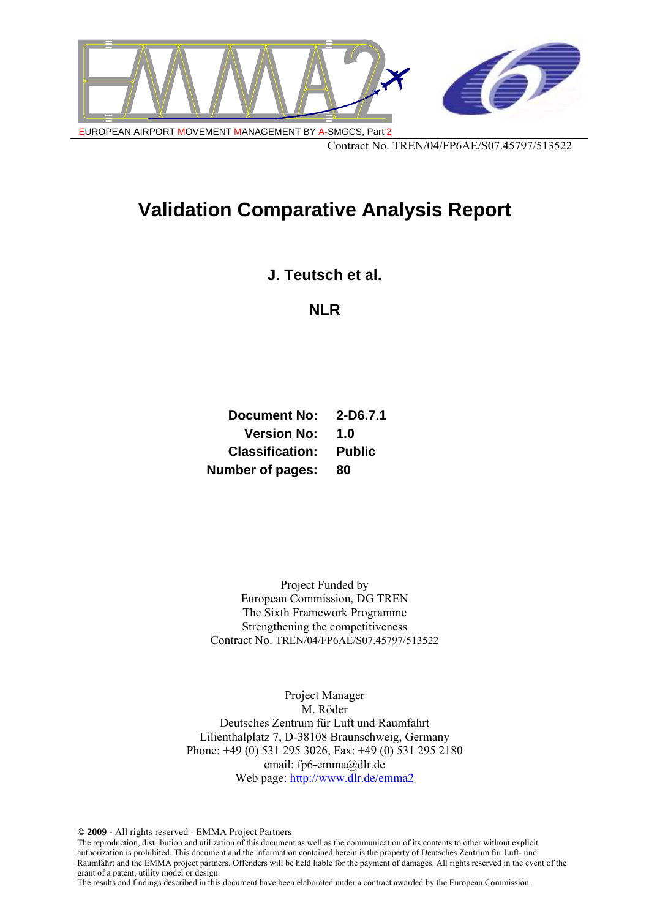EUROPEAN AIRPORT MOVEMENT MANAGEMENT BY A-SMGCS, Part 2

Contract No. TREN/04/FP6AE/S07.45797/513522

# Validation Comparative Analysis Report

**J. Teutsch et al.**

**NLR**

| | |
|---|---|
| **Document No:** | **2-D6.7.1** |
| **Version No:** | **1.0** |
| **Classification:** | **Public** |
| **Number of pages:** | **80** |

Project Funded by
European Commission, DG TREN
The Sixth Framework Programme
Strengthening the competitiveness
Contract No. TREN/04/FP6AE/S07.45797/513522

Project Manager
M. Röder
Deutsches Zentrum für Luft und Raumfahrt
Lilienthalplatz 7, D-38108 Braunschweig, Germany
Phone: +49 (0) 531 295 3026, Fax: +49 (0) 531 295 2180
email: fp6-emma@dlr.de
Web page: http://www.dlr.de/emma2

**© 2009** - All rights reserved - EMMA Project Partners
The reproduction, distribution and utilization of this document as well as the communication of its contents to other without explicit authorization is prohibited. This document and the information contained herein is the property of Deutsches Zentrum für Luft- und Raumfahrt and the EMMA project partners. Offenders will be held liable for the payment of damages. All rights reserved in the event of the grant of a patent, utility model or design.
The results and findings described in this document have been elaborated under a contract awarded by the European Commission.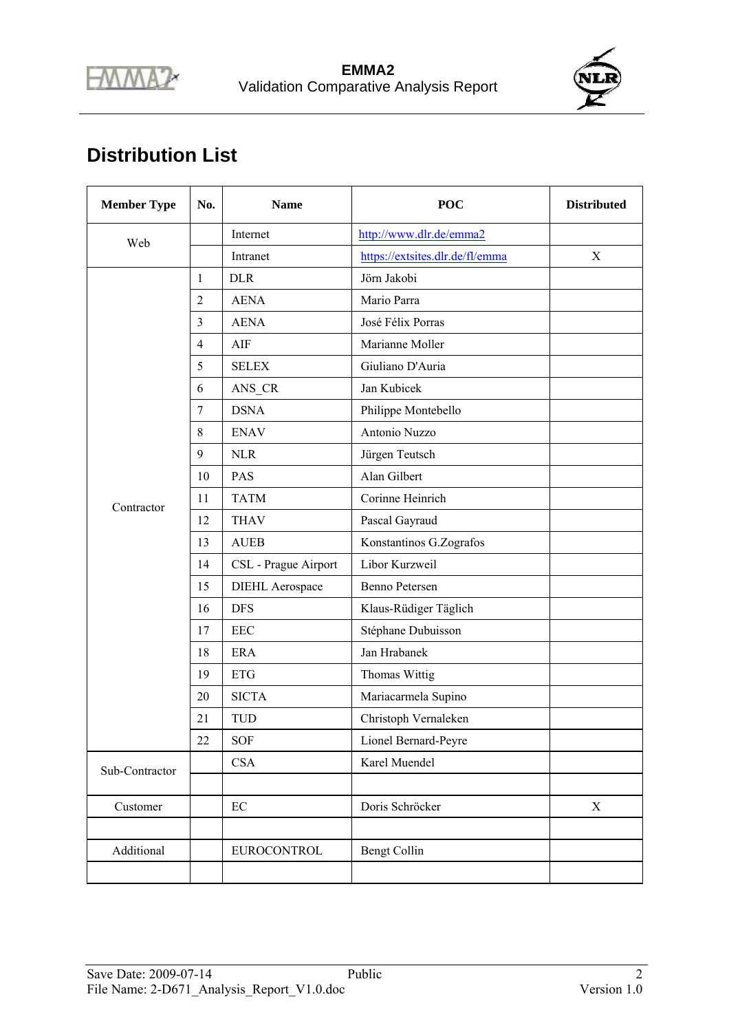# Distribution List

| Member Type | No. | Name | POC | Distributed |
|---|---|---|---|---|
| Web | | Internet | http://www.dlr.de/emma2 | |
| | | Intranet | https://extsites.dlr.de/fl/emma | X |
| Contractor | 1 | DLR | Jörn Jakobi | |
| | 2 | AENA | Mario Parra | |
| | 3 | AENA | José Félix Porras | |
| | 4 | AIF | Marianne Moller | |
| | 5 | SELEX | Giuliano D'Auria | |
| | 6 | ANS_CR | Jan Kubicek | |
| | 7 | DSNA | Philippe Montebello | |
| | 8 | ENAV | Antonio Nuzzo | |
| | 9 | NLR | Jürgen Teutsch | |
| | 10 | PAS | Alan Gilbert | |
| | 11 | TATM | Corinne Heinrich | |
| | 12 | THAV | Pascal Gayraud | |
| | 13 | AUEB | Konstantinos G.Zografos | |
| | 14 | CSL - Prague Airport | Libor Kurzweil | |
| | 15 | DIEHL Aerospace | Benno Petersen | |
| | 16 | DFS | Klaus-Rüdiger Täglich | |
| | 17 | EEC | Stéphane Dubuisson | |
| | 18 | ERA | Jan Hrabanek | |
| | 19 | ETG | Thomas Wittig | |
| | 20 | SICTA | Mariacarmela Supino | |
| | 21 | TUD | Christoph Vernaleken | |
| | 22 | SOF | Lionel Bernard-Peyre | |
| Sub-Contractor | | CSA | Karel Muendel | |
| | | | | |
| Customer | | EC | Doris Schröcker | X |
| | | | | |
| Additional | | EUROCONTROL | Bengt Collin | |
| | | | | |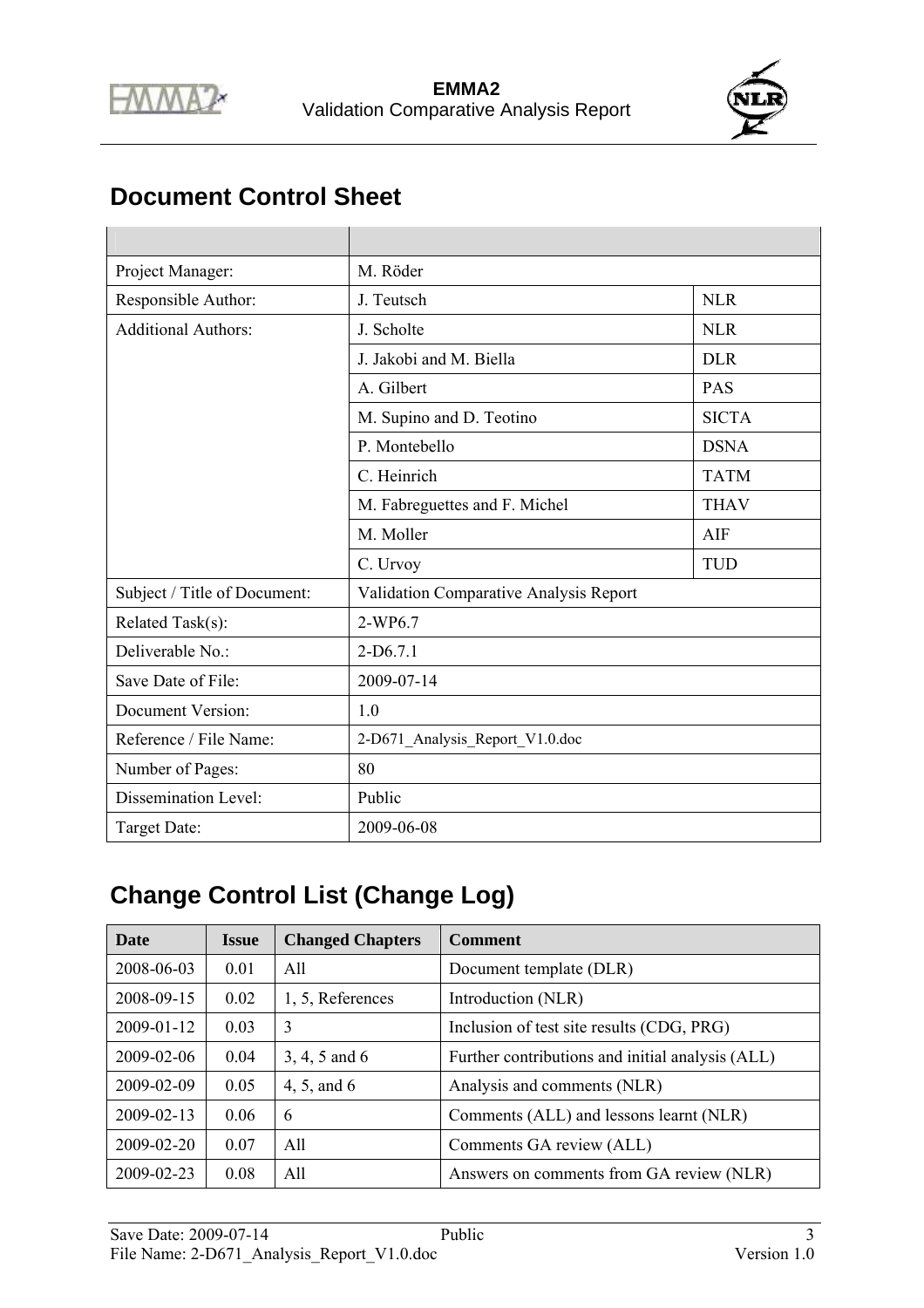## Document Control Sheet

| | | |
|---|---|---|
| Project Manager: | M. Röder | |
| Responsible Author: | J. Teutsch | NLR |
| Additional Authors: | J. Scholte | NLR |
| | J. Jakobi and M. Biella | DLR |
| | A. Gilbert | PAS |
| | M. Supino and D. Teotino | SICTA |
| | P. Montebello | DSNA |
| | C. Heinrich | TATM |
| | M. Fabreguettes and F. Michel | THAV |
| | M. Moller | AIF |
| | C. Urvoy | TUD |
| Subject / Title of Document: | Validation Comparative Analysis Report | |
| Related Task(s): | 2-WP6.7 | |
| Deliverable No.: | 2-D6.7.1 | |
| Save Date of File: | 2009-07-14 | |
| Document Version: | 1.0 | |
| Reference / File Name: | 2-D671_Analysis_Report_V1.0.doc | |
| Number of Pages: | 80 | |
| Dissemination Level: | Public | |
| Target Date: | 2009-06-08 | |

## Change Control List (Change Log)

| Date | Issue | Changed Chapters | Comment |
|---|---|---|---|
| 2008-06-03 | 0.01 | All | Document template (DLR) |
| 2008-09-15 | 0.02 | 1, 5, References | Introduction (NLR) |
| 2009-01-12 | 0.03 | 3 | Inclusion of test site results (CDG, PRG) |
| 2009-02-06 | 0.04 | 3, 4, 5 and 6 | Further contributions and initial analysis (ALL) |
| 2009-02-09 | 0.05 | 4, 5, and 6 | Analysis and comments (NLR) |
| 2009-02-13 | 0.06 | 6 | Comments (ALL) and lessons learnt (NLR) |
| 2009-02-20 | 0.07 | All | Comments GA review (ALL) |
| 2009-02-23 | 0.08 | All | Answers on comments from GA review (NLR) |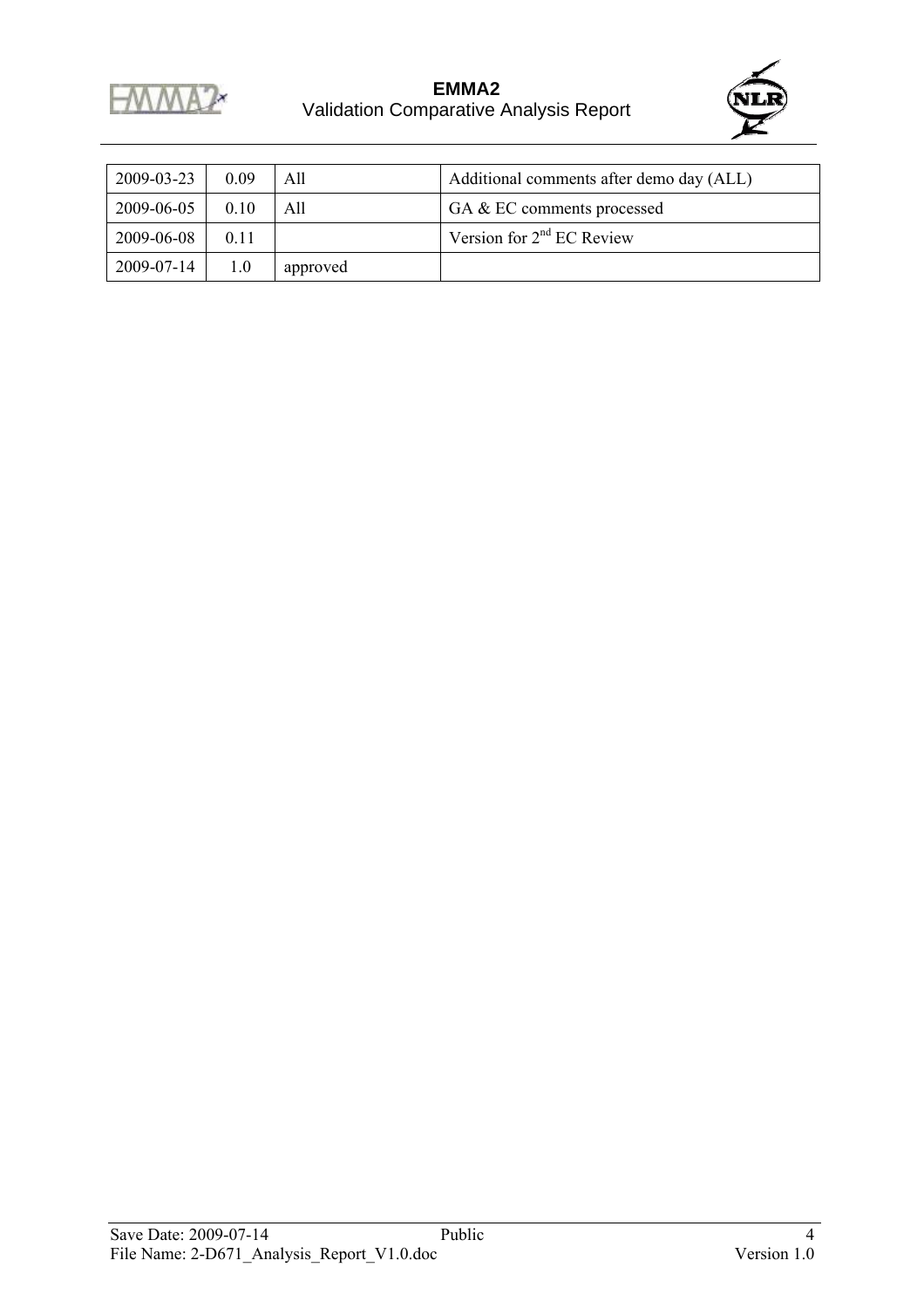| | | | |
|---|---|---|---|
| 2009-03-23 | 0.09 | All | Additional comments after demo day (ALL) |
| 2009-06-05 | 0.10 | All | GA & EC comments processed |
| 2009-06-08 | 0.11 | | Version for 2nd EC Review |
| 2009-07-14 | 1.0 | approved | |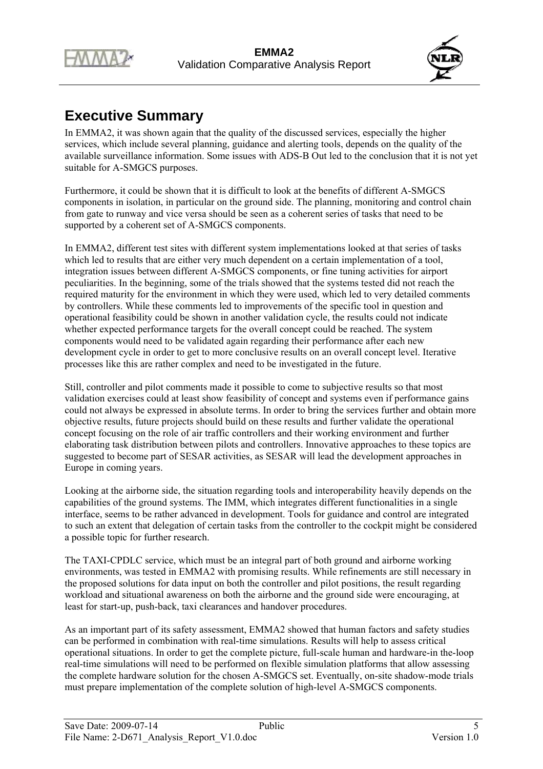# Executive Summary

In EMMA2, it was shown again that the quality of the discussed services, especially the higher services, which include several planning, guidance and alerting tools, depends on the quality of the available surveillance information. Some issues with ADS-B Out led to the conclusion that it is not yet suitable for A-SMGCS purposes.

Furthermore, it could be shown that it is difficult to look at the benefits of different A-SMGCS components in isolation, in particular on the ground side. The planning, monitoring and control chain from gate to runway and vice versa should be seen as a coherent series of tasks that need to be supported by a coherent set of A-SMGCS components.

In EMMA2, different test sites with different system implementations looked at that series of tasks which led to results that are either very much dependent on a certain implementation of a tool, integration issues between different A-SMGCS components, or fine tuning activities for airport peculiarities. In the beginning, some of the trials showed that the systems tested did not reach the required maturity for the environment in which they were used, which led to very detailed comments by controllers. While these comments led to improvements of the specific tool in question and operational feasibility could be shown in another validation cycle, the results could not indicate whether expected performance targets for the overall concept could be reached. The system components would need to be validated again regarding their performance after each new development cycle in order to get to more conclusive results on an overall concept level. Iterative processes like this are rather complex and need to be investigated in the future.

Still, controller and pilot comments made it possible to come to subjective results so that most validation exercises could at least show feasibility of concept and systems even if performance gains could not always be expressed in absolute terms. In order to bring the services further and obtain more objective results, future projects should build on these results and further validate the operational concept focusing on the role of air traffic controllers and their working environment and further elaborating task distribution between pilots and controllers. Innovative approaches to these topics are suggested to become part of SESAR activities, as SESAR will lead the development approaches in Europe in coming years.

Looking at the airborne side, the situation regarding tools and interoperability heavily depends on the capabilities of the ground systems. The IMM, which integrates different functionalities in a single interface, seems to be rather advanced in development. Tools for guidance and control are integrated to such an extent that delegation of certain tasks from the controller to the cockpit might be considered a possible topic for further research.

The TAXI-CPDLC service, which must be an integral part of both ground and airborne working environments, was tested in EMMA2 with promising results. While refinements are still necessary in the proposed solutions for data input on both the controller and pilot positions, the result regarding workload and situational awareness on both the airborne and the ground side were encouraging, at least for start-up, push-back, taxi clearances and handover procedures.

As an important part of its safety assessment, EMMA2 showed that human factors and safety studies can be performed in combination with real-time simulations. Results will help to assess critical operational situations. In order to get the complete picture, full-scale human and hardware-in the-loop real-time simulations will need to be performed on flexible simulation platforms that allow assessing the complete hardware solution for the chosen A-SMGCS set. Eventually, on-site shadow-mode trials must prepare implementation of the complete solution of high-level A-SMGCS components.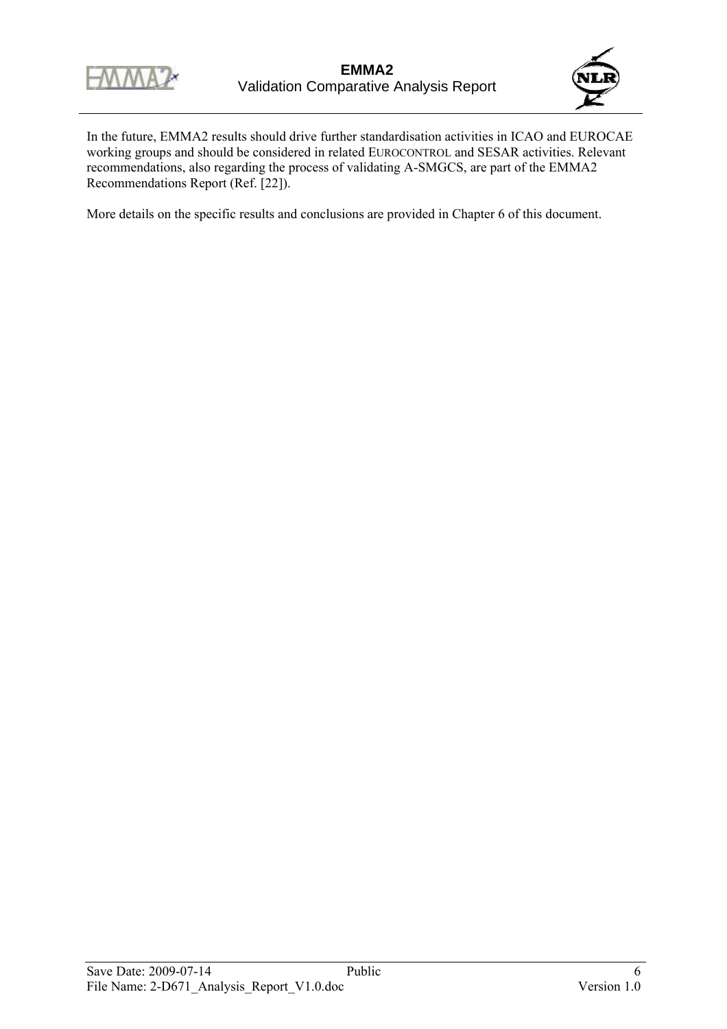In the future, EMMA2 results should drive further standardisation activities in ICAO and EUROCAE working groups and should be considered in related EUROCONTROL and SESAR activities. Relevant recommendations, also regarding the process of validating A-SMGCS, are part of the EMMA2 Recommendations Report (Ref. [22]).

More details on the specific results and conclusions are provided in Chapter 6 of this document.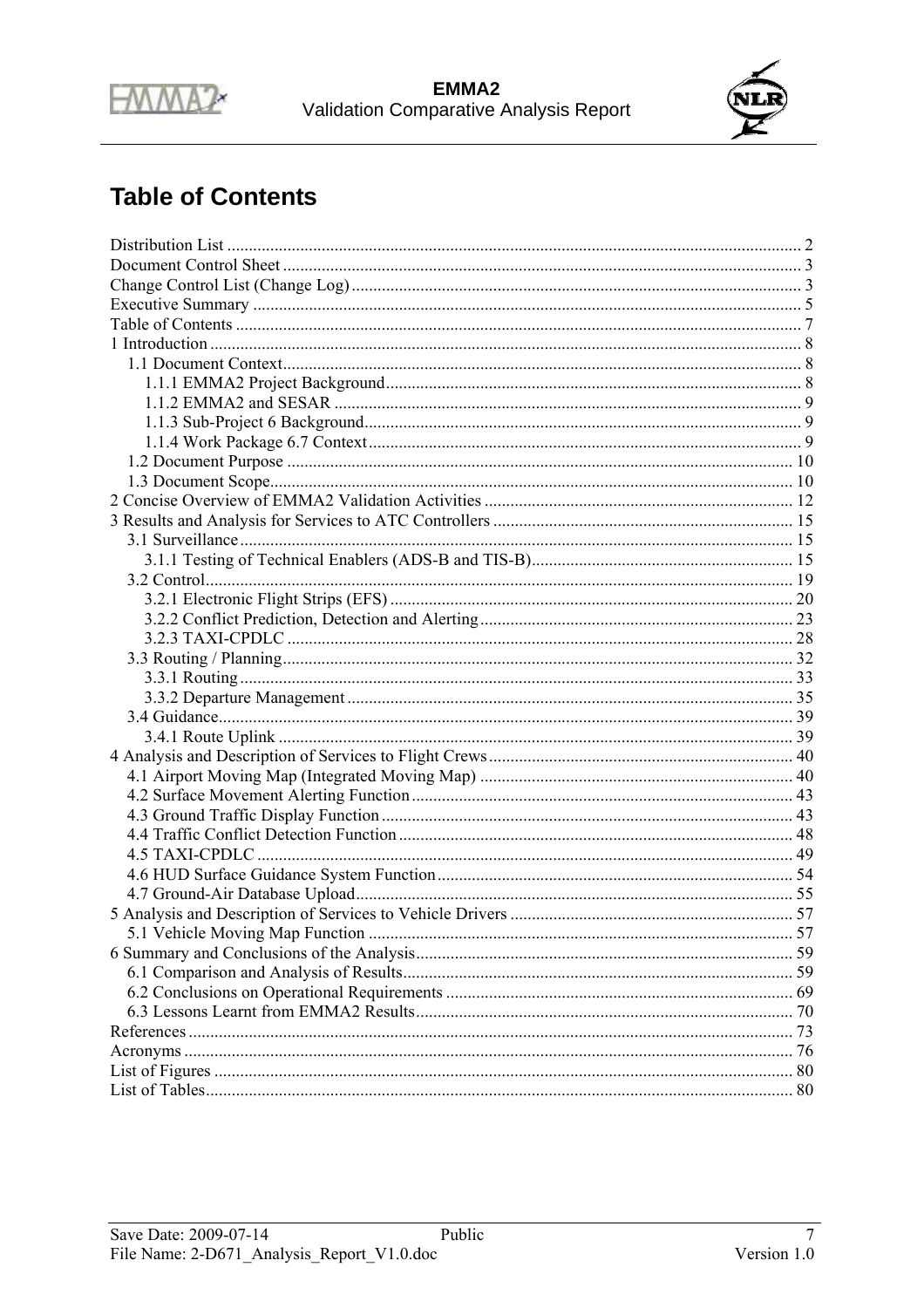# Table of Contents

Distribution List ..................................................................................................................... 2
Document Control Sheet ......................................................................................................... 3
Change Control List (Change Log) ......................................................................................... 3
Executive Summary ................................................................................................................ 5
Table of Contents .................................................................................................................... 7
1 Introduction .......................................................................................................................... 8
 1.1 Document Context........................................................................................................ 8
  1.1.1 EMMA2 Project Background................................................................................. 8
  1.1.2 EMMA2 and SESAR ............................................................................................. 9
  1.1.3 Sub-Project 6 Background...................................................................................... 9
  1.1.4 Work Package 6.7 Context..................................................................................... 9
 1.2 Document Purpose ...................................................................................................... 10
 1.3 Document Scope.......................................................................................................... 10
2 Concise Overview of EMMA2 Validation Activities ........................................................ 12
3 Results and Analysis for Services to ATC Controllers ...................................................... 15
 3.1 Surveillance ................................................................................................................. 15
  3.1.1 Testing of Technical Enablers (ADS-B and TIS-B)............................................. 15
 3.2 Control......................................................................................................................... 19
  3.2.1 Electronic Flight Strips (EFS) .............................................................................. 20
  3.2.2 Conflict Prediction, Detection and Alerting......................................................... 23
  3.2.3 TAXI-CPDLC ...................................................................................................... 28
 3.3 Routing / Planning....................................................................................................... 32
  3.3.1 Routing ................................................................................................................. 33
  3.3.2 Departure Management ....................................................................................... 35
 3.4 Guidance...................................................................................................................... 39
  3.4.1 Route Uplink ........................................................................................................ 39
4 Analysis and Description of Services to Flight Crews....................................................... 40
 4.1 Airport Moving Map (Integrated Moving Map) .......................................................... 40
 4.2 Surface Movement Alerting Function......................................................................... 43
 4.3 Ground Traffic Display Function ................................................................................ 43
 4.4 Traffic Conflict Detection Function ............................................................................ 48
 4.5 TAXI-CPDLC ............................................................................................................. 49
 4.6 HUD Surface Guidance System Function................................................................... 54
 4.7 Ground-Air Database Upload...................................................................................... 55
5 Analysis and Description of Services to Vehicle Drivers .................................................. 57
 5.1 Vehicle Moving Map Function ................................................................................... 57
6 Summary and Conclusions of the Analysis........................................................................ 59
 6.1 Comparison and Analysis of Results........................................................................... 59
 6.2 Conclusions on Operational Requirements ................................................................. 69
 6.3 Lessons Learnt from EMMA2 Results........................................................................ 70
References ............................................................................................................................. 73
Acronyms .............................................................................................................................. 76
List of Figures ....................................................................................................................... 80
List of Tables......................................................................................................................... 80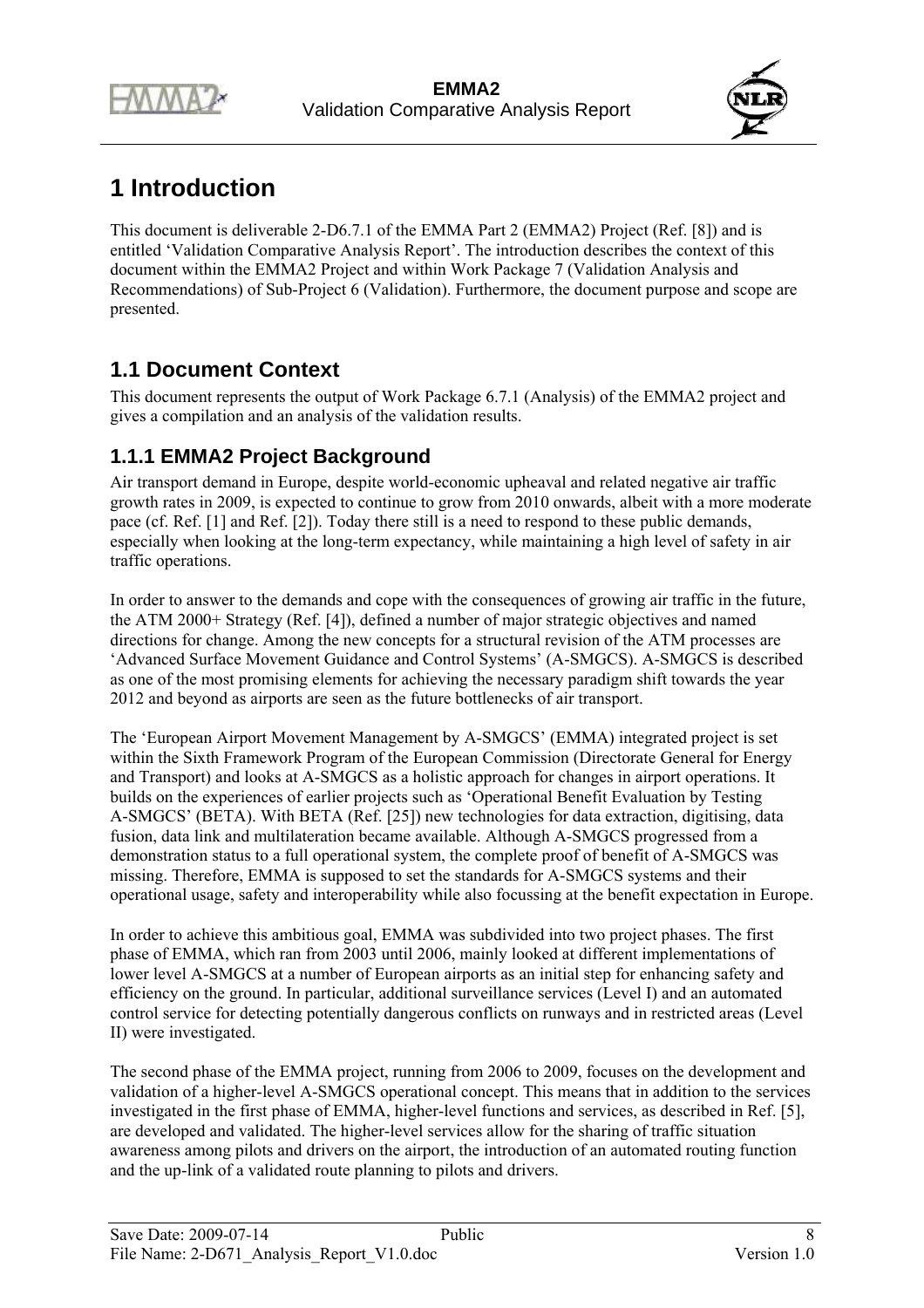# 1 Introduction

This document is deliverable 2-D6.7.1 of the EMMA Part 2 (EMMA2) Project (Ref. [8]) and is entitled 'Validation Comparative Analysis Report'. The introduction describes the context of this document within the EMMA2 Project and within Work Package 7 (Validation Analysis and Recommendations) of Sub-Project 6 (Validation). Furthermore, the document purpose and scope are presented.

## 1.1 Document Context

This document represents the output of Work Package 6.7.1 (Analysis) of the EMMA2 project and gives a compilation and an analysis of the validation results.

### 1.1.1 EMMA2 Project Background

Air transport demand in Europe, despite world-economic upheaval and related negative air traffic growth rates in 2009, is expected to continue to grow from 2010 onwards, albeit with a more moderate pace (cf. Ref. [1] and Ref. [2]). Today there still is a need to respond to these public demands, especially when looking at the long-term expectancy, while maintaining a high level of safety in air traffic operations.

In order to answer to the demands and cope with the consequences of growing air traffic in the future, the ATM 2000+ Strategy (Ref. [4]), defined a number of major strategic objectives and named directions for change. Among the new concepts for a structural revision of the ATM processes are 'Advanced Surface Movement Guidance and Control Systems' (A-SMGCS). A-SMGCS is described as one of the most promising elements for achieving the necessary paradigm shift towards the year 2012 and beyond as airports are seen as the future bottlenecks of air transport.

The 'European Airport Movement Management by A-SMGCS' (EMMA) integrated project is set within the Sixth Framework Program of the European Commission (Directorate General for Energy and Transport) and looks at A-SMGCS as a holistic approach for changes in airport operations. It builds on the experiences of earlier projects such as 'Operational Benefit Evaluation by Testing A-SMGCS' (BETA). With BETA (Ref. [25]) new technologies for data extraction, digitising, data fusion, data link and multilateration became available. Although A-SMGCS progressed from a demonstration status to a full operational system, the complete proof of benefit of A-SMGCS was missing. Therefore, EMMA is supposed to set the standards for A-SMGCS systems and their operational usage, safety and interoperability while also focussing at the benefit expectation in Europe.

In order to achieve this ambitious goal, EMMA was subdivided into two project phases. The first phase of EMMA, which ran from 2003 until 2006, mainly looked at different implementations of lower level A-SMGCS at a number of European airports as an initial step for enhancing safety and efficiency on the ground. In particular, additional surveillance services (Level I) and an automated control service for detecting potentially dangerous conflicts on runways and in restricted areas (Level II) were investigated.

The second phase of the EMMA project, running from 2006 to 2009, focuses on the development and validation of a higher-level A-SMGCS operational concept. This means that in addition to the services investigated in the first phase of EMMA, higher-level functions and services, as described in Ref. [5], are developed and validated. The higher-level services allow for the sharing of traffic situation awareness among pilots and drivers on the airport, the introduction of an automated routing function and the up-link of a validated route planning to pilots and drivers.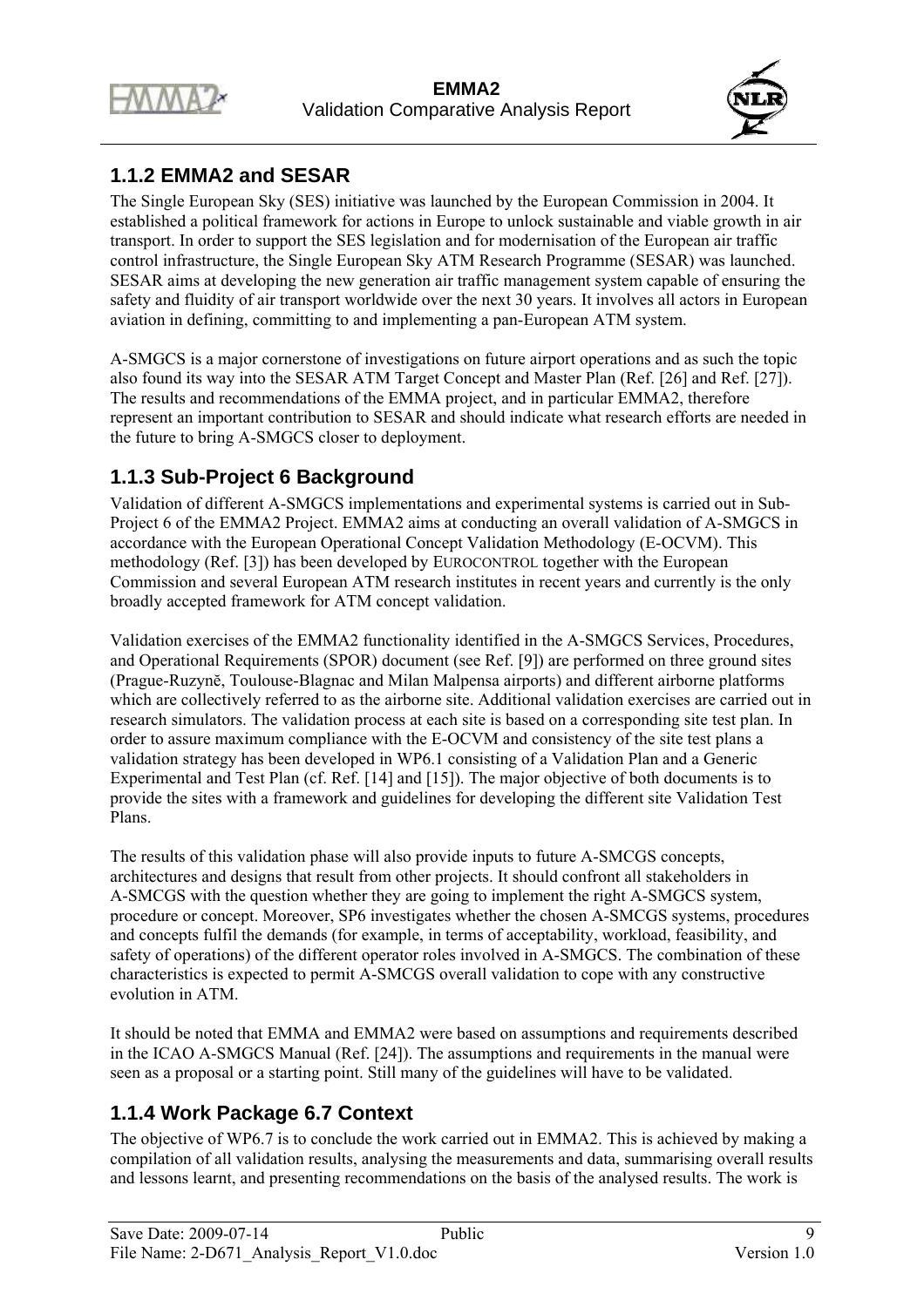### 1.1.2 EMMA2 and SESAR

The Single European Sky (SES) initiative was launched by the European Commission in 2004. It established a political framework for actions in Europe to unlock sustainable and viable growth in air transport. In order to support the SES legislation and for modernisation of the European air traffic control infrastructure, the Single European Sky ATM Research Programme (SESAR) was launched. SESAR aims at developing the new generation air traffic management system capable of ensuring the safety and fluidity of air transport worldwide over the next 30 years. It involves all actors in European aviation in defining, committing to and implementing a pan-European ATM system.

A-SMGCS is a major cornerstone of investigations on future airport operations and as such the topic also found its way into the SESAR ATM Target Concept and Master Plan (Ref. [26] and Ref. [27]). The results and recommendations of the EMMA project, and in particular EMMA2, therefore represent an important contribution to SESAR and should indicate what research efforts are needed in the future to bring A-SMGCS closer to deployment.

### 1.1.3 Sub-Project 6 Background

Validation of different A-SMGCS implementations and experimental systems is carried out in Sub-Project 6 of the EMMA2 Project. EMMA2 aims at conducting an overall validation of A-SMGCS in accordance with the European Operational Concept Validation Methodology (E-OCVM). This methodology (Ref. [3]) has been developed by EUROCONTROL together with the European Commission and several European ATM research institutes in recent years and currently is the only broadly accepted framework for ATM concept validation.

Validation exercises of the EMMA2 functionality identified in the A-SMGCS Services, Procedures, and Operational Requirements (SPOR) document (see Ref. [9]) are performed on three ground sites (Prague-Ruzyně, Toulouse-Blagnac and Milan Malpensa airports) and different airborne platforms which are collectively referred to as the airborne site. Additional validation exercises are carried out in research simulators. The validation process at each site is based on a corresponding site test plan. In order to assure maximum compliance with the E-OCVM and consistency of the site test plans a validation strategy has been developed in WP6.1 consisting of a Validation Plan and a Generic Experimental and Test Plan (cf. Ref. [14] and [15]). The major objective of both documents is to provide the sites with a framework and guidelines for developing the different site Validation Test Plans.

The results of this validation phase will also provide inputs to future A-SMCGS concepts, architectures and designs that result from other projects. It should confront all stakeholders in A-SMCGS with the question whether they are going to implement the right A-SMGCS system, procedure or concept. Moreover, SP6 investigates whether the chosen A-SMCGS systems, procedures and concepts fulfil the demands (for example, in terms of acceptability, workload, feasibility, and safety of operations) of the different operator roles involved in A-SMGCS. The combination of these characteristics is expected to permit A-SMCGS overall validation to cope with any constructive evolution in ATM.

It should be noted that EMMA and EMMA2 were based on assumptions and requirements described in the ICAO A-SMGCS Manual (Ref. [24]). The assumptions and requirements in the manual were seen as a proposal or a starting point. Still many of the guidelines will have to be validated.

### 1.1.4 Work Package 6.7 Context

The objective of WP6.7 is to conclude the work carried out in EMMA2. This is achieved by making a compilation of all validation results, analysing the measurements and data, summarising overall results and lessons learnt, and presenting recommendations on the basis of the analysed results. The work is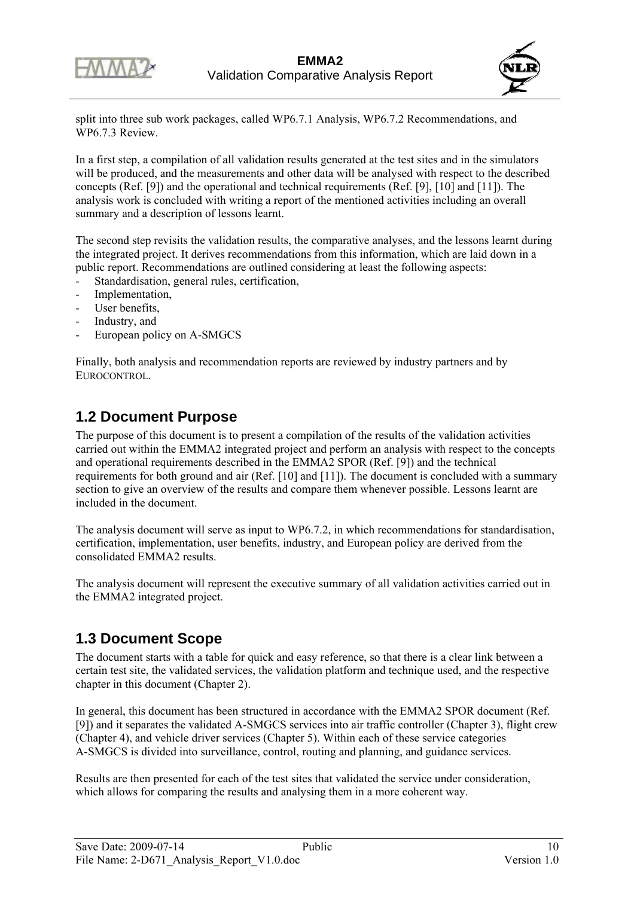split into three sub work packages, called WP6.7.1 Analysis, WP6.7.2 Recommendations, and WP6.7.3 Review.

In a first step, a compilation of all validation results generated at the test sites and in the simulators will be produced, and the measurements and other data will be analysed with respect to the described concepts (Ref. [9]) and the operational and technical requirements (Ref. [9], [10] and [11]). The analysis work is concluded with writing a report of the mentioned activities including an overall summary and a description of lessons learnt.

The second step revisits the validation results, the comparative analyses, and the lessons learnt during the integrated project. It derives recommendations from this information, which are laid down in a public report. Recommendations are outlined considering at least the following aspects:

- Standardisation, general rules, certification,
- Implementation,
- User benefits,
- Industry, and
- European policy on A-SMGCS

Finally, both analysis and recommendation reports are reviewed by industry partners and by EUROCONTROL.

## 1.2 Document Purpose

The purpose of this document is to present a compilation of the results of the validation activities carried out within the EMMA2 integrated project and perform an analysis with respect to the concepts and operational requirements described in the EMMA2 SPOR (Ref. [9]) and the technical requirements for both ground and air (Ref. [10] and [11]). The document is concluded with a summary section to give an overview of the results and compare them whenever possible. Lessons learnt are included in the document.

The analysis document will serve as input to WP6.7.2, in which recommendations for standardisation, certification, implementation, user benefits, industry, and European policy are derived from the consolidated EMMA2 results.

The analysis document will represent the executive summary of all validation activities carried out in the EMMA2 integrated project.

## 1.3 Document Scope

The document starts with a table for quick and easy reference, so that there is a clear link between a certain test site, the validated services, the validation platform and technique used, and the respective chapter in this document (Chapter 2).

In general, this document has been structured in accordance with the EMMA2 SPOR document (Ref. [9]) and it separates the validated A-SMGCS services into air traffic controller (Chapter 3), flight crew (Chapter 4), and vehicle driver services (Chapter 5). Within each of these service categories A-SMGCS is divided into surveillance, control, routing and planning, and guidance services.

Results are then presented for each of the test sites that validated the service under consideration, which allows for comparing the results and analysing them in a more coherent way.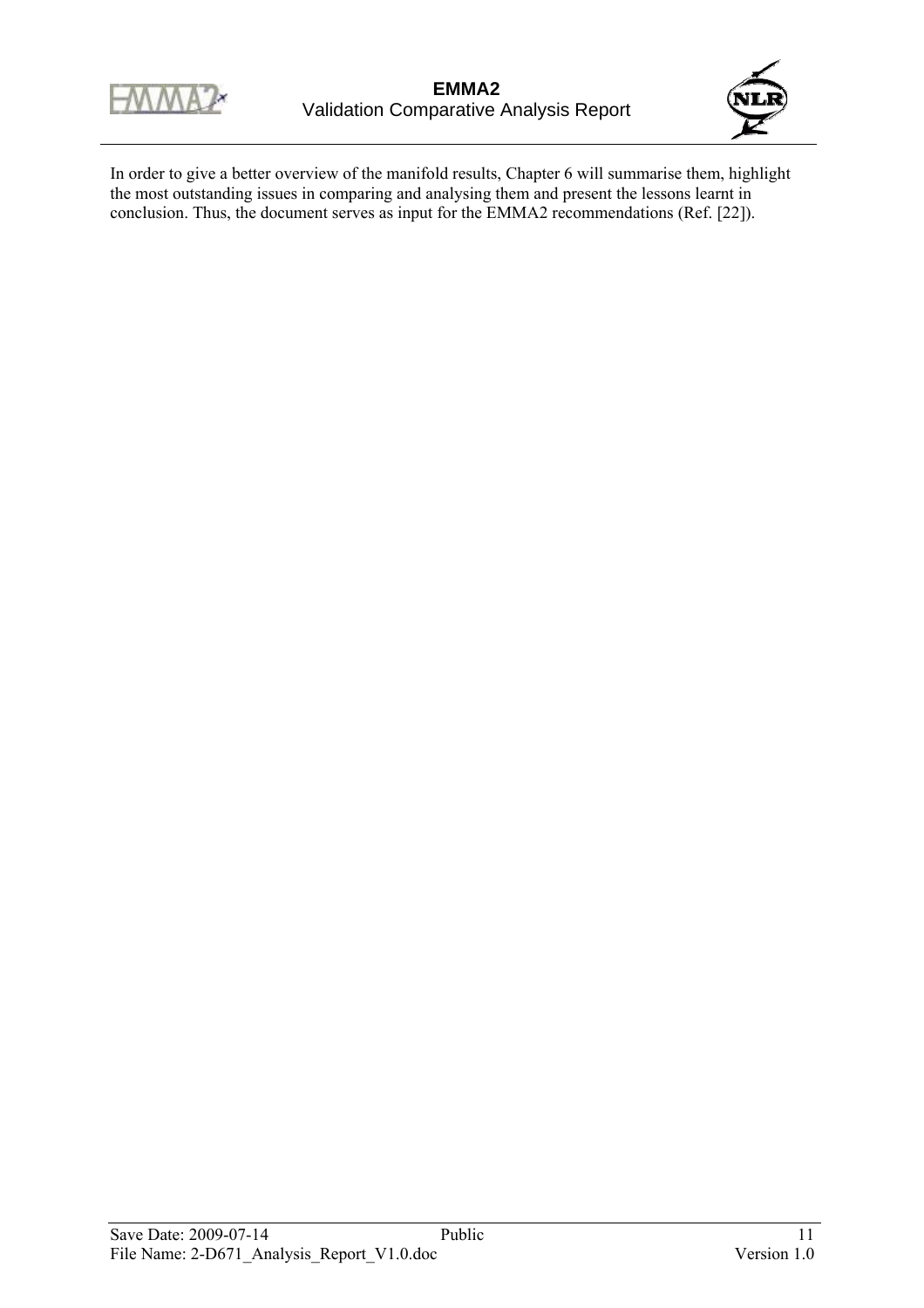In order to give a better overview of the manifold results, Chapter 6 will summarise them, highlight the most outstanding issues in comparing and analysing them and present the lessons learnt in conclusion. Thus, the document serves as input for the EMMA2 recommendations (Ref. [22]).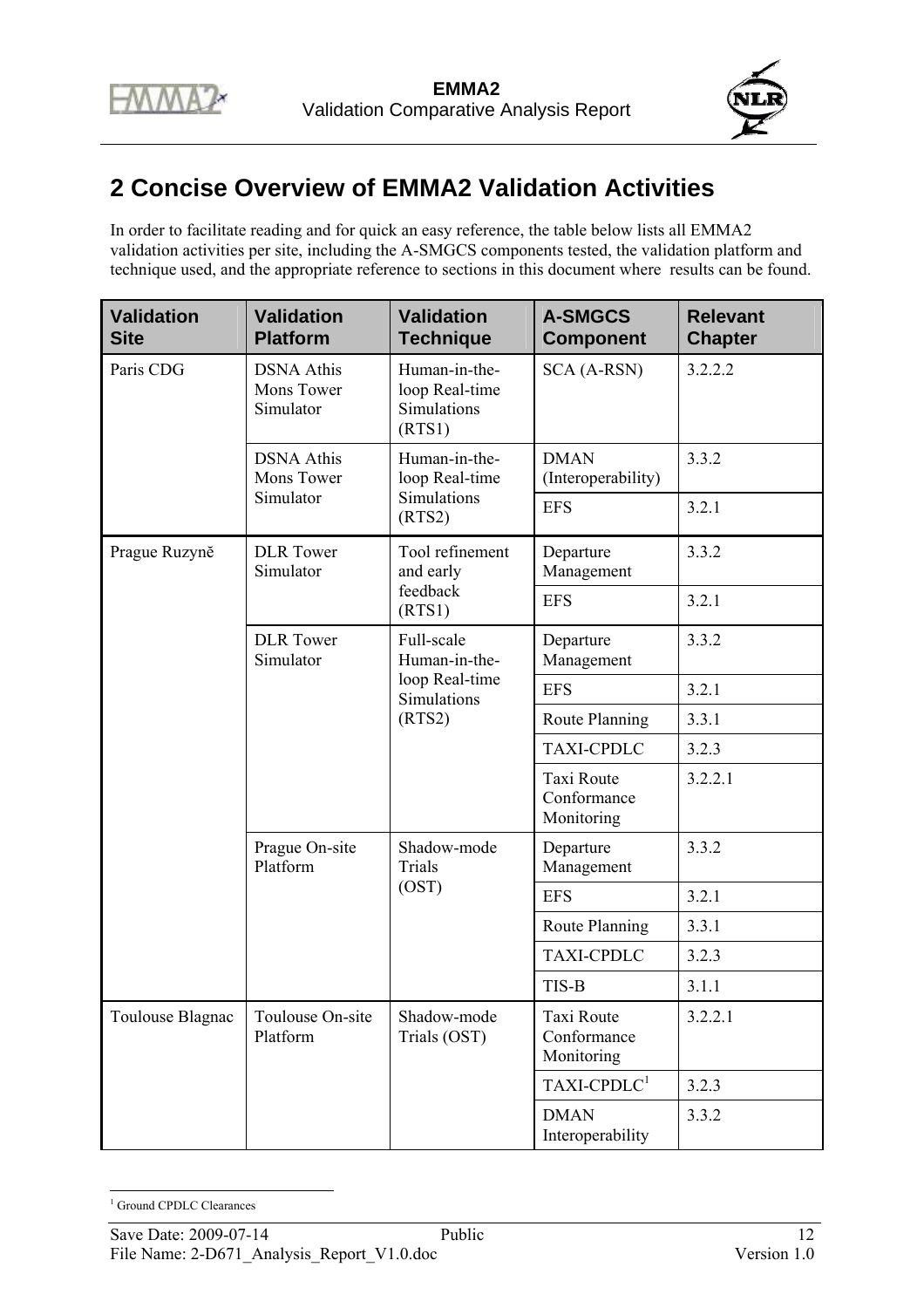# 2 Concise Overview of EMMA2 Validation Activities

In order to facilitate reading and for quick an easy reference, the table below lists all EMMA2 validation activities per site, including the A-SMGCS components tested, the validation platform and technique used, and the appropriate reference to sections in this document where results can be found.

| Validation Site | Validation Platform | Validation Technique | A-SMGCS Component | Relevant Chapter |
|---|---|---|---|---|
| Paris CDG | DSNA Athis Mons Tower Simulator | Human-in-the-loop Real-time Simulations (RTS1) | SCA (A-RSN) | 3.2.2.2 |
| | DSNA Athis Mons Tower Simulator | Human-in-the-loop Real-time Simulations (RTS2) | DMAN (Interoperability) | 3.3.2 |
| | | | EFS | 3.2.1 |
| Prague Ruzyně | DLR Tower Simulator | Tool refinement and early feedback (RTS1) | Departure Management | 3.3.2 |
| | | | EFS | 3.2.1 |
| | DLR Tower Simulator | Full-scale Human-in-the-loop Real-time Simulations (RTS2) | Departure Management | 3.3.2 |
| | | | EFS | 3.2.1 |
| | | | Route Planning | 3.3.1 |
| | | | TAXI-CPDLC | 3.2.3 |
| | | | Taxi Route Conformance Monitoring | 3.2.2.1 |
| | Prague On-site Platform | Shadow-mode Trials (OST) | Departure Management | 3.3.2 |
| | | | EFS | 3.2.1 |
| | | | Route Planning | 3.3.1 |
| | | | TAXI-CPDLC | 3.2.3 |
| | | | TIS-B | 3.1.1 |
| Toulouse Blagnac | Toulouse On-site Platform | Shadow-mode Trials (OST) | Taxi Route Conformance Monitoring | 3.2.2.1 |
| | | | TAXI-CPDLC[1] | 3.2.3 |
| | | | DMAN Interoperability | 3.3.2 |

[1] Ground CPDLC Clearances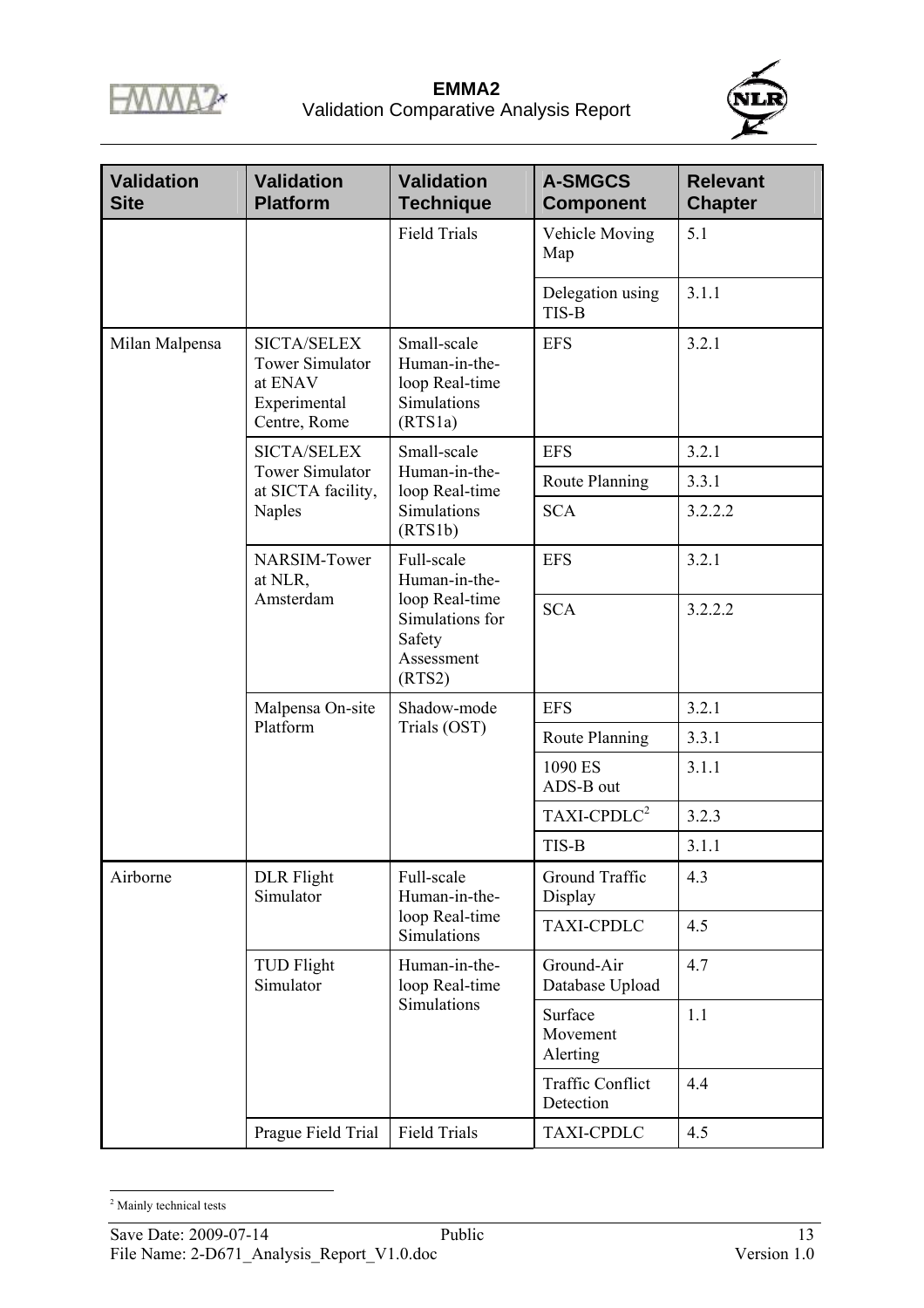| Validation Site | Validation Platform | Validation Technique | A-SMGCS Component | Relevant Chapter |
|---|---|---|---|---|
| | | Field Trials | Vehicle Moving Map | 5.1 |
| | | | Delegation using TIS-B | 3.1.1 |
| Milan Malpensa | SICTA/SELEX Tower Simulator at ENAV Experimental Centre, Rome | Small-scale Human-in-the-loop Real-time Simulations (RTS1a) | EFS | 3.2.1 |
| | SICTA/SELEX Tower Simulator at SICTA facility, Naples | Small-scale Human-in-the-loop Real-time Simulations (RTS1b) | EFS | 3.2.1 |
| | | | Route Planning | 3.3.1 |
| | | | SCA | 3.2.2.2 |
| | NARSIM-Tower at NLR, Amsterdam | Full-scale Human-in-the-loop Real-time Simulations for Safety Assessment (RTS2) | EFS | 3.2.1 |
| | | | SCA | 3.2.2.2 |
| | Malpensa On-site Platform | Shadow-mode Trials (OST) | EFS | 3.2.1 |
| | | | Route Planning | 3.3.1 |
| | | | 1090 ES ADS-B out | 3.1.1 |
| | | | TAXI-CPDLC[2] | 3.2.3 |
| | | | TIS-B | 3.1.1 |
| Airborne | DLR Flight Simulator | Full-scale Human-in-the-loop Real-time Simulations | Ground Traffic Display | 4.3 |
| | | | TAXI-CPDLC | 4.5 |
| | TUD Flight Simulator | Human-in-the-loop Real-time Simulations | Ground-Air Database Upload | 4.7 |
| | | | Surface Movement Alerting | 1.1 |
| | | | Traffic Conflict Detection | 4.4 |
| | Prague Field Trial | Field Trials | TAXI-CPDLC | 4.5 |

[2] Mainly technical tests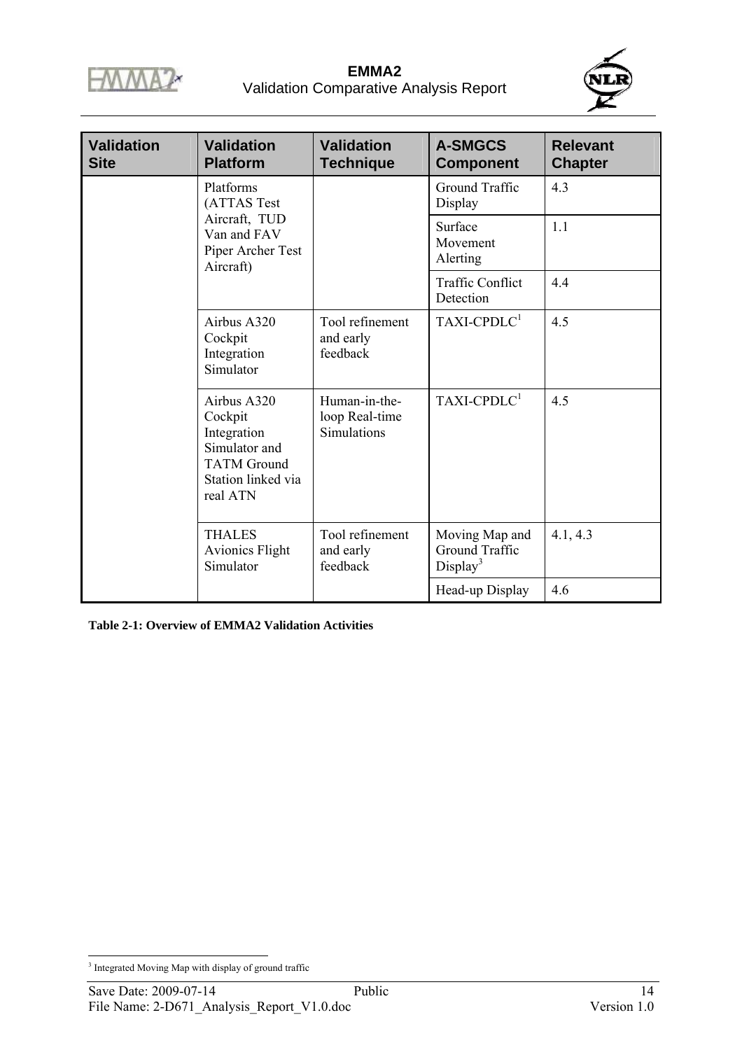| Validation Site | Validation Platform | Validation Technique | A-SMGCS Component | Relevant Chapter |
|---|---|---|---|---|
| | Platforms (ATTAS Test Aircraft, TUD Van and FAV Piper Archer Test Aircraft) | | Ground Traffic Display | 4.3 |
| | | | Surface Movement Alerting | 1.1 |
| | | | Traffic Conflict Detection | 4.4 |
| | Airbus A320 Cockpit Integration Simulator | Tool refinement and early feedback | TAXI-CPDLC[1] | 4.5 |
| | Airbus A320 Cockpit Integration Simulator and TATM Ground Station linked via real ATN | Human-in-the-loop Real-time Simulations | TAXI-CPDLC[1] | 4.5 |
| | THALES Avionics Flight Simulator | Tool refinement and early feedback | Moving Map and Ground Traffic Display[3] | 4.1, 4.3 |
| | | | Head-up Display | 4.6 |

**Table 2-1: Overview of EMMA2 Validation Activities**

[3] Integrated Moving Map with display of ground traffic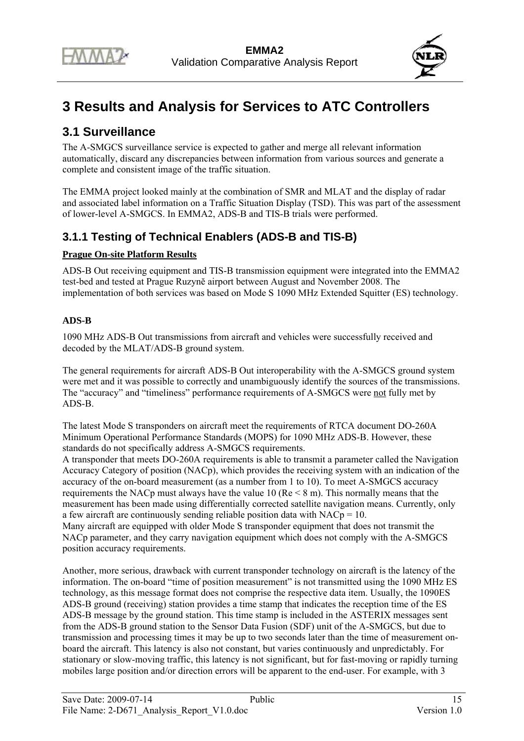# 3 Results and Analysis for Services to ATC Controllers

## 3.1 Surveillance

The A-SMGCS surveillance service is expected to gather and merge all relevant information automatically, discard any discrepancies between information from various sources and generate a complete and consistent image of the traffic situation.

The EMMA project looked mainly at the combination of SMR and MLAT and the display of radar and associated label information on a Traffic Situation Display (TSD). This was part of the assessment of lower-level A-SMGCS. In EMMA2, ADS-B and TIS-B trials were performed.

### 3.1.1 Testing of Technical Enablers (ADS-B and TIS-B)

**Prague On-site Platform Results**

ADS-B Out receiving equipment and TIS-B transmission equipment were integrated into the EMMA2 test-bed and tested at Prague Ruzyně airport between August and November 2008. The implementation of both services was based on Mode S 1090 MHz Extended Squitter (ES) technology.

**ADS-B**

1090 MHz ADS-B Out transmissions from aircraft and vehicles were successfully received and decoded by the MLAT/ADS-B ground system.

The general requirements for aircraft ADS-B Out interoperability with the A-SMGCS ground system were met and it was possible to correctly and unambiguously identify the sources of the transmissions. The "accuracy" and "timeliness" performance requirements of A-SMGCS were not fully met by ADS-B.

The latest Mode S transponders on aircraft meet the requirements of RTCA document DO-260A Minimum Operational Performance Standards (MOPS) for 1090 MHz ADS-B. However, these standards do not specifically address A-SMGCS requirements.
A transponder that meets DO-260A requirements is able to transmit a parameter called the Navigation Accuracy Category of position (NACp), which provides the receiving system with an indication of the accuracy of the on-board measurement (as a number from 1 to 10). To meet A-SMGCS accuracy requirements the NACp must always have the value 10 (Re < 8 m). This normally means that the measurement has been made using differentially corrected satellite navigation means. Currently, only a few aircraft are continuously sending reliable position data with NACp = 10.
Many aircraft are equipped with older Mode S transponder equipment that does not transmit the NACp parameter, and they carry navigation equipment which does not comply with the A-SMGCS position accuracy requirements.

Another, more serious, drawback with current transponder technology on aircraft is the latency of the information. The on-board "time of position measurement" is not transmitted using the 1090 MHz ES technology, as this message format does not comprise the respective data item. Usually, the 1090ES ADS-B ground (receiving) station provides a time stamp that indicates the reception time of the ES ADS-B message by the ground station. This time stamp is included in the ASTERIX messages sent from the ADS-B ground station to the Sensor Data Fusion (SDF) unit of the A-SMGCS, but due to transmission and processing times it may be up to two seconds later than the time of measurement on-board the aircraft. This latency is also not constant, but varies continuously and unpredictably. For stationary or slow-moving traffic, this latency is not significant, but for fast-moving or rapidly turning mobiles large position and/or direction errors will be apparent to the end-user. For example, with 3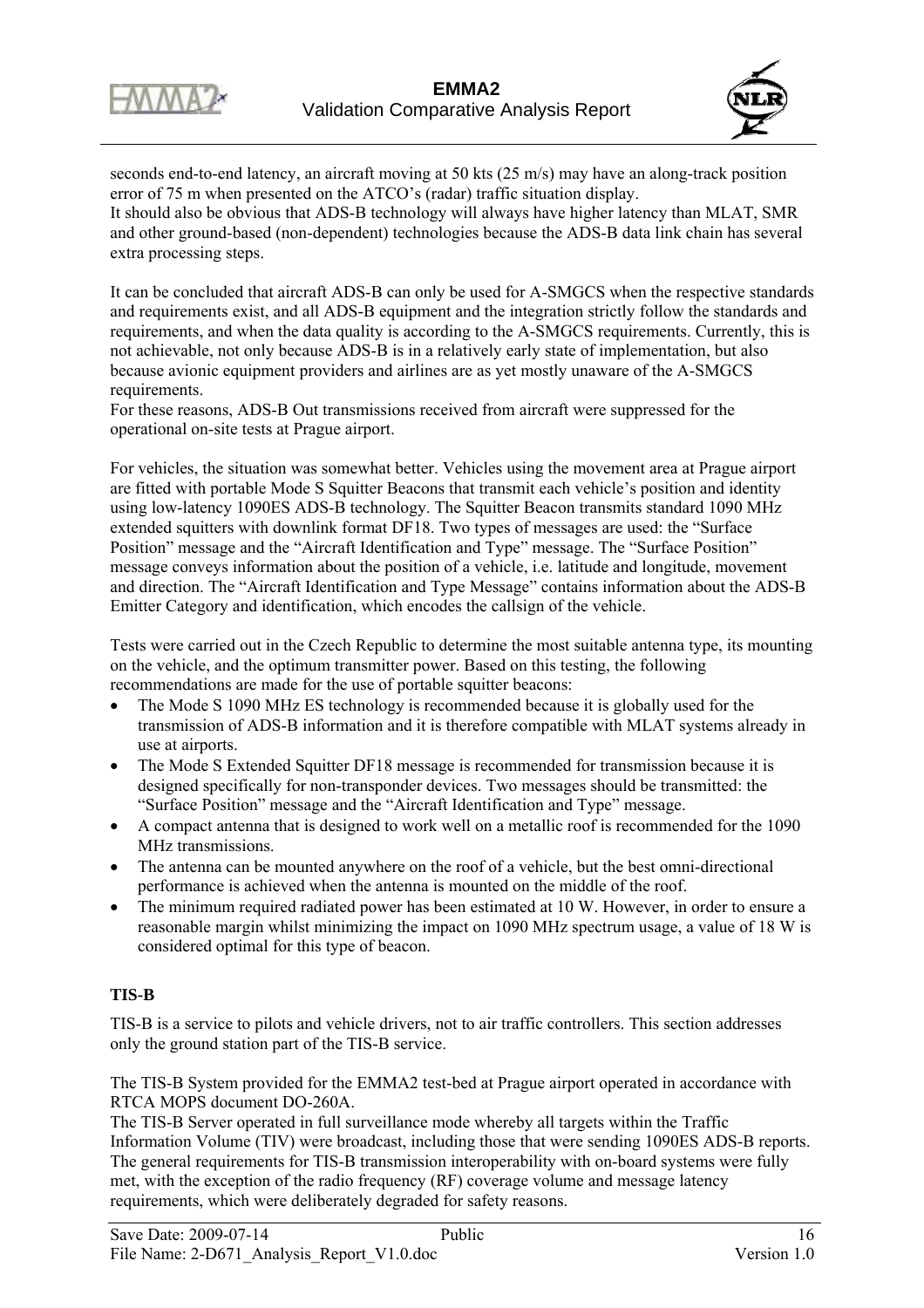seconds end-to-end latency, an aircraft moving at 50 kts (25 m/s) may have an along-track position error of 75 m when presented on the ATCO's (radar) traffic situation display.
It should also be obvious that ADS-B technology will always have higher latency than MLAT, SMR and other ground-based (non-dependent) technologies because the ADS-B data link chain has several extra processing steps.

It can be concluded that aircraft ADS-B can only be used for A-SMGCS when the respective standards and requirements exist, and all ADS-B equipment and the integration strictly follow the standards and requirements, and when the data quality is according to the A-SMGCS requirements. Currently, this is not achievable, not only because ADS-B is in a relatively early state of implementation, but also because avionic equipment providers and airlines are as yet mostly unaware of the A-SMGCS requirements.
For these reasons, ADS-B Out transmissions received from aircraft were suppressed for the operational on-site tests at Prague airport.

For vehicles, the situation was somewhat better. Vehicles using the movement area at Prague airport are fitted with portable Mode S Squitter Beacons that transmit each vehicle's position and identity using low-latency 1090ES ADS-B technology. The Squitter Beacon transmits standard 1090 MHz extended squitters with downlink format DF18. Two types of messages are used: the "Surface Position" message and the "Aircraft Identification and Type" message. The "Surface Position" message conveys information about the position of a vehicle, i.e. latitude and longitude, movement and direction. The "Aircraft Identification and Type Message" contains information about the ADS-B Emitter Category and identification, which encodes the callsign of the vehicle.

Tests were carried out in the Czech Republic to determine the most suitable antenna type, its mounting on the vehicle, and the optimum transmitter power. Based on this testing, the following recommendations are made for the use of portable squitter beacons:

- The Mode S 1090 MHz ES technology is recommended because it is globally used for the transmission of ADS-B information and it is therefore compatible with MLAT systems already in use at airports.
- The Mode S Extended Squitter DF18 message is recommended for transmission because it is designed specifically for non-transponder devices. Two messages should be transmitted: the "Surface Position" message and the "Aircraft Identification and Type" message.
- A compact antenna that is designed to work well on a metallic roof is recommended for the 1090 MHz transmissions.
- The antenna can be mounted anywhere on the roof of a vehicle, but the best omni-directional performance is achieved when the antenna is mounted on the middle of the roof.
- The minimum required radiated power has been estimated at 10 W. However, in order to ensure a reasonable margin whilst minimizing the impact on 1090 MHz spectrum usage, a value of 18 W is considered optimal for this type of beacon.

**TIS-B**

TIS-B is a service to pilots and vehicle drivers, not to air traffic controllers. This section addresses only the ground station part of the TIS-B service.

The TIS-B System provided for the EMMA2 test-bed at Prague airport operated in accordance with RTCA MOPS document DO-260A.
The TIS-B Server operated in full surveillance mode whereby all targets within the Traffic Information Volume (TIV) were broadcast, including those that were sending 1090ES ADS-B reports. The general requirements for TIS-B transmission interoperability with on-board systems were fully met, with the exception of the radio frequency (RF) coverage volume and message latency requirements, which were deliberately degraded for safety reasons.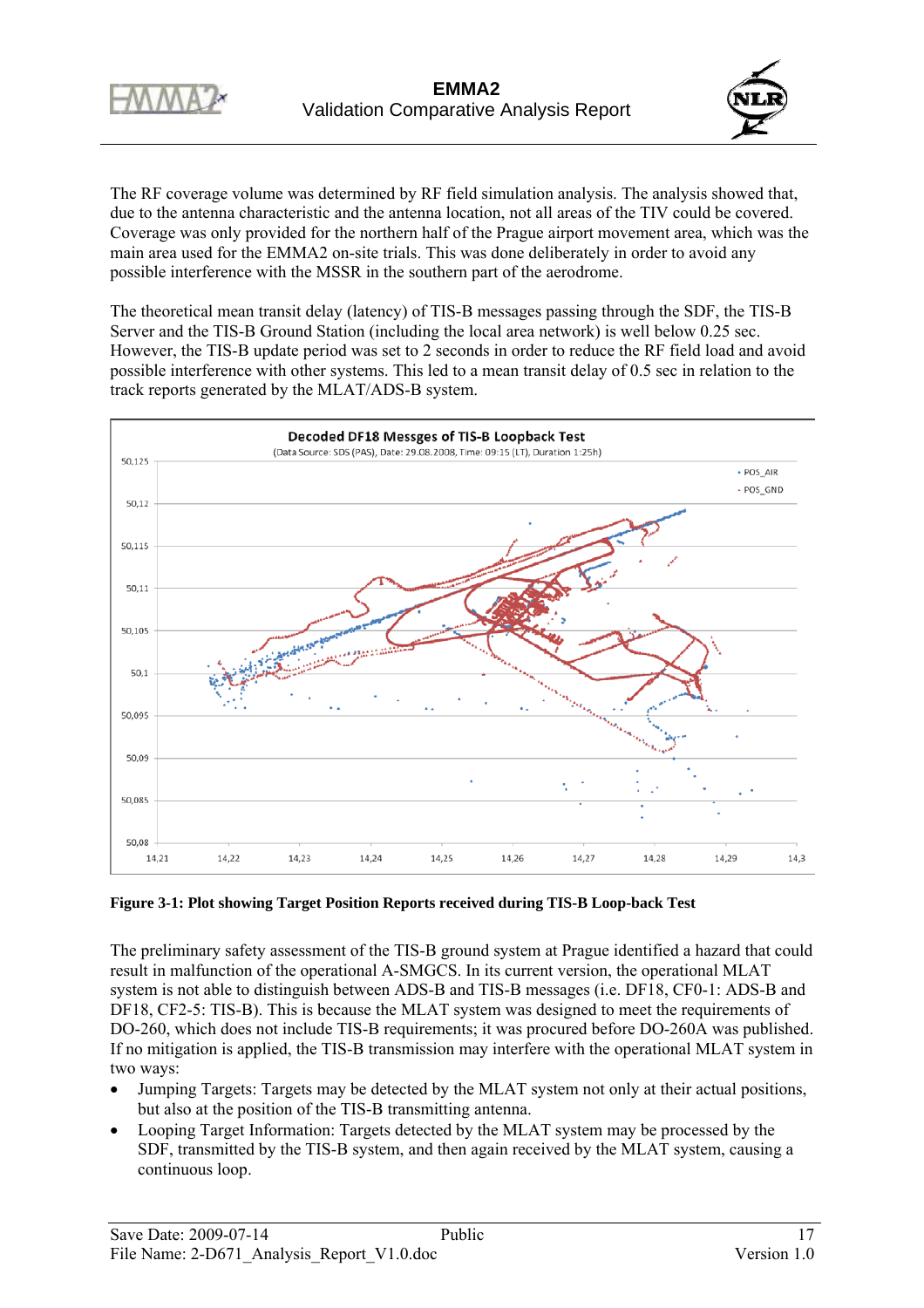The RF coverage volume was determined by RF field simulation analysis. The analysis showed that, due to the antenna characteristic and the antenna location, not all areas of the TIV could be covered. Coverage was only provided for the northern half of the Prague airport movement area, which was the main area used for the EMMA2 on-site trials. This was done deliberately in order to avoid any possible interference with the MSSR in the southern part of the aerodrome.

The theoretical mean transit delay (latency) of TIS-B messages passing through the SDF, the TIS-B Server and the TIS-B Ground Station (including the local area network) is well below 0.25 sec. However, the TIS-B update period was set to 2 seconds in order to reduce the RF field load and avoid possible interference with other systems. This led to a mean transit delay of 0.5 sec in relation to the track reports generated by the MLAT/ADS-B system.

**Figure 3-1: Plot showing Target Position Reports received during TIS-B Loop-back Test**

The preliminary safety assessment of the TIS-B ground system at Prague identified a hazard that could result in malfunction of the operational A-SMGCS. In its current version, the operational MLAT system is not able to distinguish between ADS-B and TIS-B messages (i.e. DF18, CF0-1: ADS-B and DF18, CF2-5: TIS-B). This is because the MLAT system was designed to meet the requirements of DO-260, which does not include TIS-B requirements; it was procured before DO-260A was published. If no mitigation is applied, the TIS-B transmission may interfere with the operational MLAT system in two ways:

- Jumping Targets: Targets may be detected by the MLAT system not only at their actual positions, but also at the position of the TIS-B transmitting antenna.
- Looping Target Information: Targets detected by the MLAT system may be processed by the SDF, transmitted by the TIS-B system, and then again received by the MLAT system, causing a continuous loop.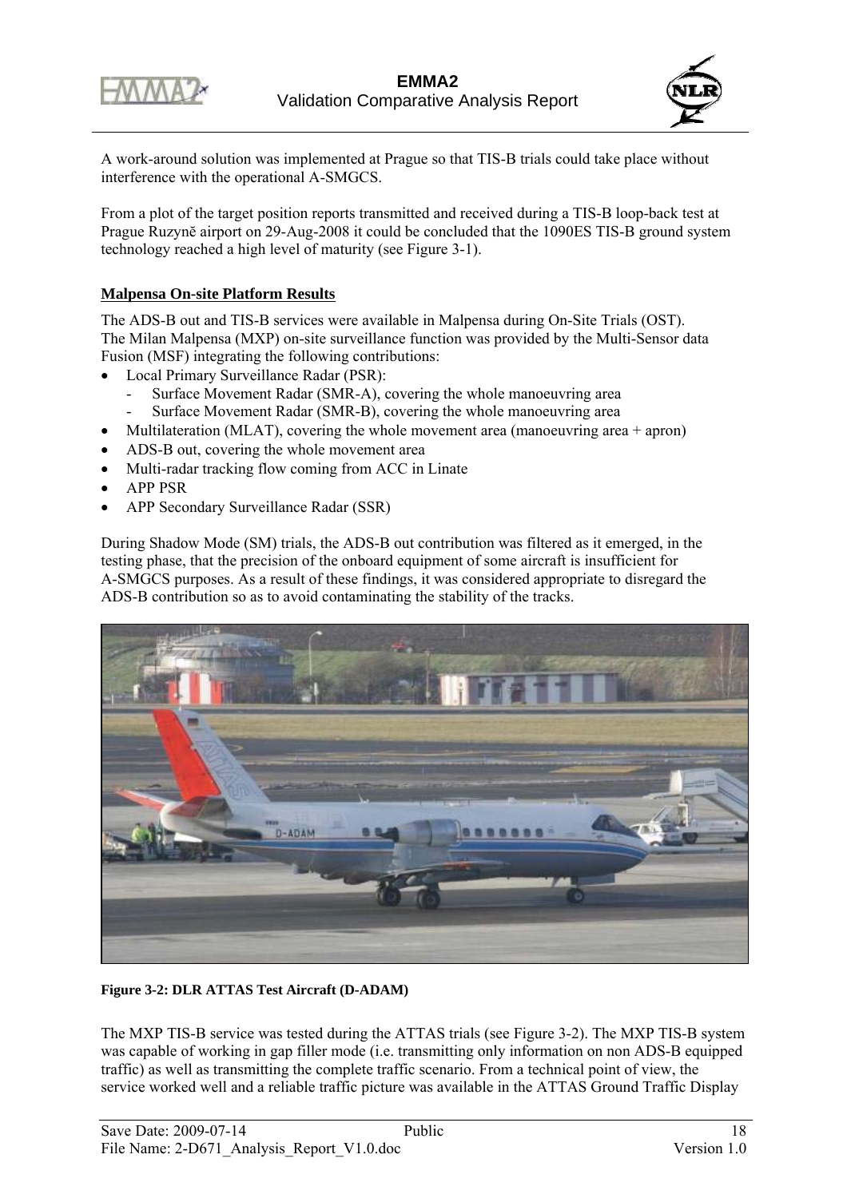A work-around solution was implemented at Prague so that TIS-B trials could take place without interference with the operational A-SMGCS.

From a plot of the target position reports transmitted and received during a TIS-B loop-back test at Prague Ruzyně airport on 29-Aug-2008 it could be concluded that the 1090ES TIS-B ground system technology reached a high level of maturity (see Figure 3-1).

**Malpensa On-site Platform Results**

The ADS-B out and TIS-B services were available in Malpensa during On-Site Trials (OST). The Milan Malpensa (MXP) on-site surveillance function was provided by the Multi-Sensor data Fusion (MSF) integrating the following contributions:

- Local Primary Surveillance Radar (PSR):
    - Surface Movement Radar (SMR-A), covering the whole manoeuvring area
    - Surface Movement Radar (SMR-B), covering the whole manoeuvring area
- Multilateration (MLAT), covering the whole movement area (manoeuvring area + apron)
- ADS-B out, covering the whole movement area
- Multi-radar tracking flow coming from ACC in Linate
- APP PSR
- APP Secondary Surveillance Radar (SSR)

During Shadow Mode (SM) trials, the ADS-B out contribution was filtered as it emerged, in the testing phase, that the precision of the onboard equipment of some aircraft is insufficient for A-SMGCS purposes. As a result of these findings, it was considered appropriate to disregard the ADS-B contribution so as to avoid contaminating the stability of the tracks.

**Figure 3-2: DLR ATTAS Test Aircraft (D-ADAM)**

The MXP TIS-B service was tested during the ATTAS trials (see Figure 3-2). The MXP TIS-B system was capable of working in gap filler mode (i.e. transmitting only information on non ADS-B equipped traffic) as well as transmitting the complete traffic scenario. From a technical point of view, the service worked well and a reliable traffic picture was available in the ATTAS Ground Traffic Display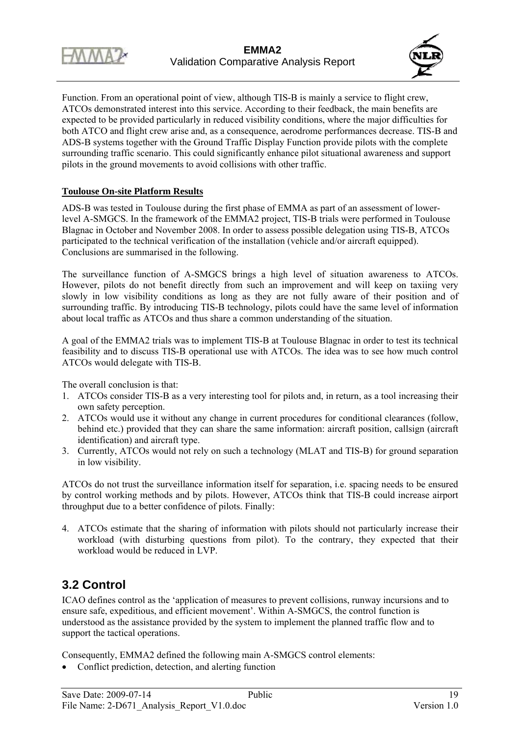Function. From an operational point of view, although TIS-B is mainly a service to flight crew, ATCOs demonstrated interest into this service. According to their feedback, the main benefits are expected to be provided particularly in reduced visibility conditions, where the major difficulties for both ATCO and flight crew arise and, as a consequence, aerodrome performances decrease. TIS-B and ADS-B systems together with the Ground Traffic Display Function provide pilots with the complete surrounding traffic scenario. This could significantly enhance pilot situational awareness and support pilots in the ground movements to avoid collisions with other traffic.

**Toulouse On-site Platform Results**

ADS-B was tested in Toulouse during the first phase of EMMA as part of an assessment of lower-level A-SMGCS. In the framework of the EMMA2 project, TIS-B trials were performed in Toulouse Blagnac in October and November 2008. In order to assess possible delegation using TIS-B, ATCOs participated to the technical verification of the installation (vehicle and/or aircraft equipped). Conclusions are summarised in the following.

The surveillance function of A-SMGCS brings a high level of situation awareness to ATCOs. However, pilots do not benefit directly from such an improvement and will keep on taxiing very slowly in low visibility conditions as long as they are not fully aware of their position and of surrounding traffic. By introducing TIS-B technology, pilots could have the same level of information about local traffic as ATCOs and thus share a common understanding of the situation.

A goal of the EMMA2 trials was to implement TIS-B at Toulouse Blagnac in order to test its technical feasibility and to discuss TIS-B operational use with ATCOs. The idea was to see how much control ATCOs would delegate with TIS-B.

The overall conclusion is that:

1. ATCOs consider TIS-B as a very interesting tool for pilots and, in return, as a tool increasing their own safety perception.
2. ATCOs would use it without any change in current procedures for conditional clearances (follow, behind etc.) provided that they can share the same information: aircraft position, callsign (aircraft identification) and aircraft type.
3. Currently, ATCOs would not rely on such a technology (MLAT and TIS-B) for ground separation in low visibility.

ATCOs do not trust the surveillance information itself for separation, i.e. spacing needs to be ensured by control working methods and by pilots. However, ATCOs think that TIS-B could increase airport throughput due to a better confidence of pilots. Finally:

4. ATCOs estimate that the sharing of information with pilots should not particularly increase their workload (with disturbing questions from pilot). To the contrary, they expected that their workload would be reduced in LVP.

## 3.2 Control

ICAO defines control as the 'application of measures to prevent collisions, runway incursions and to ensure safe, expeditious, and efficient movement'. Within A-SMGCS, the control function is understood as the assistance provided by the system to implement the planned traffic flow and to support the tactical operations.

Consequently, EMMA2 defined the following main A-SMGCS control elements:

- Conflict prediction, detection, and alerting function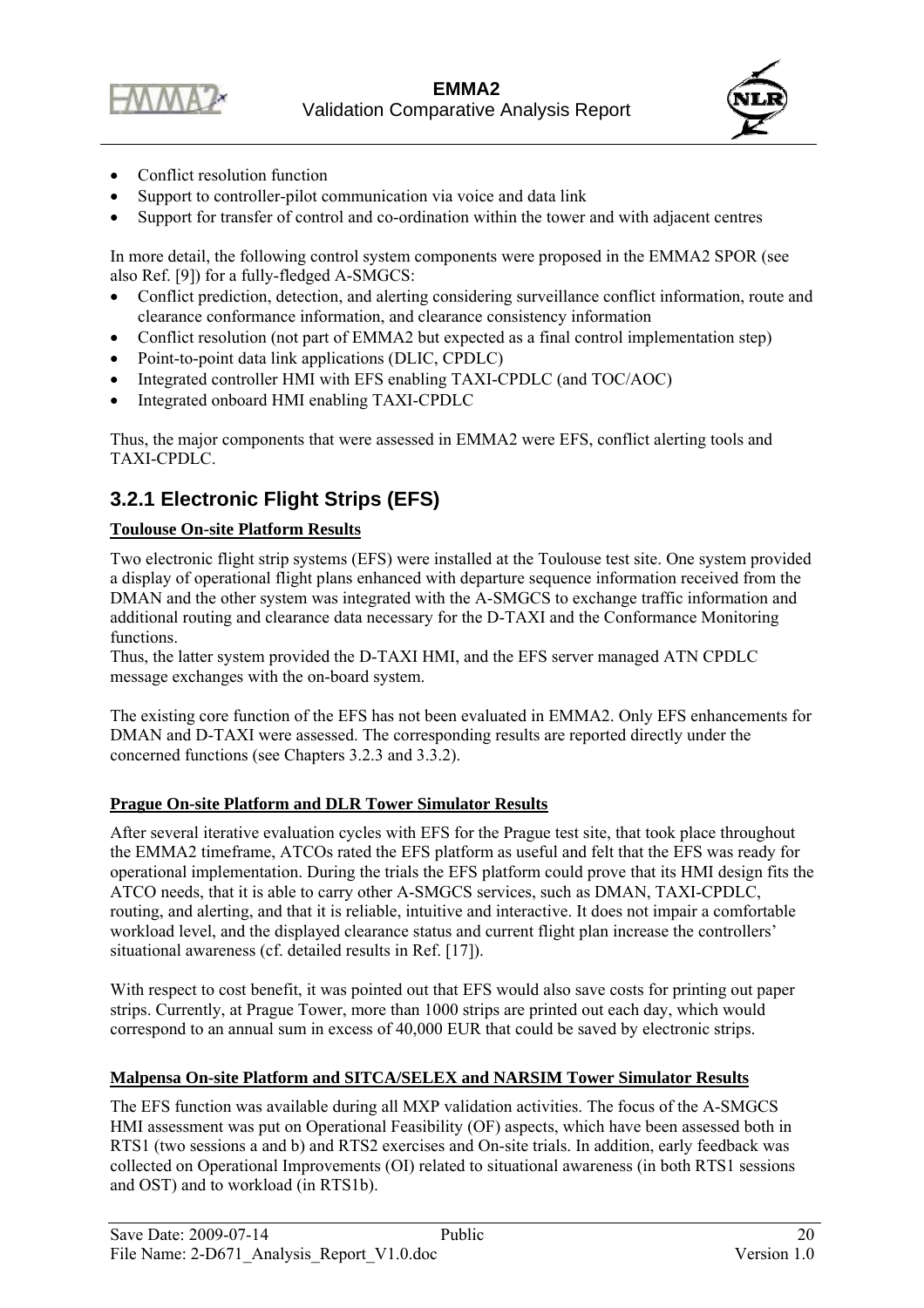- Conflict resolution function
- Support to controller-pilot communication via voice and data link
- Support for transfer of control and co-ordination within the tower and with adjacent centres

In more detail, the following control system components were proposed in the EMMA2 SPOR (see also Ref. [9]) for a fully-fledged A-SMGCS:

- Conflict prediction, detection, and alerting considering surveillance conflict information, route and clearance conformance information, and clearance consistency information
- Conflict resolution (not part of EMMA2 but expected as a final control implementation step)
- Point-to-point data link applications (DLIC, CPDLC)
- Integrated controller HMI with EFS enabling TAXI-CPDLC (and TOC/AOC)
- Integrated onboard HMI enabling TAXI-CPDLC

Thus, the major components that were assessed in EMMA2 were EFS, conflict alerting tools and TAXI-CPDLC.

### 3.2.1 Electronic Flight Strips (EFS)

**Toulouse On-site Platform Results**

Two electronic flight strip systems (EFS) were installed at the Toulouse test site. One system provided a display of operational flight plans enhanced with departure sequence information received from the DMAN and the other system was integrated with the A-SMGCS to exchange traffic information and additional routing and clearance data necessary for the D-TAXI and the Conformance Monitoring functions.
Thus, the latter system provided the D-TAXI HMI, and the EFS server managed ATN CPDLC message exchanges with the on-board system.

The existing core function of the EFS has not been evaluated in EMMA2. Only EFS enhancements for DMAN and D-TAXI were assessed. The corresponding results are reported directly under the concerned functions (see Chapters 3.2.3 and 3.3.2).

**Prague On-site Platform and DLR Tower Simulator Results**

After several iterative evaluation cycles with EFS for the Prague test site, that took place throughout the EMMA2 timeframe, ATCOs rated the EFS platform as useful and felt that the EFS was ready for operational implementation. During the trials the EFS platform could prove that its HMI design fits the ATCO needs, that it is able to carry other A-SMGCS services, such as DMAN, TAXI-CPDLC, routing, and alerting, and that it is reliable, intuitive and interactive. It does not impair a comfortable workload level, and the displayed clearance status and current flight plan increase the controllers' situational awareness (cf. detailed results in Ref. [17]).

With respect to cost benefit, it was pointed out that EFS would also save costs for printing out paper strips. Currently, at Prague Tower, more than 1000 strips are printed out each day, which would correspond to an annual sum in excess of 40,000 EUR that could be saved by electronic strips.

**Malpensa On-site Platform and SITCA/SELEX and NARSIM Tower Simulator Results**

The EFS function was available during all MXP validation activities. The focus of the A-SMGCS HMI assessment was put on Operational Feasibility (OF) aspects, which have been assessed both in RTS1 (two sessions a and b) and RTS2 exercises and On-site trials. In addition, early feedback was collected on Operational Improvements (OI) related to situational awareness (in both RTS1 sessions and OST) and to workload (in RTS1b).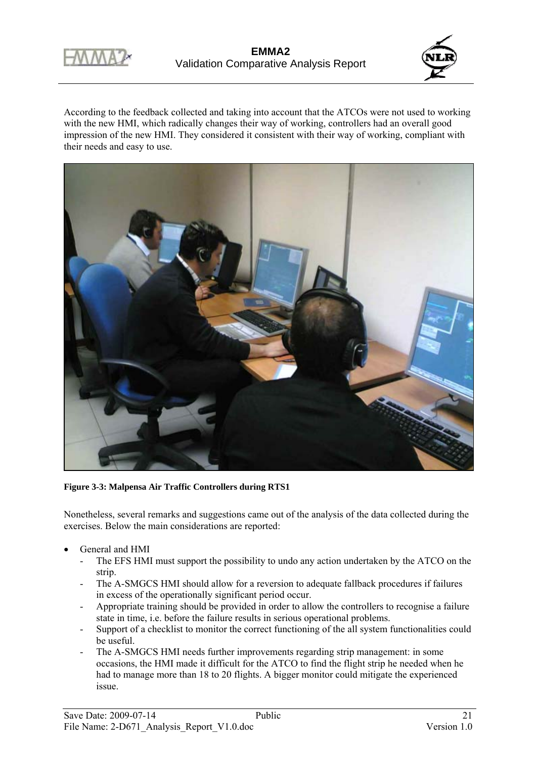According to the feedback collected and taking into account that the ATCOs were not used to working with the new HMI, which radically changes their way of working, controllers had an overall good impression of the new HMI. They considered it consistent with their way of working, compliant with their needs and easy to use.

**Figure 3-3: Malpensa Air Traffic Controllers during RTS1**

Nonetheless, several remarks and suggestions came out of the analysis of the data collected during the exercises. Below the main considerations are reported:

- General and HMI
  - The EFS HMI must support the possibility to undo any action undertaken by the ATCO on the strip.
  - The A-SMGCS HMI should allow for a reversion to adequate fallback procedures if failures in excess of the operationally significant period occur.
  - Appropriate training should be provided in order to allow the controllers to recognise a failure state in time, i.e. before the failure results in serious operational problems.
  - Support of a checklist to monitor the correct functioning of the all system functionalities could be useful.
  - The A-SMGCS HMI needs further improvements regarding strip management: in some occasions, the HMI made it difficult for the ATCO to find the flight strip he needed when he had to manage more than 18 to 20 flights. A bigger monitor could mitigate the experienced issue.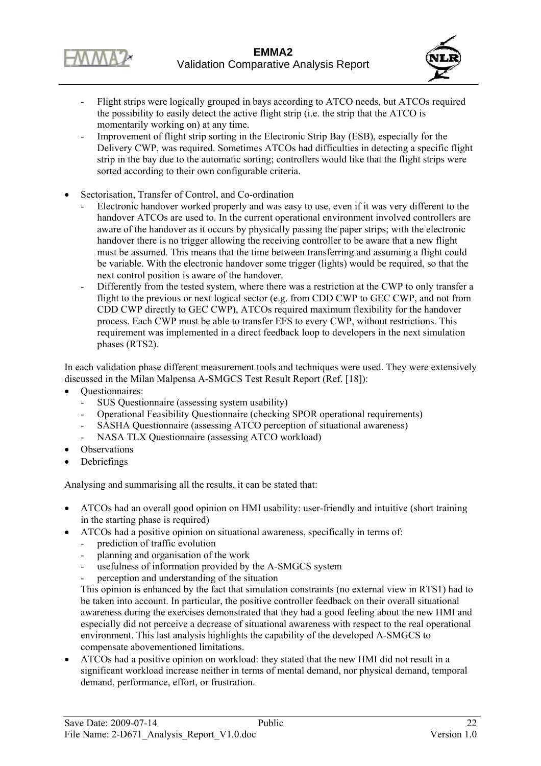- Flight strips were logically grouped in bays according to ATCO needs, but ATCOs required the possibility to easily detect the active flight strip (i.e. the strip that the ATCO is momentarily working on) at any time.
  - Improvement of flight strip sorting in the Electronic Strip Bay (ESB), especially for the Delivery CWP, was required. Sometimes ATCOs had difficulties in detecting a specific flight strip in the bay due to the automatic sorting; controllers would like that the flight strips were sorted according to their own configurable criteria.

- Sectorisation, Transfer of Control, and Co-ordination
  - Electronic handover worked properly and was easy to use, even if it was very different to the handover ATCOs are used to. In the current operational environment involved controllers are aware of the handover as it occurs by physically passing the paper strips; with the electronic handover there is no trigger allowing the receiving controller to be aware that a new flight must be assumed. This means that the time between transferring and assuming a flight could be variable. With the electronic handover some trigger (lights) would be required, so that the next control position is aware of the handover.
  - Differently from the tested system, where there was a restriction at the CWP to only transfer a flight to the previous or next logical sector (e.g. from CDD CWP to GEC CWP, and not from CDD CWP directly to GEC CWP), ATCOs required maximum flexibility for the handover process. Each CWP must be able to transfer EFS to every CWP, without restrictions. This requirement was implemented in a direct feedback loop to developers in the next simulation phases (RTS2).

In each validation phase different measurement tools and techniques were used. They were extensively discussed in the Milan Malpensa A-SMGCS Test Result Report (Ref. [18]):

- Questionnaires:
  - SUS Questionnaire (assessing system usability)
  - Operational Feasibility Questionnaire (checking SPOR operational requirements)
  - SASHA Questionnaire (assessing ATCO perception of situational awareness)
  - NASA TLX Questionnaire (assessing ATCO workload)
- Observations
- Debriefings

Analysing and summarising all the results, it can be stated that:

- ATCOs had an overall good opinion on HMI usability: user-friendly and intuitive (short training in the starting phase is required)
- ATCOs had a positive opinion on situational awareness, specifically in terms of:
  - prediction of traffic evolution
  - planning and organisation of the work
  - usefulness of information provided by the A-SMGCS system
  - perception and understanding of the situation

  This opinion is enhanced by the fact that simulation constraints (no external view in RTS1) had to be taken into account. In particular, the positive controller feedback on their overall situational awareness during the exercises demonstrated that they had a good feeling about the new HMI and especially did not perceive a decrease of situational awareness with respect to the real operational environment. This last analysis highlights the capability of the developed A-SMGCS to compensate abovementioned limitations.
- ATCOs had a positive opinion on workload: they stated that the new HMI did not result in a significant workload increase neither in terms of mental demand, nor physical demand, temporal demand, performance, effort, or frustration.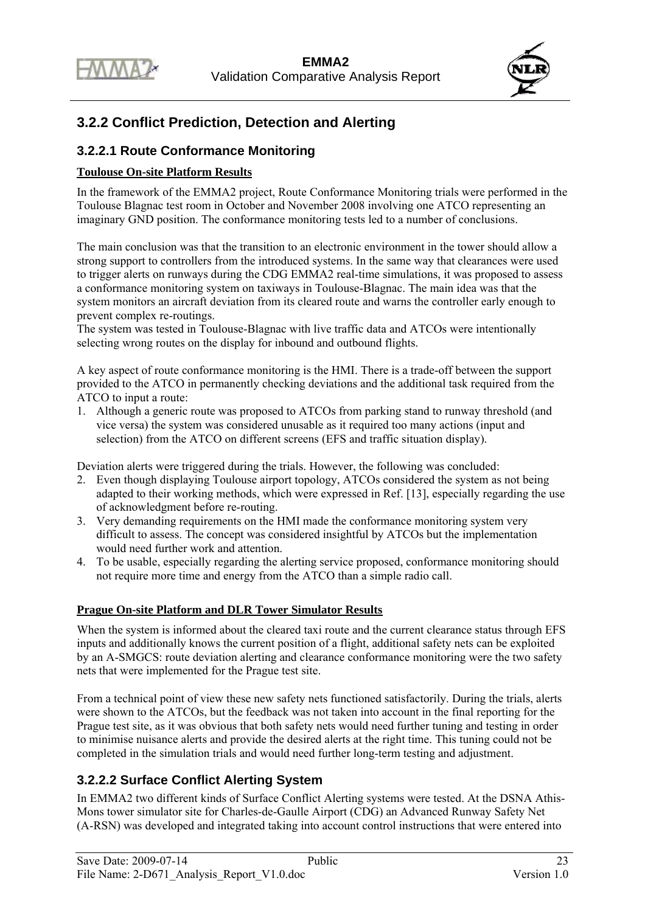### 3.2.2 Conflict Prediction, Detection and Alerting

#### 3.2.2.1 Route Conformance Monitoring

**Toulouse On-site Platform Results**

In the framework of the EMMA2 project, Route Conformance Monitoring trials were performed in the Toulouse Blagnac test room in October and November 2008 involving one ATCO representing an imaginary GND position. The conformance monitoring tests led to a number of conclusions.

The main conclusion was that the transition to an electronic environment in the tower should allow a strong support to controllers from the introduced systems. In the same way that clearances were used to trigger alerts on runways during the CDG EMMA2 real-time simulations, it was proposed to assess a conformance monitoring system on taxiways in Toulouse-Blagnac. The main idea was that the system monitors an aircraft deviation from its cleared route and warns the controller early enough to prevent complex re-routings.
The system was tested in Toulouse-Blagnac with live traffic data and ATCOs were intentionally selecting wrong routes on the display for inbound and outbound flights.

A key aspect of route conformance monitoring is the HMI. There is a trade-off between the support provided to the ATCO in permanently checking deviations and the additional task required from the ATCO to input a route:

1. Although a generic route was proposed to ATCOs from parking stand to runway threshold (and vice versa) the system was considered unusable as it required too many actions (input and selection) from the ATCO on different screens (EFS and traffic situation display).

Deviation alerts were triggered during the trials. However, the following was concluded:

2. Even though displaying Toulouse airport topology, ATCOs considered the system as not being adapted to their working methods, which were expressed in Ref. [13], especially regarding the use of acknowledgment before re-routing.
3. Very demanding requirements on the HMI made the conformance monitoring system very difficult to assess. The concept was considered insightful by ATCOs but the implementation would need further work and attention.
4. To be usable, especially regarding the alerting service proposed, conformance monitoring should not require more time and energy from the ATCO than a simple radio call.

**Prague On-site Platform and DLR Tower Simulator Results**

When the system is informed about the cleared taxi route and the current clearance status through EFS inputs and additionally knows the current position of a flight, additional safety nets can be exploited by an A-SMGCS: route deviation alerting and clearance conformance monitoring were the two safety nets that were implemented for the Prague test site.

From a technical point of view these new safety nets functioned satisfactorily. During the trials, alerts were shown to the ATCOs, but the feedback was not taken into account in the final reporting for the Prague test site, as it was obvious that both safety nets would need further tuning and testing in order to minimise nuisance alerts and provide the desired alerts at the right time. This tuning could not be completed in the simulation trials and would need further long-term testing and adjustment.

#### 3.2.2.2 Surface Conflict Alerting System

In EMMA2 two different kinds of Surface Conflict Alerting systems were tested. At the DSNA Athis-Mons tower simulator site for Charles-de-Gaulle Airport (CDG) an Advanced Runway Safety Net (A-RSN) was developed and integrated taking into account control instructions that were entered into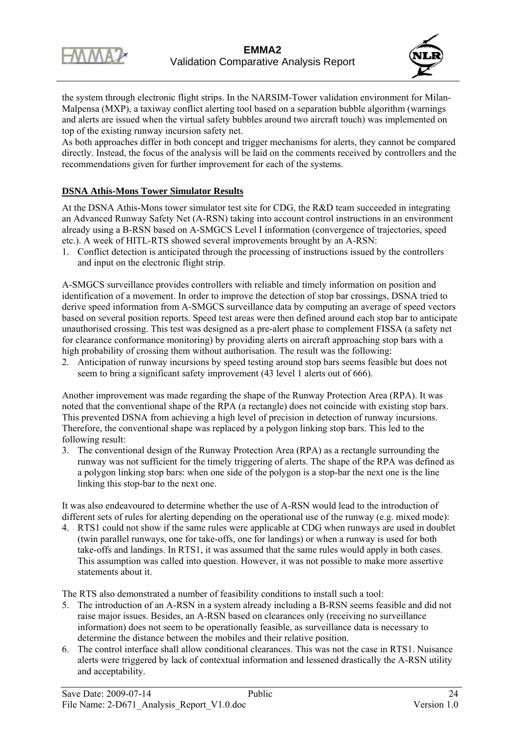the system through electronic flight strips. In the NARSIM-Tower validation environment for Milan-Malpensa (MXP), a taxiway conflict alerting tool based on a separation bubble algorithm (warnings and alerts are issued when the virtual safety bubbles around two aircraft touch) was implemented on top of the existing runway incursion safety net.
As both approaches differ in both concept and trigger mechanisms for alerts, they cannot be compared directly. Instead, the focus of the analysis will be laid on the comments received by controllers and the recommendations given for further improvement for each of the systems.

**DSNA Athis-Mons Tower Simulator Results**

At the DSNA Athis-Mons tower simulator test site for CDG, the R&D team succeeded in integrating an Advanced Runway Safety Net (A-RSN) taking into account control instructions in an environment already using a B-RSN based on A-SMGCS Level I information (convergence of trajectories, speed etc.). A week of HITL-RTS showed several improvements brought by an A-RSN:

1. Conflict detection is anticipated through the processing of instructions issued by the controllers and input on the electronic flight strip.

A-SMGCS surveillance provides controllers with reliable and timely information on position and identification of a movement. In order to improve the detection of stop bar crossings, DSNA tried to derive speed information from A-SMGCS surveillance data by computing an average of speed vectors based on several position reports. Speed test areas were then defined around each stop bar to anticipate unauthorised crossing. This test was designed as a pre-alert phase to complement FISSA (a safety net for clearance conformance monitoring) by providing alerts on aircraft approaching stop bars with a high probability of crossing them without authorisation. The result was the following:

2. Anticipation of runway incursions by speed testing around stop bars seems feasible but does not seem to bring a significant safety improvement (43 level 1 alerts out of 666).

Another improvement was made regarding the shape of the Runway Protection Area (RPA). It was noted that the conventional shape of the RPA (a rectangle) does not coincide with existing stop bars. This prevented DSNA from achieving a high level of precision in detection of runway incursions. Therefore, the conventional shape was replaced by a polygon linking stop bars. This led to the following result:

3. The conventional design of the Runway Protection Area (RPA) as a rectangle surrounding the runway was not sufficient for the timely triggering of alerts. The shape of the RPA was defined as a polygon linking stop bars: when one side of the polygon is a stop-bar the next one is the line linking this stop-bar to the next one.

It was also endeavoured to determine whether the use of A-RSN would lead to the introduction of different sets of rules for alerting depending on the operational use of the runway (e.g. mixed mode):

4. RTS1 could not show if the same rules were applicable at CDG when runways are used in doublet (twin parallel runways, one for take-offs, one for landings) or when a runway is used for both take-offs and landings. In RTS1, it was assumed that the same rules would apply in both cases. This assumption was called into question. However, it was not possible to make more assertive statements about it.

The RTS also demonstrated a number of feasibility conditions to install such a tool:

5. The introduction of an A-RSN in a system already including a B-RSN seems feasible and did not raise major issues. Besides, an A-RSN based on clearances only (receiving no surveillance information) does not seem to be operationally feasible, as surveillance data is necessary to determine the distance between the mobiles and their relative position.
6. The control interface shall allow conditional clearances. This was not the case in RTS1. Nuisance alerts were triggered by lack of contextual information and lessened drastically the A-RSN utility and acceptability.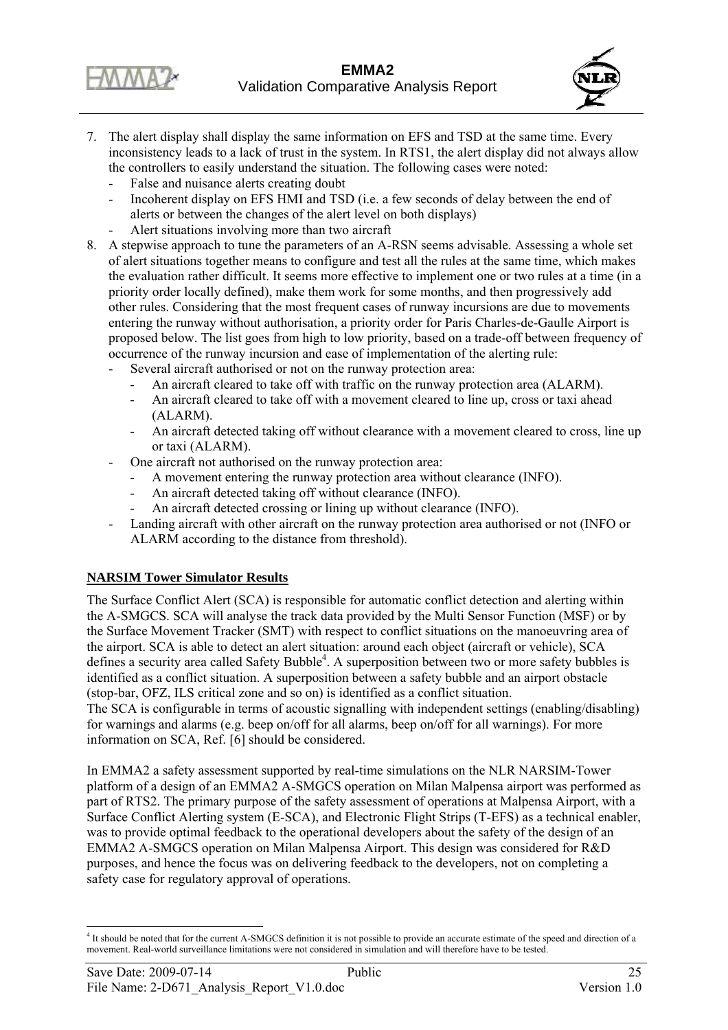7. The alert display shall display the same information on EFS and TSD at the same time. Every inconsistency leads to a lack of trust in the system. In RTS1, the alert display did not always allow the controllers to easily understand the situation. The following cases were noted:
   - False and nuisance alerts creating doubt
   - Incoherent display on EFS HMI and TSD (i.e. a few seconds of delay between the end of alerts or between the changes of the alert level on both displays)
   - Alert situations involving more than two aircraft
8. A stepwise approach to tune the parameters of an A-RSN seems advisable. Assessing a whole set of alert situations together means to configure and test all the rules at the same time, which makes the evaluation rather difficult. It seems more effective to implement one or two rules at a time (in a priority order locally defined), make them work for some months, and then progressively add other rules. Considering that the most frequent cases of runway incursions are due to movements entering the runway without authorisation, a priority order for Paris Charles-de-Gaulle Airport is proposed below. The list goes from high to low priority, based on a trade-off between frequency of occurrence of the runway incursion and ease of implementation of the alerting rule:
   - Several aircraft authorised or not on the runway protection area:
     - An aircraft cleared to take off with traffic on the runway protection area (ALARM).
     - An aircraft cleared to take off with a movement cleared to line up, cross or taxi ahead (ALARM).
     - An aircraft detected taking off without clearance with a movement cleared to cross, line up or taxi (ALARM).
   - One aircraft not authorised on the runway protection area:
     - A movement entering the runway protection area without clearance (INFO).
     - An aircraft detected taking off without clearance (INFO).
     - An aircraft detected crossing or lining up without clearance (INFO).
   - Landing aircraft with other aircraft on the runway protection area authorised or not (INFO or ALARM according to the distance from threshold).

**NARSIM Tower Simulator Results**

The Surface Conflict Alert (SCA) is responsible for automatic conflict detection and alerting within the A-SMGCS. SCA will analyse the track data provided by the Multi Sensor Function (MSF) or by the Surface Movement Tracker (SMT) with respect to conflict situations on the manoeuvring area of the airport. SCA is able to detect an alert situation: around each object (aircraft or vehicle), SCA defines a security area called Safety Bubble[4]. A superposition between two or more safety bubbles is identified as a conflict situation. A superposition between a safety bubble and an airport obstacle (stop-bar, OFZ, ILS critical zone and so on) is identified as a conflict situation.
The SCA is configurable in terms of acoustic signalling with independent settings (enabling/disabling) for warnings and alarms (e.g. beep on/off for all alarms, beep on/off for all warnings). For more information on SCA, Ref. [6] should be considered.

In EMMA2 a safety assessment supported by real-time simulations on the NLR NARSIM-Tower platform of a design of an EMMA2 A-SMGCS operation on Milan Malpensa airport was performed as part of RTS2. The primary purpose of the safety assessment of operations at Malpensa Airport, with a Surface Conflict Alerting system (E-SCA), and Electronic Flight Strips (T-EFS) as a technical enabler, was to provide optimal feedback to the operational developers about the safety of the design of an EMMA2 A-SMGCS operation on Milan Malpensa Airport. This design was considered for R&D purposes, and hence the focus was on delivering feedback to the developers, not on completing a safety case for regulatory approval of operations.

[4] It should be noted that for the current A-SMGCS definition it is not possible to provide an accurate estimate of the speed and direction of a movement. Real-world surveillance limitations were not considered in simulation and will therefore have to be tested.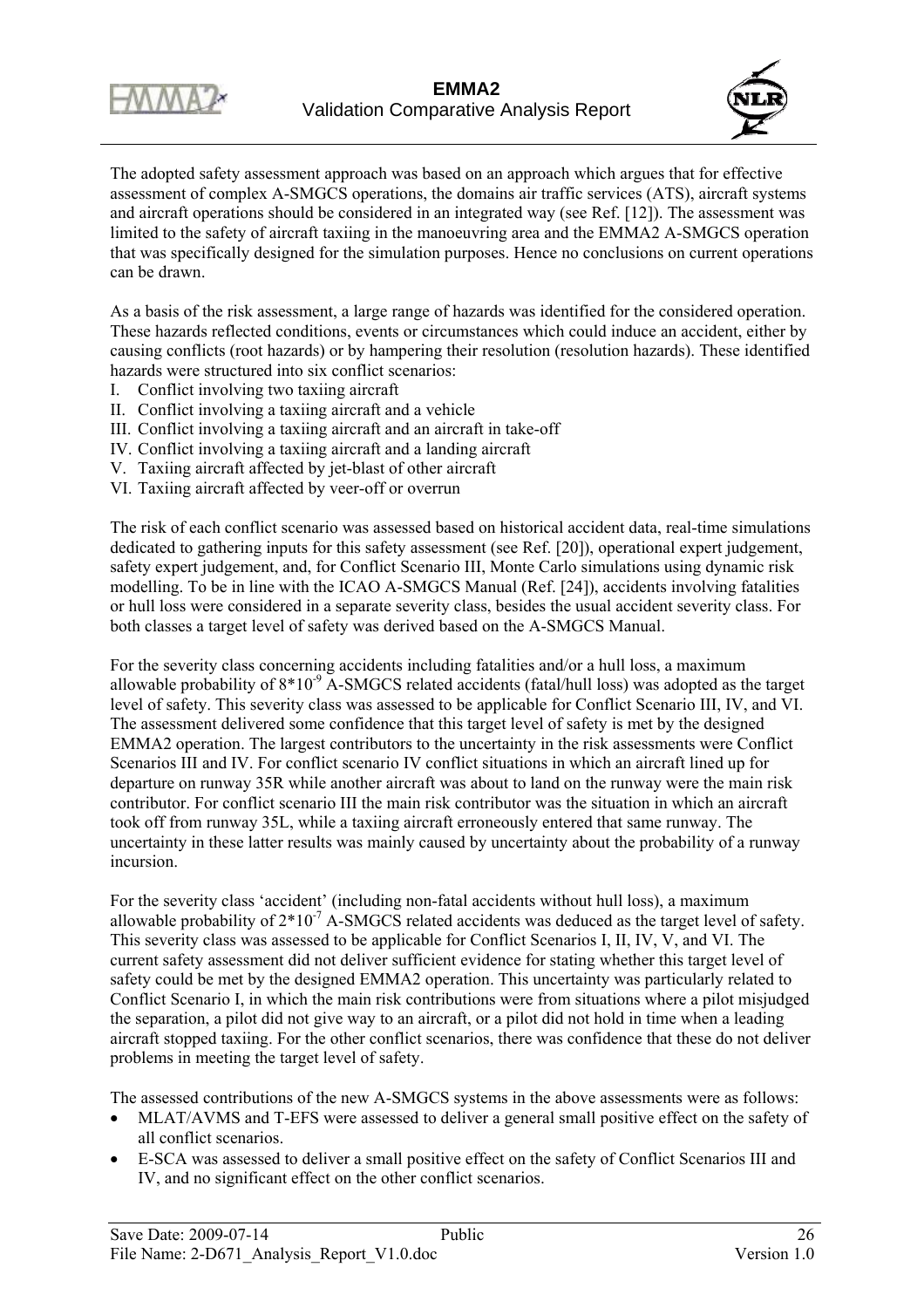The adopted safety assessment approach was based on an approach which argues that for effective assessment of complex A-SMGCS operations, the domains air traffic services (ATS), aircraft systems and aircraft operations should be considered in an integrated way (see Ref. [12]). The assessment was limited to the safety of aircraft taxiing in the manoeuvring area and the EMMA2 A-SMGCS operation that was specifically designed for the simulation purposes. Hence no conclusions on current operations can be drawn.

As a basis of the risk assessment, a large range of hazards was identified for the considered operation. These hazards reflected conditions, events or circumstances which could induce an accident, either by causing conflicts (root hazards) or by hampering their resolution (resolution hazards). These identified hazards were structured into six conflict scenarios:

I. Conflict involving two taxiing aircraft
II. Conflict involving a taxiing aircraft and a vehicle
III. Conflict involving a taxiing aircraft and an aircraft in take-off
IV. Conflict involving a taxiing aircraft and a landing aircraft
V. Taxiing aircraft affected by jet-blast of other aircraft
VI. Taxiing aircraft affected by veer-off or overrun

The risk of each conflict scenario was assessed based on historical accident data, real-time simulations dedicated to gathering inputs for this safety assessment (see Ref. [20]), operational expert judgement, safety expert judgement, and, for Conflict Scenario III, Monte Carlo simulations using dynamic risk modelling. To be in line with the ICAO A-SMGCS Manual (Ref. [24]), accidents involving fatalities or hull loss were considered in a separate severity class, besides the usual accident severity class. For both classes a target level of safety was derived based on the A-SMGCS Manual.

For the severity class concerning accidents including fatalities and/or a hull loss, a maximum allowable probability of $8 \cdot 10^{-9}$ A-SMGCS related accidents (fatal/hull loss) was adopted as the target level of safety. This severity class was assessed to be applicable for Conflict Scenario III, IV, and VI. The assessment delivered some confidence that this target level of safety is met by the designed EMMA2 operation. The largest contributors to the uncertainty in the risk assessments were Conflict Scenarios III and IV. For conflict scenario IV conflict situations in which an aircraft lined up for departure on runway 35R while another aircraft was about to land on the runway were the main risk contributor. For conflict scenario III the main risk contributor was the situation in which an aircraft took off from runway 35L, while a taxiing aircraft erroneously entered that same runway. The uncertainty in these latter results was mainly caused by uncertainty about the probability of a runway incursion.

For the severity class 'accident' (including non-fatal accidents without hull loss), a maximum allowable probability of $2 \cdot 10^{-7}$ A-SMGCS related accidents was deduced as the target level of safety. This severity class was assessed to be applicable for Conflict Scenarios I, II, IV, V, and VI. The current safety assessment did not deliver sufficient evidence for stating whether this target level of safety could be met by the designed EMMA2 operation. This uncertainty was particularly related to Conflict Scenario I, in which the main risk contributions were from situations where a pilot misjudged the separation, a pilot did not give way to an aircraft, or a pilot did not hold in time when a leading aircraft stopped taxiing. For the other conflict scenarios, there was confidence that these do not deliver problems in meeting the target level of safety.

The assessed contributions of the new A-SMGCS systems in the above assessments were as follows:

- MLAT/AVMS and T-EFS were assessed to deliver a general small positive effect on the safety of all conflict scenarios.
- E-SCA was assessed to deliver a small positive effect on the safety of Conflict Scenarios III and IV, and no significant effect on the other conflict scenarios.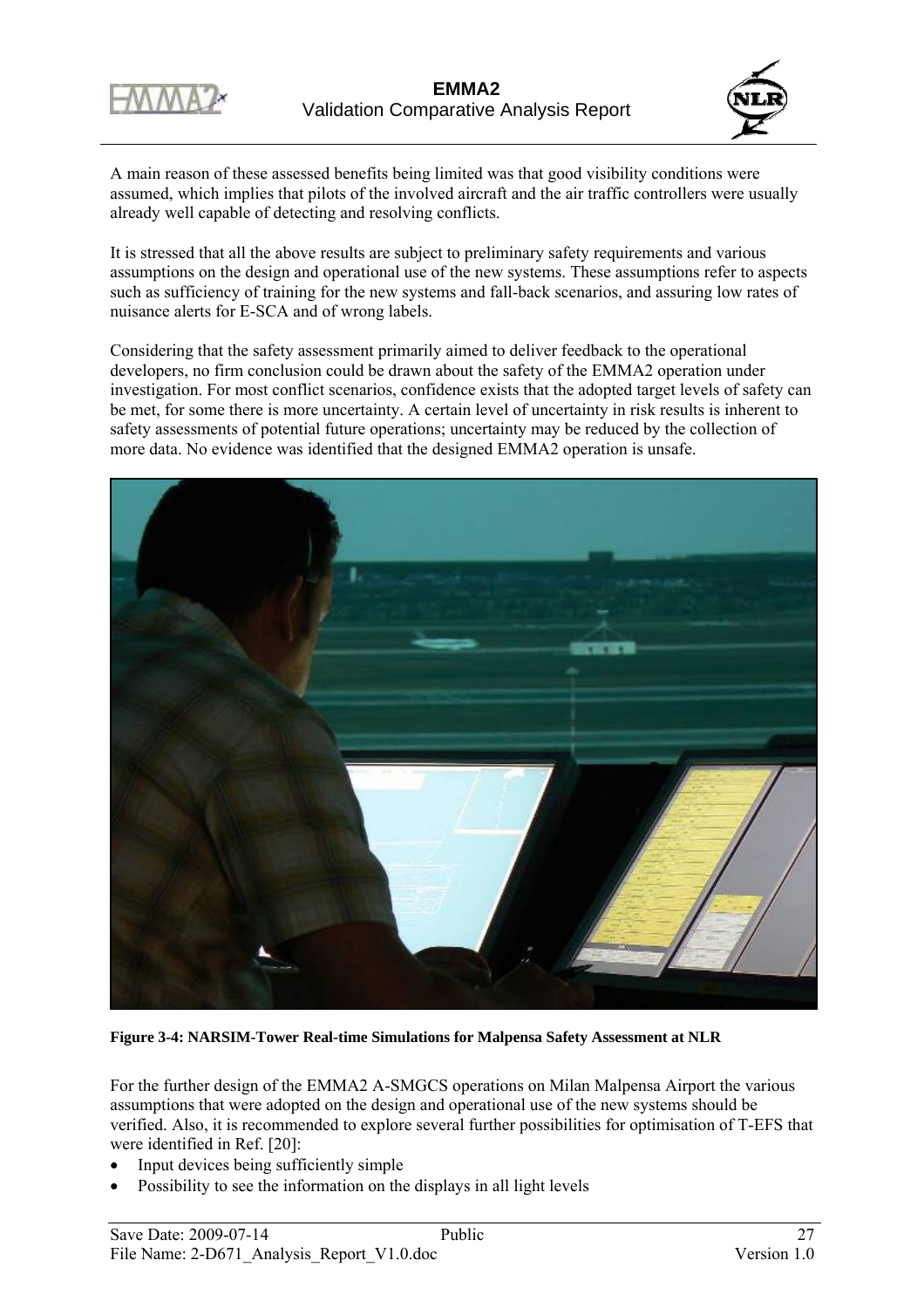A main reason of these assessed benefits being limited was that good visibility conditions were assumed, which implies that pilots of the involved aircraft and the air traffic controllers were usually already well capable of detecting and resolving conflicts.

It is stressed that all the above results are subject to preliminary safety requirements and various assumptions on the design and operational use of the new systems. These assumptions refer to aspects such as sufficiency of training for the new systems and fall-back scenarios, and assuring low rates of nuisance alerts for E-SCA and of wrong labels.

Considering that the safety assessment primarily aimed to deliver feedback to the operational developers, no firm conclusion could be drawn about the safety of the EMMA2 operation under investigation. For most conflict scenarios, confidence exists that the adopted target levels of safety can be met, for some there is more uncertainty. A certain level of uncertainty in risk results is inherent to safety assessments of potential future operations; uncertainty may be reduced by the collection of more data. No evidence was identified that the designed EMMA2 operation is unsafe.

**Figure 3-4: NARSIM-Tower Real-time Simulations for Malpensa Safety Assessment at NLR**

For the further design of the EMMA2 A-SMGCS operations on Milan Malpensa Airport the various assumptions that were adopted on the design and operational use of the new systems should be verified. Also, it is recommended to explore several further possibilities for optimisation of T-EFS that were identified in Ref. [20]:

- Input devices being sufficiently simple
- Possibility to see the information on the displays in all light levels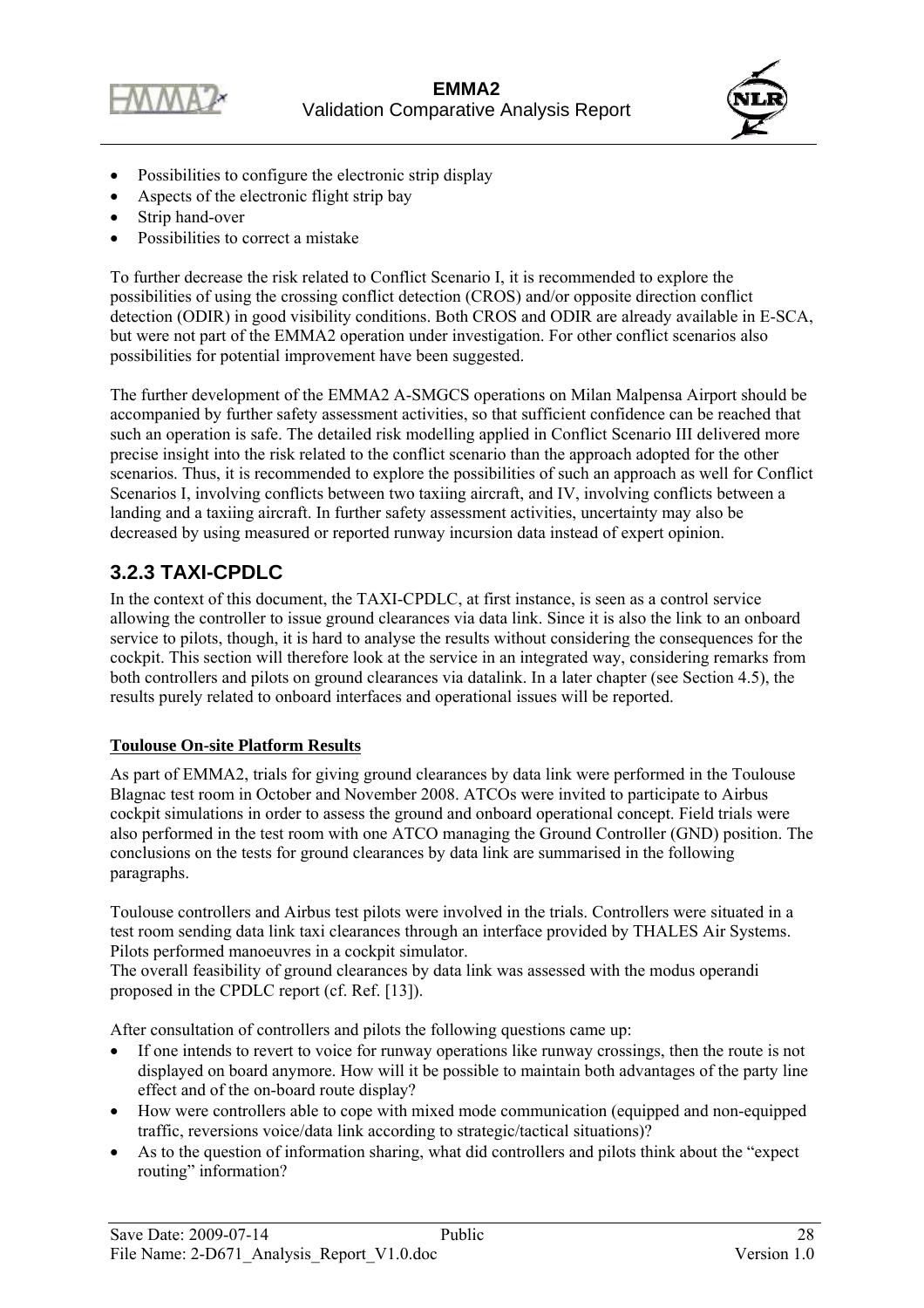- Possibilities to configure the electronic strip display
- Aspects of the electronic flight strip bay
- Strip hand-over
- Possibilities to correct a mistake

To further decrease the risk related to Conflict Scenario I, it is recommended to explore the possibilities of using the crossing conflict detection (CROS) and/or opposite direction conflict detection (ODIR) in good visibility conditions. Both CROS and ODIR are already available in E-SCA, but were not part of the EMMA2 operation under investigation. For other conflict scenarios also possibilities for potential improvement have been suggested.

The further development of the EMMA2 A-SMGCS operations on Milan Malpensa Airport should be accompanied by further safety assessment activities, so that sufficient confidence can be reached that such an operation is safe. The detailed risk modelling applied in Conflict Scenario III delivered more precise insight into the risk related to the conflict scenario than the approach adopted for the other scenarios. Thus, it is recommended to explore the possibilities of such an approach as well for Conflict Scenarios I, involving conflicts between two taxiing aircraft, and IV, involving conflicts between a landing and a taxiing aircraft. In further safety assessment activities, uncertainty may also be decreased by using measured or reported runway incursion data instead of expert opinion.

### 3.2.3 TAXI-CPDLC

In the context of this document, the TAXI-CPDLC, at first instance, is seen as a control service allowing the controller to issue ground clearances via data link. Since it is also the link to an onboard service to pilots, though, it is hard to analyse the results without considering the consequences for the cockpit. This section will therefore look at the service in an integrated way, considering remarks from both controllers and pilots on ground clearances via datalink. In a later chapter (see Section 4.5), the results purely related to onboard interfaces and operational issues will be reported.

**Toulouse On-site Platform Results**

As part of EMMA2, trials for giving ground clearances by data link were performed in the Toulouse Blagnac test room in October and November 2008. ATCOs were invited to participate to Airbus cockpit simulations in order to assess the ground and onboard operational concept. Field trials were also performed in the test room with one ATCO managing the Ground Controller (GND) position. The conclusions on the tests for ground clearances by data link are summarised in the following paragraphs.

Toulouse controllers and Airbus test pilots were involved in the trials. Controllers were situated in a test room sending data link taxi clearances through an interface provided by THALES Air Systems. Pilots performed manoeuvres in a cockpit simulator.
The overall feasibility of ground clearances by data link was assessed with the modus operandi proposed in the CPDLC report (cf. Ref. [13]).

After consultation of controllers and pilots the following questions came up:

- If one intends to revert to voice for runway operations like runway crossings, then the route is not displayed on board anymore. How will it be possible to maintain both advantages of the party line effect and of the on-board route display?
- How were controllers able to cope with mixed mode communication (equipped and non-equipped traffic, reversions voice/data link according to strategic/tactical situations)?
- As to the question of information sharing, what did controllers and pilots think about the "expect routing" information?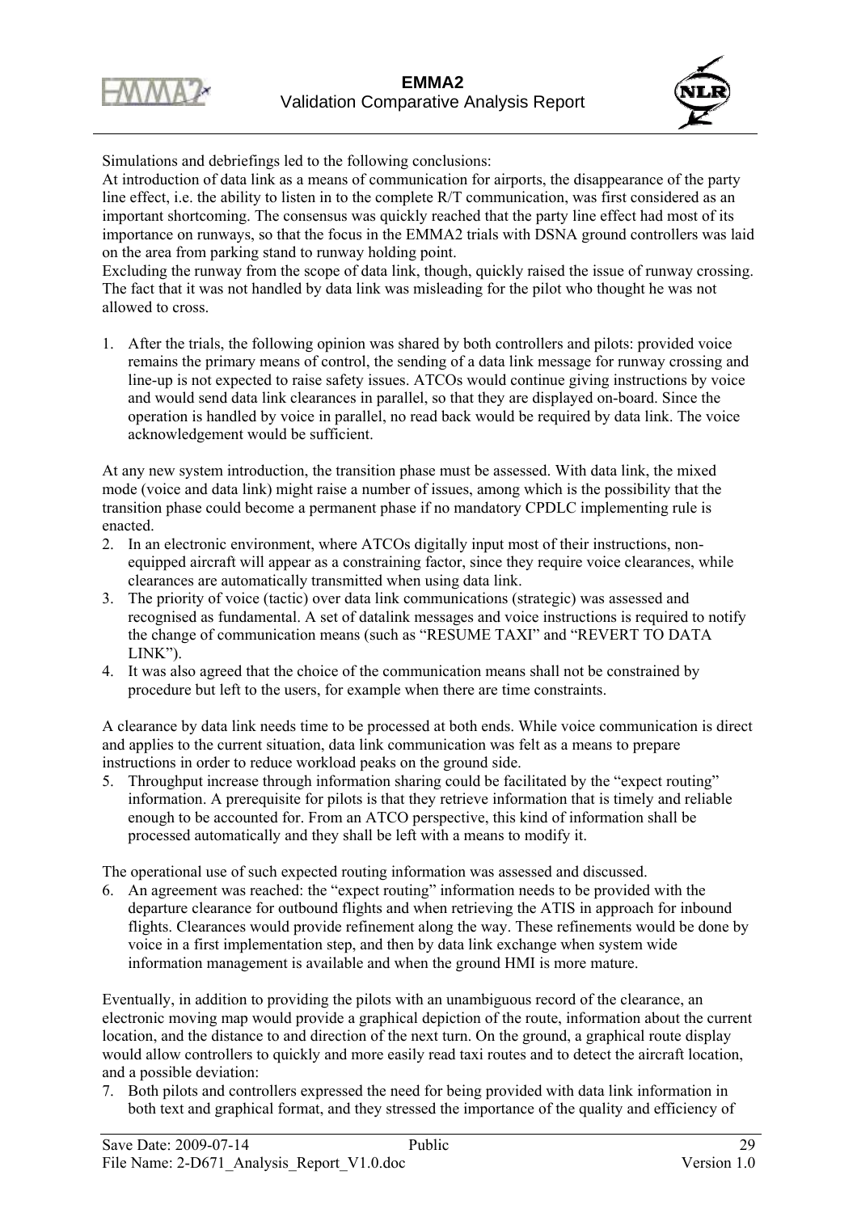Simulations and debriefings led to the following conclusions:

At introduction of data link as a means of communication for airports, the disappearance of the party line effect, i.e. the ability to listen in to the complete R/T communication, was first considered as an important shortcoming. The consensus was quickly reached that the party line effect had most of its importance on runways, so that the focus in the EMMA2 trials with DSNA ground controllers was laid on the area from parking stand to runway holding point.

Excluding the runway from the scope of data link, though, quickly raised the issue of runway crossing. The fact that it was not handled by data link was misleading for the pilot who thought he was not allowed to cross.

1. After the trials, the following opinion was shared by both controllers and pilots: provided voice remains the primary means of control, the sending of a data link message for runway crossing and line-up is not expected to raise safety issues. ATCOs would continue giving instructions by voice and would send data link clearances in parallel, so that they are displayed on-board. Since the operation is handled by voice in parallel, no read back would be required by data link. The voice acknowledgement would be sufficient.

At any new system introduction, the transition phase must be assessed. With data link, the mixed mode (voice and data link) might raise a number of issues, among which is the possibility that the transition phase could become a permanent phase if no mandatory CPDLC implementing rule is enacted.

2. In an electronic environment, where ATCOs digitally input most of their instructions, non-equipped aircraft will appear as a constraining factor, since they require voice clearances, while clearances are automatically transmitted when using data link.
3. The priority of voice (tactic) over data link communications (strategic) was assessed and recognised as fundamental. A set of datalink messages and voice instructions is required to notify the change of communication means (such as "RESUME TAXI" and "REVERT TO DATA LINK").
4. It was also agreed that the choice of the communication means shall not be constrained by procedure but left to the users, for example when there are time constraints.

A clearance by data link needs time to be processed at both ends. While voice communication is direct and applies to the current situation, data link communication was felt as a means to prepare instructions in order to reduce workload peaks on the ground side.

5. Throughput increase through information sharing could be facilitated by the "expect routing" information. A prerequisite for pilots is that they retrieve information that is timely and reliable enough to be accounted for. From an ATCO perspective, this kind of information shall be processed automatically and they shall be left with a means to modify it.

The operational use of such expected routing information was assessed and discussed.

6. An agreement was reached: the "expect routing" information needs to be provided with the departure clearance for outbound flights and when retrieving the ATIS in approach for inbound flights. Clearances would provide refinement along the way. These refinements would be done by voice in a first implementation step, and then by data link exchange when system wide information management is available and when the ground HMI is more mature.

Eventually, in addition to providing the pilots with an unambiguous record of the clearance, an electronic moving map would provide a graphical depiction of the route, information about the current location, and the distance to and direction of the next turn. On the ground, a graphical route display would allow controllers to quickly and more easily read taxi routes and to detect the aircraft location, and a possible deviation:

7. Both pilots and controllers expressed the need for being provided with data link information in both text and graphical format, and they stressed the importance of the quality and efficiency of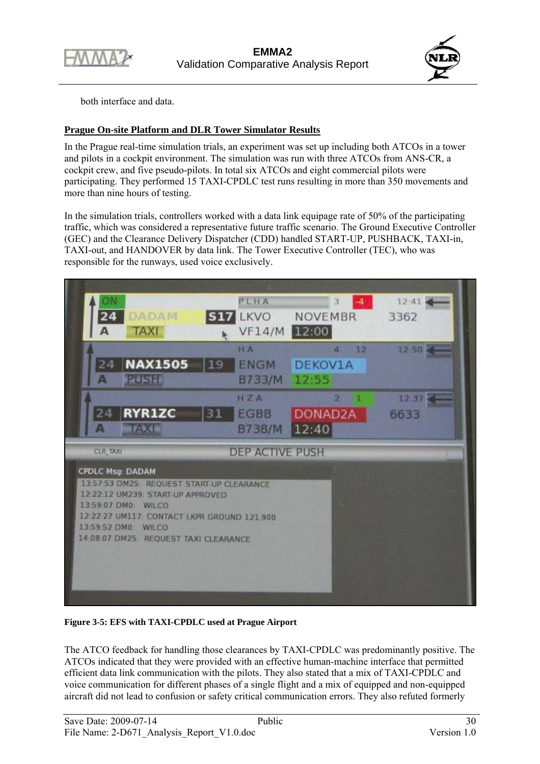both interface and data.

**Prague On-site Platform and DLR Tower Simulator Results**

In the Prague real-time simulation trials, an experiment was set up including both ATCOs in a tower and pilots in a cockpit environment. The simulation was run with three ATCOs from ANS-CR, a cockpit crew, and five pseudo-pilots. In total six ATCOs and eight commercial pilots were participating. They performed 15 TAXI-CPDLC test runs resulting in more than 350 movements and more than nine hours of testing.

In the simulation trials, controllers worked with a data link equipage rate of 50% of the participating traffic, which was considered a representative future traffic scenario. The Ground Executive Controller (GEC) and the Clearance Delivery Dispatcher (CDD) handled START-UP, PUSHBACK, TAXI-in, TAXI-out, and HANDOVER by data link. The Tower Executive Controller (TEC), who was responsible for the runways, used voice exclusively.

**Figure 3-5: EFS with TAXI-CPDLC used at Prague Airport**

The ATCO feedback for handling those clearances by TAXI-CPDLC was predominantly positive. The ATCOs indicated that they were provided with an effective human-machine interface that permitted efficient data link communication with the pilots. They also stated that a mix of TAXI-CPDLC and voice communication for different phases of a single flight and a mix of equipped and non-equipped aircraft did not lead to confusion or safety critical communication errors. They also refuted formerly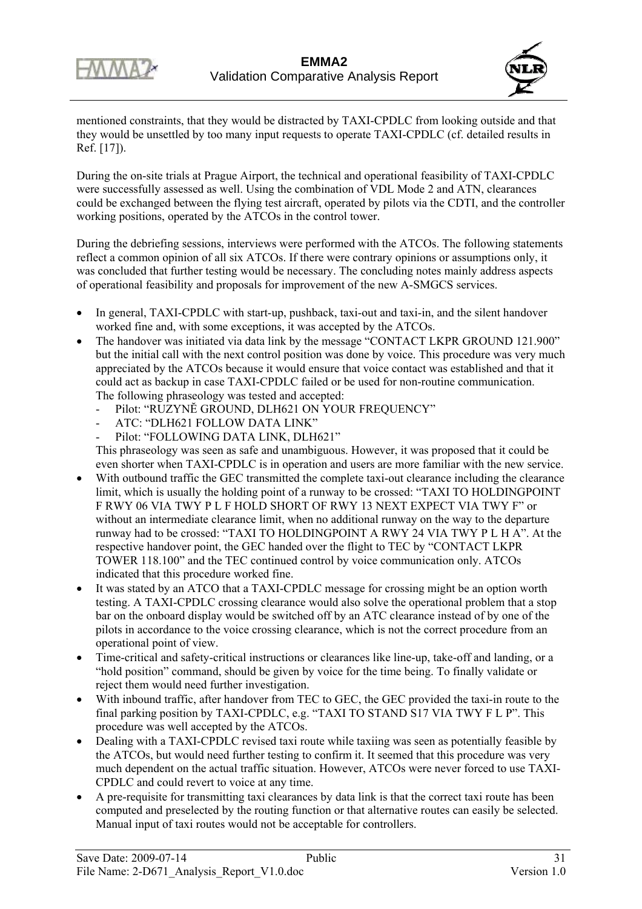mentioned constraints, that they would be distracted by TAXI-CPDLC from looking outside and that they would be unsettled by too many input requests to operate TAXI-CPDLC (cf. detailed results in Ref. [17]).

During the on-site trials at Prague Airport, the technical and operational feasibility of TAXI-CPDLC were successfully assessed as well. Using the combination of VDL Mode 2 and ATN, clearances could be exchanged between the flying test aircraft, operated by pilots via the CDTI, and the controller working positions, operated by the ATCOs in the control tower.

During the debriefing sessions, interviews were performed with the ATCOs. The following statements reflect a common opinion of all six ATCOs. If there were contrary opinions or assumptions only, it was concluded that further testing would be necessary. The concluding notes mainly address aspects of operational feasibility and proposals for improvement of the new A-SMGCS services.

- In general, TAXI-CPDLC with start-up, pushback, taxi-out and taxi-in, and the silent handover worked fine and, with some exceptions, it was accepted by the ATCOs.
- The handover was initiated via data link by the message “CONTACT LKPR GROUND 121.900” but the initial call with the next control position was done by voice. This procedure was very much appreciated by the ATCOs because it would ensure that voice contact was established and that it could act as backup in case TAXI-CPDLC failed or be used for non-routine communication.
  The following phraseology was tested and accepted:
  - Pilot: “RUZYNĚ GROUND, DLH621 ON YOUR FREQUENCY”
  - ATC: “DLH621 FOLLOW DATA LINK”
  - Pilot: “FOLLOWING DATA LINK, DLH621”

  This phraseology was seen as safe and unambiguous. However, it was proposed that it could be even shorter when TAXI-CPDLC is in operation and users are more familiar with the new service.
- With outbound traffic the GEC transmitted the complete taxi-out clearance including the clearance limit, which is usually the holding point of a runway to be crossed: “TAXI TO HOLDINGPOINT F RWY 06 VIA TWY P L F HOLD SHORT OF RWY 13 NEXT EXPECT VIA TWY F” or without an intermediate clearance limit, when no additional runway on the way to the departure runway had to be crossed: “TAXI TO HOLDINGPOINT A RWY 24 VIA TWY P L H A”. At the respective handover point, the GEC handed over the flight to TEC by “CONTACT LKPR TOWER 118.100” and the TEC continued control by voice communication only. ATCOs indicated that this procedure worked fine.
- It was stated by an ATCO that a TAXI-CPDLC message for crossing might be an option worth testing. A TAXI-CPDLC crossing clearance would also solve the operational problem that a stop bar on the onboard display would be switched off by an ATC clearance instead of by one of the pilots in accordance to the voice crossing clearance, which is not the correct procedure from an operational point of view.
- Time-critical and safety-critical instructions or clearances like line-up, take-off and landing, or a “hold position” command, should be given by voice for the time being. To finally validate or reject them would need further investigation.
- With inbound traffic, after handover from TEC to GEC, the GEC provided the taxi-in route to the final parking position by TAXI-CPDLC, e.g. “TAXI TO STAND S17 VIA TWY F L P”. This procedure was well accepted by the ATCOs.
- Dealing with a TAXI-CPDLC revised taxi route while taxiing was seen as potentially feasible by the ATCOs, but would need further testing to confirm it. It seemed that this procedure was very much dependent on the actual traffic situation. However, ATCOs were never forced to use TAXI-CPDLC and could revert to voice at any time.
- A pre-requisite for transmitting taxi clearances by data link is that the correct taxi route has been computed and preselected by the routing function or that alternative routes can easily be selected. Manual input of taxi routes would not be acceptable for controllers.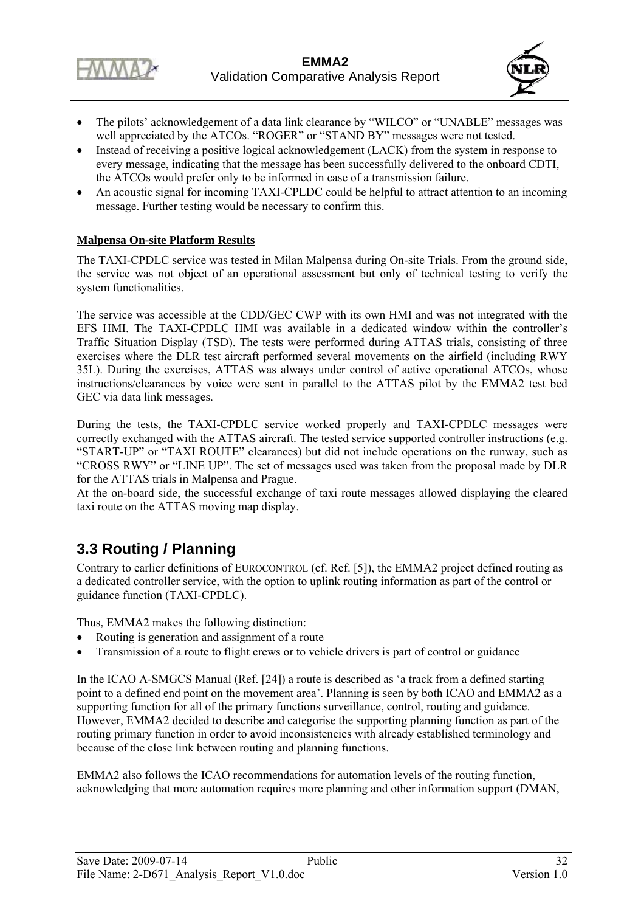- The pilots' acknowledgement of a data link clearance by "WILCO" or "UNABLE" messages was well appreciated by the ATCOs. "ROGER" or "STAND BY" messages were not tested.
- Instead of receiving a positive logical acknowledgement (LACK) from the system in response to every message, indicating that the message has been successfully delivered to the onboard CDTI, the ATCOs would prefer only to be informed in case of a transmission failure.
- An acoustic signal for incoming TAXI-CPLDC could be helpful to attract attention to an incoming message. Further testing would be necessary to confirm this.

**Malpensa On-site Platform Results**

The TAXI-CPDLC service was tested in Milan Malpensa during On-site Trials. From the ground side, the service was not object of an operational assessment but only of technical testing to verify the system functionalities.

The service was accessible at the CDD/GEC CWP with its own HMI and was not integrated with the EFS HMI. The TAXI-CPDLC HMI was available in a dedicated window within the controller's Traffic Situation Display (TSD). The tests were performed during ATTAS trials, consisting of three exercises where the DLR test aircraft performed several movements on the airfield (including RWY 35L). During the exercises, ATTAS was always under control of active operational ATCOs, whose instructions/clearances by voice were sent in parallel to the ATTAS pilot by the EMMA2 test bed GEC via data link messages.

During the tests, the TAXI-CPDLC service worked properly and TAXI-CPDLC messages were correctly exchanged with the ATTAS aircraft. The tested service supported controller instructions (e.g. "START-UP" or "TAXI ROUTE" clearances) but did not include operations on the runway, such as "CROSS RWY" or "LINE UP". The set of messages used was taken from the proposal made by DLR for the ATTAS trials in Malpensa and Prague.
At the on-board side, the successful exchange of taxi route messages allowed displaying the cleared taxi route on the ATTAS moving map display.

## 3.3 Routing / Planning

Contrary to earlier definitions of EUROCONTROL (cf. Ref. [5]), the EMMA2 project defined routing as a dedicated controller service, with the option to uplink routing information as part of the control or guidance function (TAXI-CPDLC).

Thus, EMMA2 makes the following distinction:

- Routing is generation and assignment of a route
- Transmission of a route to flight crews or to vehicle drivers is part of control or guidance

In the ICAO A-SMGCS Manual (Ref. [24]) a route is described as 'a track from a defined starting point to a defined end point on the movement area'. Planning is seen by both ICAO and EMMA2 as a supporting function for all of the primary functions surveillance, control, routing and guidance. However, EMMA2 decided to describe and categorise the supporting planning function as part of the routing primary function in order to avoid inconsistencies with already established terminology and because of the close link between routing and planning functions.

EMMA2 also follows the ICAO recommendations for automation levels of the routing function, acknowledging that more automation requires more planning and other information support (DMAN,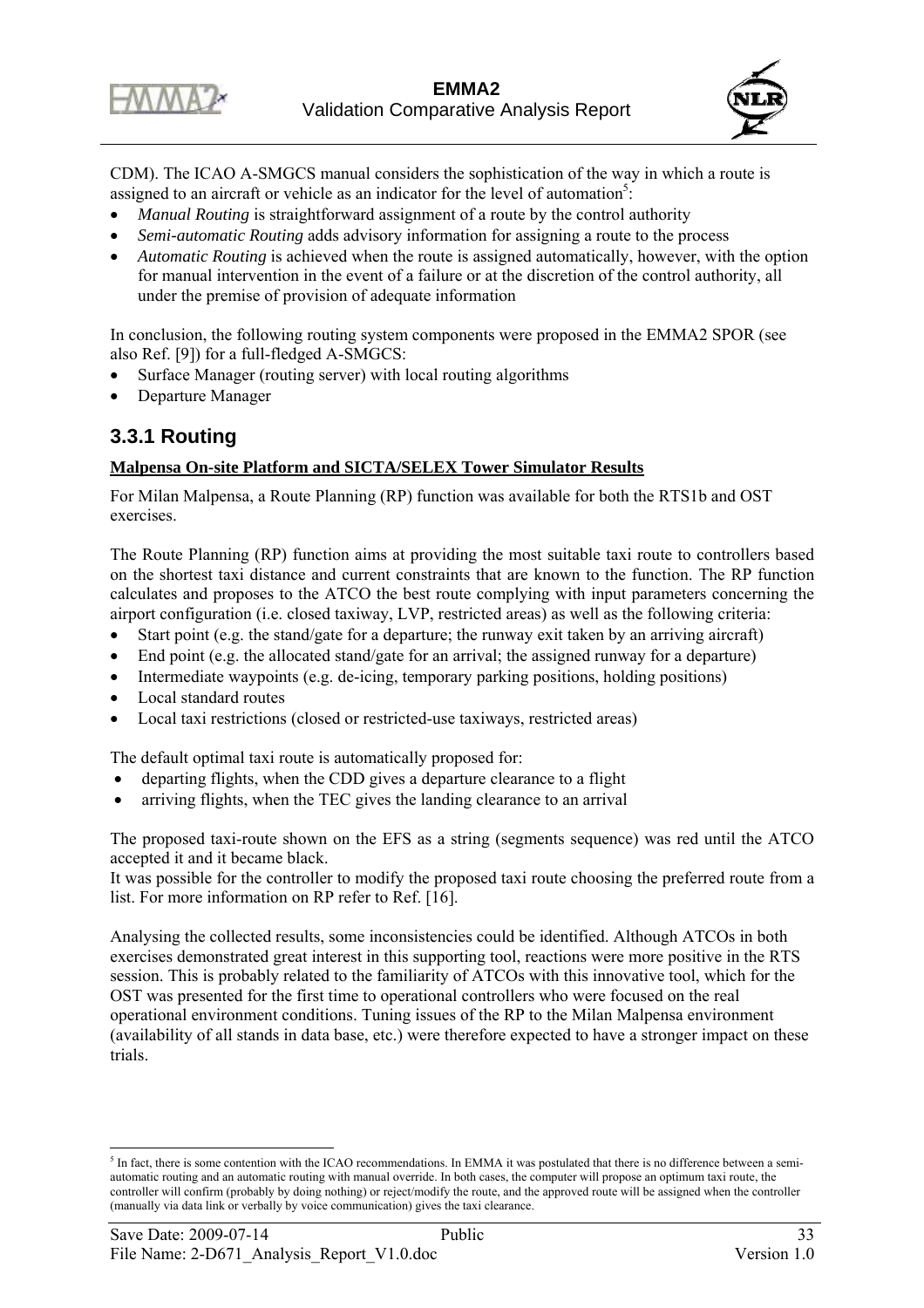CDM). The ICAO A-SMGCS manual considers the sophistication of the way in which a route is assigned to an aircraft or vehicle as an indicator for the level of automation[5]:

- *Manual Routing* is straightforward assignment of a route by the control authority
- *Semi-automatic Routing* adds advisory information for assigning a route to the process
- *Automatic Routing* is achieved when the route is assigned automatically, however, with the option for manual intervention in the event of a failure or at the discretion of the control authority, all under the premise of provision of adequate information

In conclusion, the following routing system components were proposed in the EMMA2 SPOR (see also Ref. [9]) for a full-fledged A-SMGCS:

- Surface Manager (routing server) with local routing algorithms
- Departure Manager

### 3.3.1 Routing

**Malpensa On-site Platform and SICTA/SELEX Tower Simulator Results**

For Milan Malpensa, a Route Planning (RP) function was available for both the RTS1b and OST exercises.

The Route Planning (RP) function aims at providing the most suitable taxi route to controllers based on the shortest taxi distance and current constraints that are known to the function. The RP function calculates and proposes to the ATCO the best route complying with input parameters concerning the airport configuration (i.e. closed taxiway, LVP, restricted areas) as well as the following criteria:

- Start point (e.g. the stand/gate for a departure; the runway exit taken by an arriving aircraft)
- End point (e.g. the allocated stand/gate for an arrival; the assigned runway for a departure)
- Intermediate waypoints (e.g. de-icing, temporary parking positions, holding positions)
- Local standard routes
- Local taxi restrictions (closed or restricted-use taxiways, restricted areas)

The default optimal taxi route is automatically proposed for:

- departing flights, when the CDD gives a departure clearance to a flight
- arriving flights, when the TEC gives the landing clearance to an arrival

The proposed taxi-route shown on the EFS as a string (segments sequence) was red until the ATCO accepted it and it became black.
It was possible for the controller to modify the proposed taxi route choosing the preferred route from a list. For more information on RP refer to Ref. [16].

Analysing the collected results, some inconsistencies could be identified. Although ATCOs in both exercises demonstrated great interest in this supporting tool, reactions were more positive in the RTS session. This is probably related to the familiarity of ATCOs with this innovative tool, which for the OST was presented for the first time to operational controllers who were focused on the real operational environment conditions. Tuning issues of the RP to the Milan Malpensa environment (availability of all stands in data base, etc.) were therefore expected to have a stronger impact on these trials.

---

[5] In fact, there is some contention with the ICAO recommendations. In EMMA it was postulated that there is no difference between a semi-automatic routing and an automatic routing with manual override. In both cases, the computer will propose an optimum taxi route, the controller will confirm (probably by doing nothing) or reject/modify the route, and the approved route will be assigned when the controller (manually via data link or verbally by voice communication) gives the taxi clearance.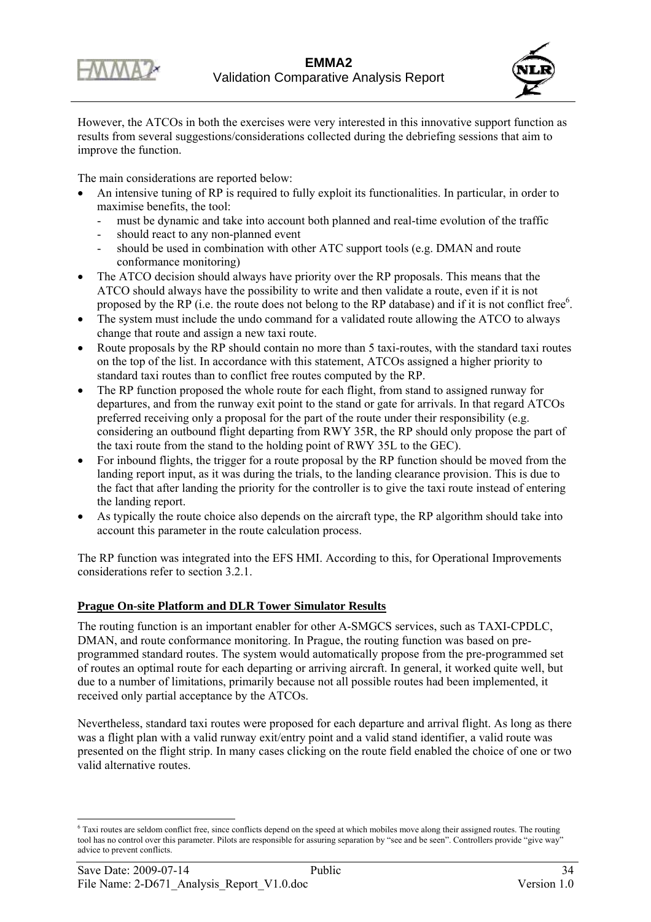However, the ATCOs in both the exercises were very interested in this innovative support function as results from several suggestions/considerations collected during the debriefing sessions that aim to improve the function.

The main considerations are reported below:

- An intensive tuning of RP is required to fully exploit its functionalities. In particular, in order to maximise benefits, the tool:
  - must be dynamic and take into account both planned and real-time evolution of the traffic
  - should react to any non-planned event
  - should be used in combination with other ATC support tools (e.g. DMAN and route conformance monitoring)
- The ATCO decision should always have priority over the RP proposals. This means that the ATCO should always have the possibility to write and then validate a route, even if it is not proposed by the RP (i.e. the route does not belong to the RP database) and if it is not conflict free[6].
- The system must include the undo command for a validated route allowing the ATCO to always change that route and assign a new taxi route.
- Route proposals by the RP should contain no more than 5 taxi-routes, with the standard taxi routes on the top of the list. In accordance with this statement, ATCOs assigned a higher priority to standard taxi routes than to conflict free routes computed by the RP.
- The RP function proposed the whole route for each flight, from stand to assigned runway for departures, and from the runway exit point to the stand or gate for arrivals. In that regard ATCOs preferred receiving only a proposal for the part of the route under their responsibility (e.g. considering an outbound flight departing from RWY 35R, the RP should only propose the part of the taxi route from the stand to the holding point of RWY 35L to the GEC).
- For inbound flights, the trigger for a route proposal by the RP function should be moved from the landing report input, as it was during the trials, to the landing clearance provision. This is due to the fact that after landing the priority for the controller is to give the taxi route instead of entering the landing report.
- As typically the route choice also depends on the aircraft type, the RP algorithm should take into account this parameter in the route calculation process.

The RP function was integrated into the EFS HMI. According to this, for Operational Improvements considerations refer to section 3.2.1.

**Prague On-site Platform and DLR Tower Simulator Results**

The routing function is an important enabler for other A-SMGCS services, such as TAXI-CPDLC, DMAN, and route conformance monitoring. In Prague, the routing function was based on pre-programmed standard routes. The system would automatically propose from the pre-programmed set of routes an optimal route for each departing or arriving aircraft. In general, it worked quite well, but due to a number of limitations, primarily because not all possible routes had been implemented, it received only partial acceptance by the ATCOs.

Nevertheless, standard taxi routes were proposed for each departure and arrival flight. As long as there was a flight plan with a valid runway exit/entry point and a valid stand identifier, a valid route was presented on the flight strip. In many cases clicking on the route field enabled the choice of one or two valid alternative routes.

---

[6] Taxi routes are seldom conflict free, since conflicts depend on the speed at which mobiles move along their assigned routes. The routing tool has no control over this parameter. Pilots are responsible for assuring separation by "see and be seen". Controllers provide "give way" advice to prevent conflicts.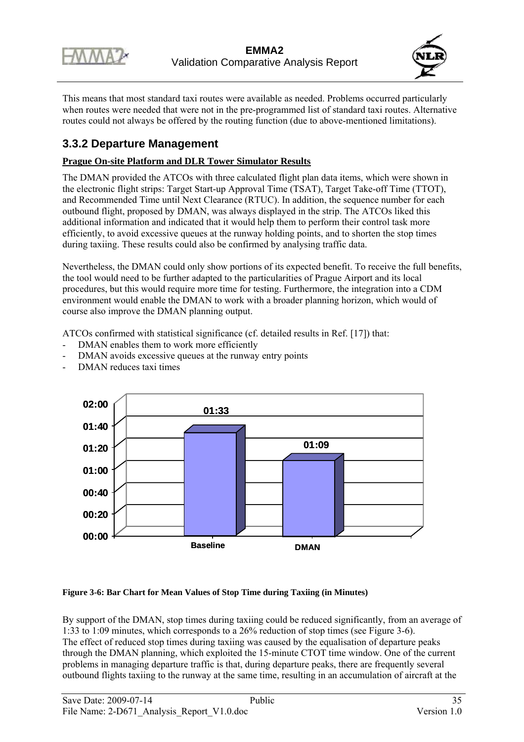This means that most standard taxi routes were available as needed. Problems occurred particularly when routes were needed that were not in the pre-programmed list of standard taxi routes. Alternative routes could not always be offered by the routing function (due to above-mentioned limitations).

### 3.3.2 Departure Management

**Prague On-site Platform and DLR Tower Simulator Results**

The DMAN provided the ATCOs with three calculated flight plan data items, which were shown in the electronic flight strips: Target Start-up Approval Time (TSAT), Target Take-off Time (TTOT), and Recommended Time until Next Clearance (RTUC). In addition, the sequence number for each outbound flight, proposed by DMAN, was always displayed in the strip. The ATCOs liked this additional information and indicated that it would help them to perform their control task more efficiently, to avoid excessive queues at the runway holding points, and to shorten the stop times during taxiing. These results could also be confirmed by analysing traffic data.

Nevertheless, the DMAN could only show portions of its expected benefit. To receive the full benefits, the tool would need to be further adapted to the particularities of Prague Airport and its local procedures, but this would require more time for testing. Furthermore, the integration into a CDM environment would enable the DMAN to work with a broader planning horizon, which would of course also improve the DMAN planning output.

ATCOs confirmed with statistical significance (cf. detailed results in Ref. [17]) that:

- DMAN enables them to work more efficiently
- DMAN avoids excessive queues at the runway entry points
- DMAN reduces taxi times

| | Baseline | DMAN |
|---|---|---|
| Mean stop time during taxiing | 01:33 | 01:09 |

**Figure 3-6: Bar Chart for Mean Values of Stop Time during Taxiing (in Minutes)**

By support of the DMAN, stop times during taxiing could be reduced significantly, from an average of 1:33 to 1:09 minutes, which corresponds to a 26% reduction of stop times (see Figure 3-6).
The effect of reduced stop times during taxiing was caused by the equalisation of departure peaks through the DMAN planning, which exploited the 15-minute CTOT time window. One of the current problems in managing departure traffic is that, during departure peaks, there are frequently several outbound flights taxiing to the runway at the same time, resulting in an accumulation of aircraft at the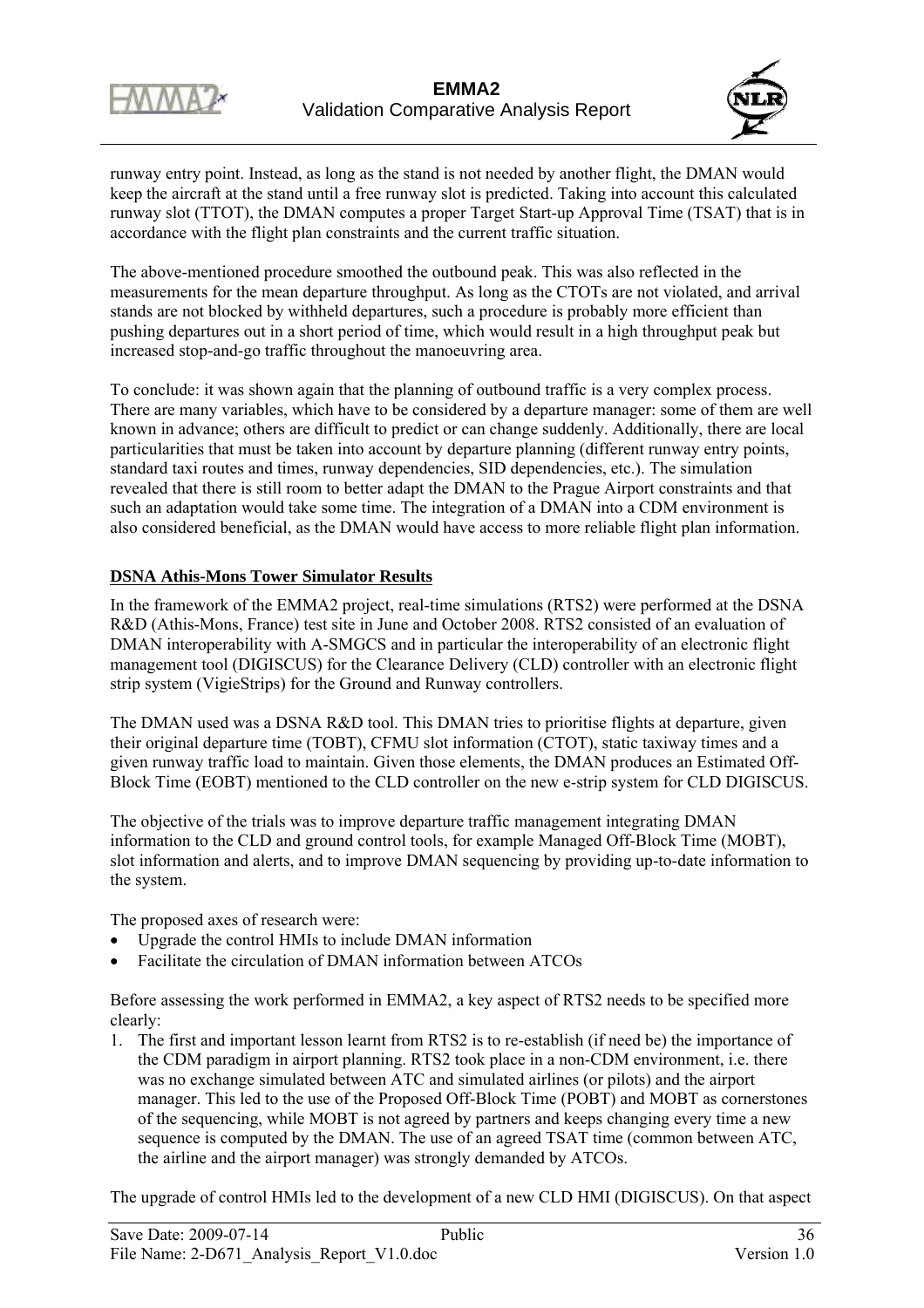runway entry point. Instead, as long as the stand is not needed by another flight, the DMAN would keep the aircraft at the stand until a free runway slot is predicted. Taking into account this calculated runway slot (TTOT), the DMAN computes a proper Target Start-up Approval Time (TSAT) that is in accordance with the flight plan constraints and the current traffic situation.

The above-mentioned procedure smoothed the outbound peak. This was also reflected in the measurements for the mean departure throughput. As long as the CTOTs are not violated, and arrival stands are not blocked by withheld departures, such a procedure is probably more efficient than pushing departures out in a short period of time, which would result in a high throughput peak but increased stop-and-go traffic throughout the manoeuvring area.

To conclude: it was shown again that the planning of outbound traffic is a very complex process. There are many variables, which have to be considered by a departure manager: some of them are well known in advance; others are difficult to predict or can change suddenly. Additionally, there are local particularities that must be taken into account by departure planning (different runway entry points, standard taxi routes and times, runway dependencies, SID dependencies, etc.). The simulation revealed that there is still room to better adapt the DMAN to the Prague Airport constraints and that such an adaptation would take some time. The integration of a DMAN into a CDM environment is also considered beneficial, as the DMAN would have access to more reliable flight plan information.

**DSNA Athis-Mons Tower Simulator Results**

In the framework of the EMMA2 project, real-time simulations (RTS2) were performed at the DSNA R&D (Athis-Mons, France) test site in June and October 2008. RTS2 consisted of an evaluation of DMAN interoperability with A-SMGCS and in particular the interoperability of an electronic flight management tool (DIGISCUS) for the Clearance Delivery (CLD) controller with an electronic flight strip system (VigieStrips) for the Ground and Runway controllers.

The DMAN used was a DSNA R&D tool. This DMAN tries to prioritise flights at departure, given their original departure time (TOBT), CFMU slot information (CTOT), static taxiway times and a given runway traffic load to maintain. Given those elements, the DMAN produces an Estimated Off-Block Time (EOBT) mentioned to the CLD controller on the new e-strip system for CLD DIGISCUS.

The objective of the trials was to improve departure traffic management integrating DMAN information to the CLD and ground control tools, for example Managed Off-Block Time (MOBT), slot information and alerts, and to improve DMAN sequencing by providing up-to-date information to the system.

The proposed axes of research were:

- Upgrade the control HMIs to include DMAN information
- Facilitate the circulation of DMAN information between ATCOs

Before assessing the work performed in EMMA2, a key aspect of RTS2 needs to be specified more clearly:

1. The first and important lesson learnt from RTS2 is to re-establish (if need be) the importance of the CDM paradigm in airport planning. RTS2 took place in a non-CDM environment, i.e. there was no exchange simulated between ATC and simulated airlines (or pilots) and the airport manager. This led to the use of the Proposed Off-Block Time (POBT) and MOBT as cornerstones of the sequencing, while MOBT is not agreed by partners and keeps changing every time a new sequence is computed by the DMAN. The use of an agreed TSAT time (common between ATC, the airline and the airport manager) was strongly demanded by ATCOs.

The upgrade of control HMIs led to the development of a new CLD HMI (DIGISCUS). On that aspect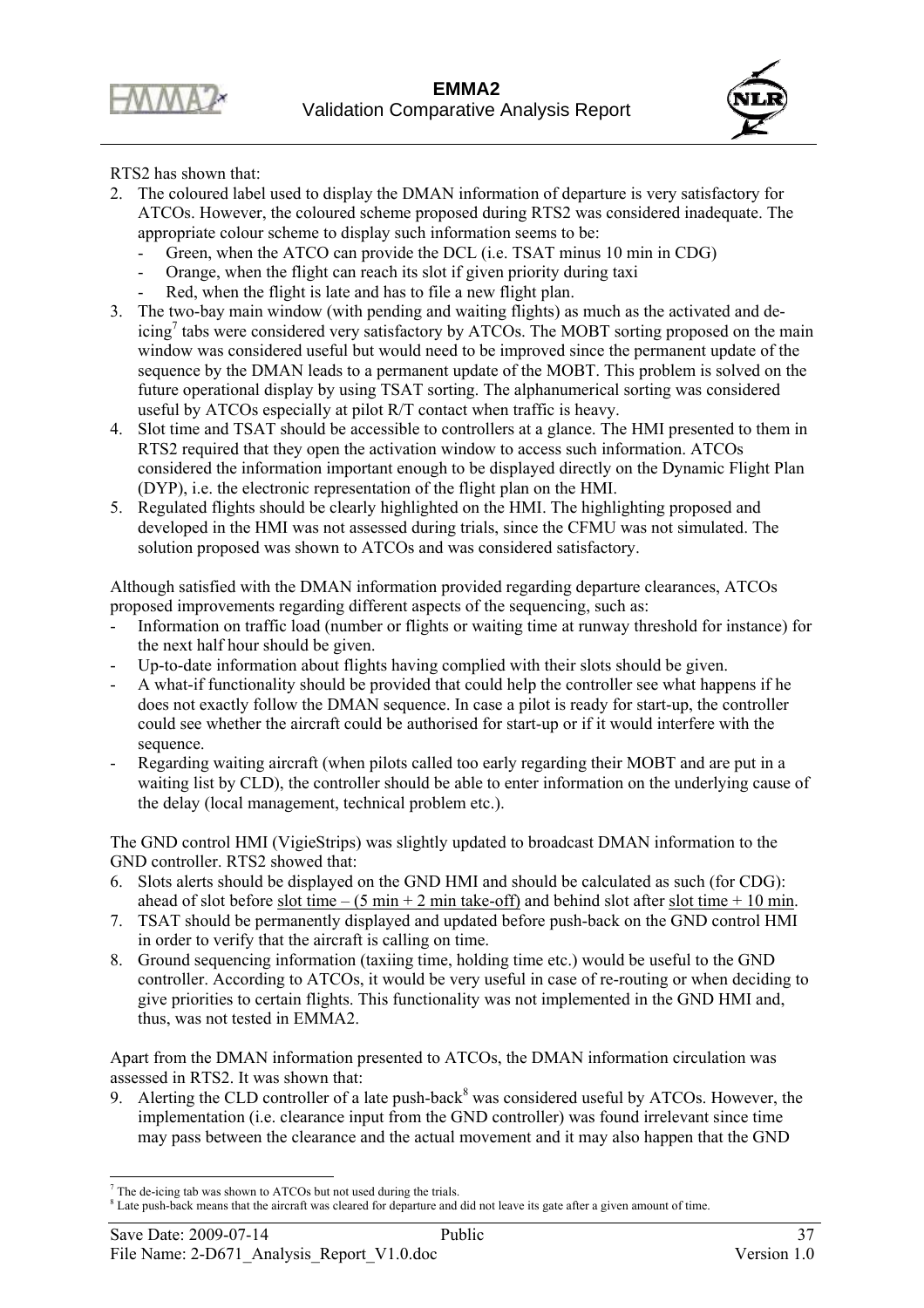RTS2 has shown that:

2. The coloured label used to display the DMAN information of departure is very satisfactory for ATCOs. However, the coloured scheme proposed during RTS2 was considered inadequate. The appropriate colour scheme to display such information seems to be:
   - Green, when the ATCO can provide the DCL (i.e. TSAT minus 10 min in CDG)
   - Orange, when the flight can reach its slot if given priority during taxi
   - Red, when the flight is late and has to file a new flight plan.
3. The two-bay main window (with pending and waiting flights) as much as the activated and de-icing[7] tabs were considered very satisfactory by ATCOs. The MOBT sorting proposed on the main window was considered useful but would need to be improved since the permanent update of the sequence by the DMAN leads to a permanent update of the MOBT. This problem is solved on the future operational display by using TSAT sorting. The alphanumerical sorting was considered useful by ATCOs especially at pilot R/T contact when traffic is heavy.
4. Slot time and TSAT should be accessible to controllers at a glance. The HMI presented to them in RTS2 required that they open the activation window to access such information. ATCOs considered the information important enough to be displayed directly on the Dynamic Flight Plan (DYP), i.e. the electronic representation of the flight plan on the HMI.
5. Regulated flights should be clearly highlighted on the HMI. The highlighting proposed and developed in the HMI was not assessed during trials, since the CFMU was not simulated. The solution proposed was shown to ATCOs and was considered satisfactory.

Although satisfied with the DMAN information provided regarding departure clearances, ATCOs proposed improvements regarding different aspects of the sequencing, such as:

- Information on traffic load (number or flights or waiting time at runway threshold for instance) for the next half hour should be given.
- Up-to-date information about flights having complied with their slots should be given.
- A what-if functionality should be provided that could help the controller see what happens if he does not exactly follow the DMAN sequence. In case a pilot is ready for start-up, the controller could see whether the aircraft could be authorised for start-up or if it would interfere with the sequence.
- Regarding waiting aircraft (when pilots called too early regarding their MOBT and are put in a waiting list by CLD), the controller should be able to enter information on the underlying cause of the delay (local management, technical problem etc.).

The GND control HMI (VigieStrips) was slightly updated to broadcast DMAN information to the GND controller. RTS2 showed that:

6. Slots alerts should be displayed on the GND HMI and should be calculated as such (for CDG): ahead of slot before <u>slot time – (5 min + 2 min take-off)</u> and behind slot after <u>slot time + 10 min</u>.
7. TSAT should be permanently displayed and updated before push-back on the GND control HMI in order to verify that the aircraft is calling on time.
8. Ground sequencing information (taxiing time, holding time etc.) would be useful to the GND controller. According to ATCOs, it would be very useful in case of re-routing or when deciding to give priorities to certain flights. This functionality was not implemented in the GND HMI and, thus, was not tested in EMMA2.

Apart from the DMAN information presented to ATCOs, the DMAN information circulation was assessed in RTS2. It was shown that:

9. Alerting the CLD controller of a late push-back[8] was considered useful by ATCOs. However, the implementation (i.e. clearance input from the GND controller) was found irrelevant since time may pass between the clearance and the actual movement and it may also happen that the GND

---

[7] The de-icing tab was shown to ATCOs but not used during the trials.

[8] Late push-back means that the aircraft was cleared for departure and did not leave its gate after a given amount of time.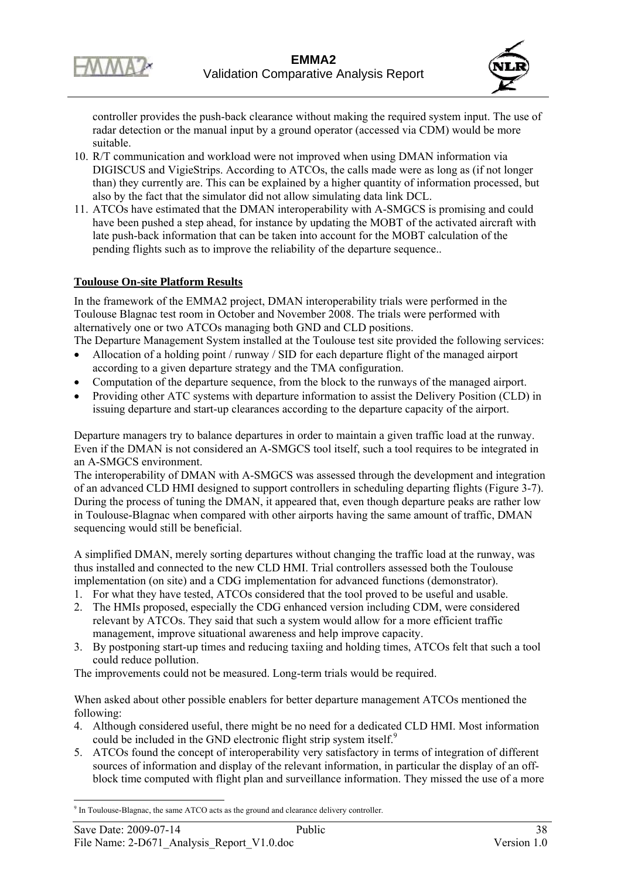controller provides the push-back clearance without making the required system input. The use of radar detection or the manual input by a ground operator (accessed via CDM) would be more suitable.

10. R/T communication and workload were not improved when using DMAN information via DIGISCUS and VigieStrips. According to ATCOs, the calls made were as long as (if not longer than) they currently are. This can be explained by a higher quantity of information processed, but also by the fact that the simulator did not allow simulating data link DCL.
11. ATCOs have estimated that the DMAN interoperability with A-SMGCS is promising and could have been pushed a step ahead, for instance by updating the MOBT of the activated aircraft with late push-back information that can be taken into account for the MOBT calculation of the pending flights such as to improve the reliability of the departure sequence..

**Toulouse On-site Platform Results**

In the framework of the EMMA2 project, DMAN interoperability trials were performed in the Toulouse Blagnac test room in October and November 2008. The trials were performed with alternatively one or two ATCOs managing both GND and CLD positions.
The Departure Management System installed at the Toulouse test site provided the following services:

- Allocation of a holding point / runway / SID for each departure flight of the managed airport according to a given departure strategy and the TMA configuration.
- Computation of the departure sequence, from the block to the runways of the managed airport.
- Providing other ATC systems with departure information to assist the Delivery Position (CLD) in issuing departure and start-up clearances according to the departure capacity of the airport.

Departure managers try to balance departures in order to maintain a given traffic load at the runway. Even if the DMAN is not considered an A-SMGCS tool itself, such a tool requires to be integrated in an A-SMGCS environment.
The interoperability of DMAN with A-SMGCS was assessed through the development and integration of an advanced CLD HMI designed to support controllers in scheduling departing flights (Figure 3-7). During the process of tuning the DMAN, it appeared that, even though departure peaks are rather low in Toulouse-Blagnac when compared with other airports having the same amount of traffic, DMAN sequencing would still be beneficial.

A simplified DMAN, merely sorting departures without changing the traffic load at the runway, was thus installed and connected to the new CLD HMI. Trial controllers assessed both the Toulouse implementation (on site) and a CDG implementation for advanced functions (demonstrator).

1. For what they have tested, ATCOs considered that the tool proved to be useful and usable.
2. The HMIs proposed, especially the CDG enhanced version including CDM, were considered relevant by ATCOs. They said that such a system would allow for a more efficient traffic management, improve situational awareness and help improve capacity.
3. By postponing start-up times and reducing taxiing and holding times, ATCOs felt that such a tool could reduce pollution.

The improvements could not be measured. Long-term trials would be required.

When asked about other possible enablers for better departure management ATCOs mentioned the following:

4. Although considered useful, there might be no need for a dedicated CLD HMI. Most information could be included in the GND electronic flight strip system itself.[9]
5. ATCOs found the concept of interoperability very satisfactory in terms of integration of different sources of information and display of the relevant information, in particular the display of an off-block time computed with flight plan and surveillance information. They missed the use of a more

[9] In Toulouse-Blagnac, the same ATCO acts as the ground and clearance delivery controller.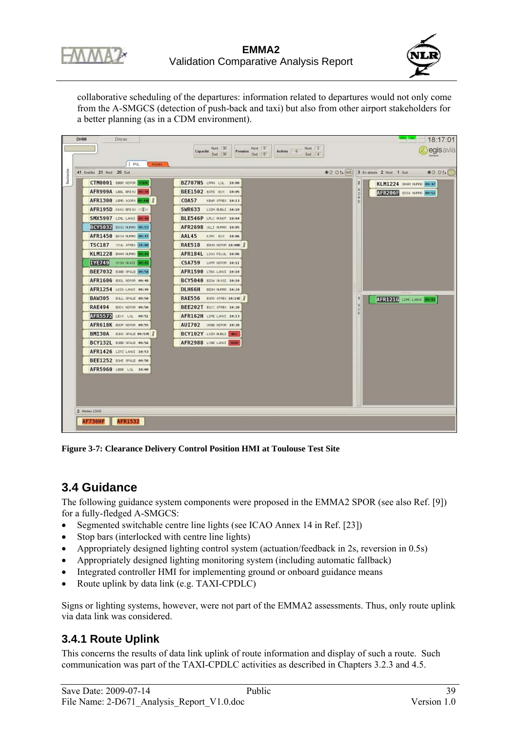collaborative scheduling of the departures: information related to departures would not only come from the A-SMGCS (detection of push-back and taxi) but also from other airport stakeholders for a better planning (as in a CDM environment).

**Figure 3-7: Clearance Delivery Control Position HMI at Toulouse Test Site**

## 3.4 Guidance

The following guidance system components were proposed in the EMMA2 SPOR (see also Ref. [9]) for a fully-fledged A-SMGCS:

- Segmented switchable centre line lights (see ICAO Annex 14 in Ref. [23])
- Stop bars (interlocked with centre line lights)
- Appropriately designed lighting control system (actuation/feedback in 2s, reversion in 0.5s)
- Appropriately designed lighting monitoring system (including automatic fallback)
- Integrated controller HMI for implementing ground or onboard guidance means
- Route uplink by data link (e.g. TAXI-CPDLC)

Signs or lighting systems, however, were not part of the EMMA2 assessments. Thus, only route uplink via data link was considered.

### 3.4.1 Route Uplink

This concerns the results of data link uplink of route information and display of such a route. Such communication was part of the TAXI-CPDLC activities as described in Chapters 3.2.3 and 4.5.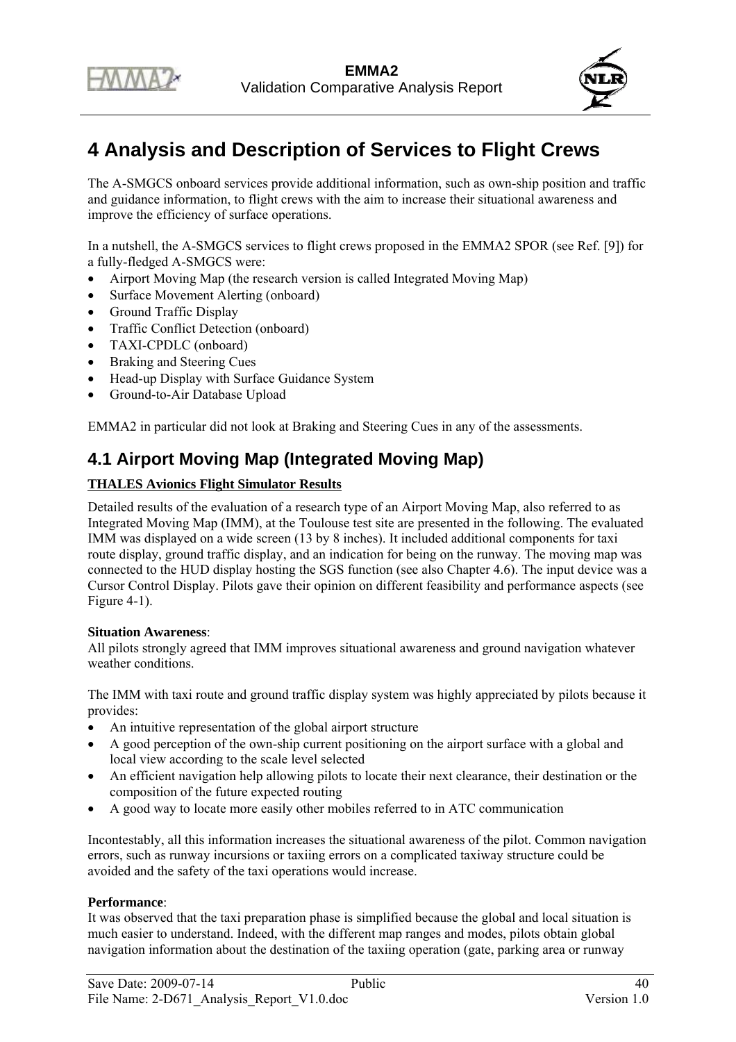# 4 Analysis and Description of Services to Flight Crews

The A-SMGCS onboard services provide additional information, such as own-ship position and traffic and guidance information, to flight crews with the aim to increase their situational awareness and improve the efficiency of surface operations.

In a nutshell, the A-SMGCS services to flight crews proposed in the EMMA2 SPOR (see Ref. [9]) for a fully-fledged A-SMGCS were:

- Airport Moving Map (the research version is called Integrated Moving Map)
- Surface Movement Alerting (onboard)
- Ground Traffic Display
- Traffic Conflict Detection (onboard)
- TAXI-CPDLC (onboard)
- Braking and Steering Cues
- Head-up Display with Surface Guidance System
- Ground-to-Air Database Upload

EMMA2 in particular did not look at Braking and Steering Cues in any of the assessments.

## 4.1 Airport Moving Map (Integrated Moving Map)

**THALES Avionics Flight Simulator Results**

Detailed results of the evaluation of a research type of an Airport Moving Map, also referred to as Integrated Moving Map (IMM), at the Toulouse test site are presented in the following. The evaluated IMM was displayed on a wide screen (13 by 8 inches). It included additional components for taxi route display, ground traffic display, and an indication for being on the runway. The moving map was connected to the HUD display hosting the SGS function (see also Chapter 4.6). The input device was a Cursor Control Display. Pilots gave their opinion on different feasibility and performance aspects (see Figure 4-1).

**Situation Awareness**:
All pilots strongly agreed that IMM improves situational awareness and ground navigation whatever weather conditions.

The IMM with taxi route and ground traffic display system was highly appreciated by pilots because it provides:

- An intuitive representation of the global airport structure
- A good perception of the own-ship current positioning on the airport surface with a global and local view according to the scale level selected
- An efficient navigation help allowing pilots to locate their next clearance, their destination or the composition of the future expected routing
- A good way to locate more easily other mobiles referred to in ATC communication

Incontestably, all this information increases the situational awareness of the pilot. Common navigation errors, such as runway incursions or taxiing errors on a complicated taxiway structure could be avoided and the safety of the taxi operations would increase.

**Performance**:
It was observed that the taxi preparation phase is simplified because the global and local situation is much easier to understand. Indeed, with the different map ranges and modes, pilots obtain global navigation information about the destination of the taxiing operation (gate, parking area or runway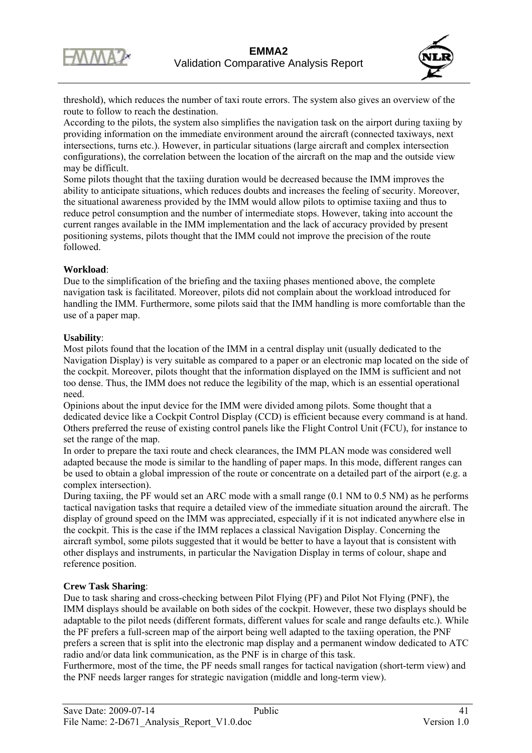threshold), which reduces the number of taxi route errors. The system also gives an overview of the route to follow to reach the destination.
According to the pilots, the system also simplifies the navigation task on the airport during taxiing by providing information on the immediate environment around the aircraft (connected taxiways, next intersections, turns etc.). However, in particular situations (large aircraft and complex intersection configurations), the correlation between the location of the aircraft on the map and the outside view may be difficult.
Some pilots thought that the taxiing duration would be decreased because the IMM improves the ability to anticipate situations, which reduces doubts and increases the feeling of security. Moreover, the situational awareness provided by the IMM would allow pilots to optimise taxiing and thus to reduce petrol consumption and the number of intermediate stops. However, taking into account the current ranges available in the IMM implementation and the lack of accuracy provided by present positioning systems, pilots thought that the IMM could not improve the precision of the route followed.

**Workload**:
Due to the simplification of the briefing and the taxiing phases mentioned above, the complete navigation task is facilitated. Moreover, pilots did not complain about the workload introduced for handling the IMM. Furthermore, some pilots said that the IMM handling is more comfortable than the use of a paper map.

**Usability**:
Most pilots found that the location of the IMM in a central display unit (usually dedicated to the Navigation Display) is very suitable as compared to a paper or an electronic map located on the side of the cockpit. Moreover, pilots thought that the information displayed on the IMM is sufficient and not too dense. Thus, the IMM does not reduce the legibility of the map, which is an essential operational need.
Opinions about the input device for the IMM were divided among pilots. Some thought that a dedicated device like a Cockpit Control Display (CCD) is efficient because every command is at hand. Others preferred the reuse of existing control panels like the Flight Control Unit (FCU), for instance to set the range of the map.
In order to prepare the taxi route and check clearances, the IMM PLAN mode was considered well adapted because the mode is similar to the handling of paper maps. In this mode, different ranges can be used to obtain a global impression of the route or concentrate on a detailed part of the airport (e.g. a complex intersection).
During taxiing, the PF would set an ARC mode with a small range (0.1 NM to 0.5 NM) as he performs tactical navigation tasks that require a detailed view of the immediate situation around the aircraft. The display of ground speed on the IMM was appreciated, especially if it is not indicated anywhere else in the cockpit. This is the case if the IMM replaces a classical Navigation Display. Concerning the aircraft symbol, some pilots suggested that it would be better to have a layout that is consistent with other displays and instruments, in particular the Navigation Display in terms of colour, shape and reference position.

**Crew Task Sharing**:
Due to task sharing and cross-checking between Pilot Flying (PF) and Pilot Not Flying (PNF), the IMM displays should be available on both sides of the cockpit. However, these two displays should be adaptable to the pilot needs (different formats, different values for scale and range defaults etc.). While the PF prefers a full-screen map of the airport being well adapted to the taxiing operation, the PNF prefers a screen that is split into the electronic map display and a permanent window dedicated to ATC radio and/or data link communication, as the PNF is in charge of this task.
Furthermore, most of the time, the PF needs small ranges for tactical navigation (short-term view) and the PNF needs larger ranges for strategic navigation (middle and long-term view).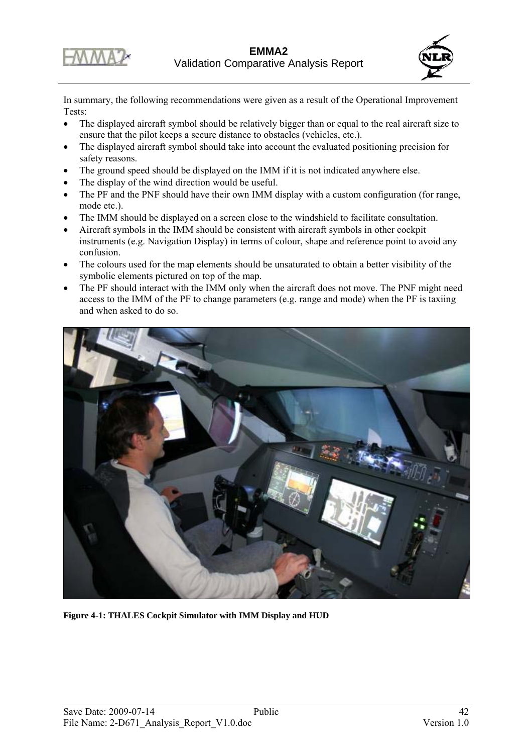In summary, the following recommendations were given as a result of the Operational Improvement Tests:

- The displayed aircraft symbol should be relatively bigger than or equal to the real aircraft size to ensure that the pilot keeps a secure distance to obstacles (vehicles, etc.).
- The displayed aircraft symbol should take into account the evaluated positioning precision for safety reasons.
- The ground speed should be displayed on the IMM if it is not indicated anywhere else.
- The display of the wind direction would be useful.
- The PF and the PNF should have their own IMM display with a custom configuration (for range, mode etc.).
- The IMM should be displayed on a screen close to the windshield to facilitate consultation.
- Aircraft symbols in the IMM should be consistent with aircraft symbols in other cockpit instruments (e.g. Navigation Display) in terms of colour, shape and reference point to avoid any confusion.
- The colours used for the map elements should be unsaturated to obtain a better visibility of the symbolic elements pictured on top of the map.
- The PF should interact with the IMM only when the aircraft does not move. The PNF might need access to the IMM of the PF to change parameters (e.g. range and mode) when the PF is taxiing and when asked to do so.

**Figure 4-1: THALES Cockpit Simulator with IMM Display and HUD**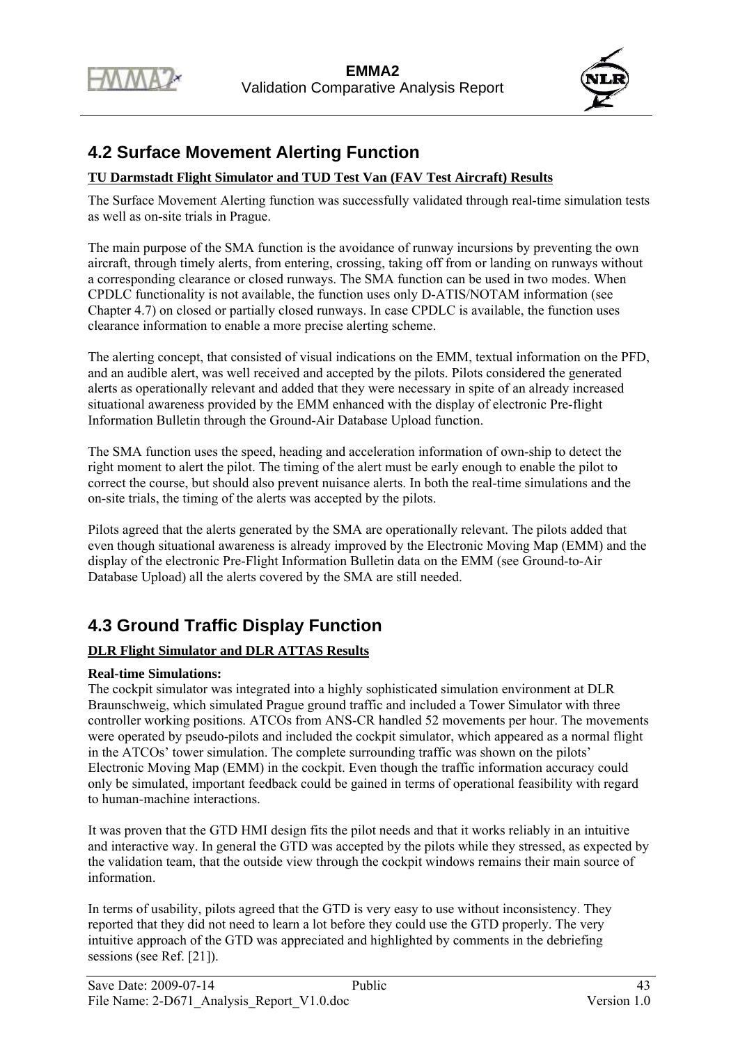## 4.2 Surface Movement Alerting Function

**TU Darmstadt Flight Simulator and TUD Test Van (FAV Test Aircraft) Results**

The Surface Movement Alerting function was successfully validated through real-time simulation tests as well as on-site trials in Prague.

The main purpose of the SMA function is the avoidance of runway incursions by preventing the own aircraft, through timely alerts, from entering, crossing, taking off from or landing on runways without a corresponding clearance or closed runways. The SMA function can be used in two modes. When CPDLC functionality is not available, the function uses only D-ATIS/NOTAM information (see Chapter 4.7) on closed or partially closed runways. In case CPDLC is available, the function uses clearance information to enable a more precise alerting scheme.

The alerting concept, that consisted of visual indications on the EMM, textual information on the PFD, and an audible alert, was well received and accepted by the pilots. Pilots considered the generated alerts as operationally relevant and added that they were necessary in spite of an already increased situational awareness provided by the EMM enhanced with the display of electronic Pre-flight Information Bulletin through the Ground-Air Database Upload function.

The SMA function uses the speed, heading and acceleration information of own-ship to detect the right moment to alert the pilot. The timing of the alert must be early enough to enable the pilot to correct the course, but should also prevent nuisance alerts. In both the real-time simulations and the on-site trials, the timing of the alerts was accepted by the pilots.

Pilots agreed that the alerts generated by the SMA are operationally relevant. The pilots added that even though situational awareness is already improved by the Electronic Moving Map (EMM) and the display of the electronic Pre-Flight Information Bulletin data on the EMM (see Ground-to-Air Database Upload) all the alerts covered by the SMA are still needed.

## 4.3 Ground Traffic Display Function

**DLR Flight Simulator and DLR ATTAS Results**

**Real-time Simulations:**
The cockpit simulator was integrated into a highly sophisticated simulation environment at DLR Braunschweig, which simulated Prague ground traffic and included a Tower Simulator with three controller working positions. ATCOs from ANS-CR handled 52 movements per hour. The movements were operated by pseudo-pilots and included the cockpit simulator, which appeared as a normal flight in the ATCOs' tower simulation. The complete surrounding traffic was shown on the pilots' Electronic Moving Map (EMM) in the cockpit. Even though the traffic information accuracy could only be simulated, important feedback could be gained in terms of operational feasibility with regard to human-machine interactions.

It was proven that the GTD HMI design fits the pilot needs and that it works reliably in an intuitive and interactive way. In general the GTD was accepted by the pilots while they stressed, as expected by the validation team, that the outside view through the cockpit windows remains their main source of information.

In terms of usability, pilots agreed that the GTD is very easy to use without inconsistency. They reported that they did not need to learn a lot before they could use the GTD properly. The very intuitive approach of the GTD was appreciated and highlighted by comments in the debriefing sessions (see Ref. [21]).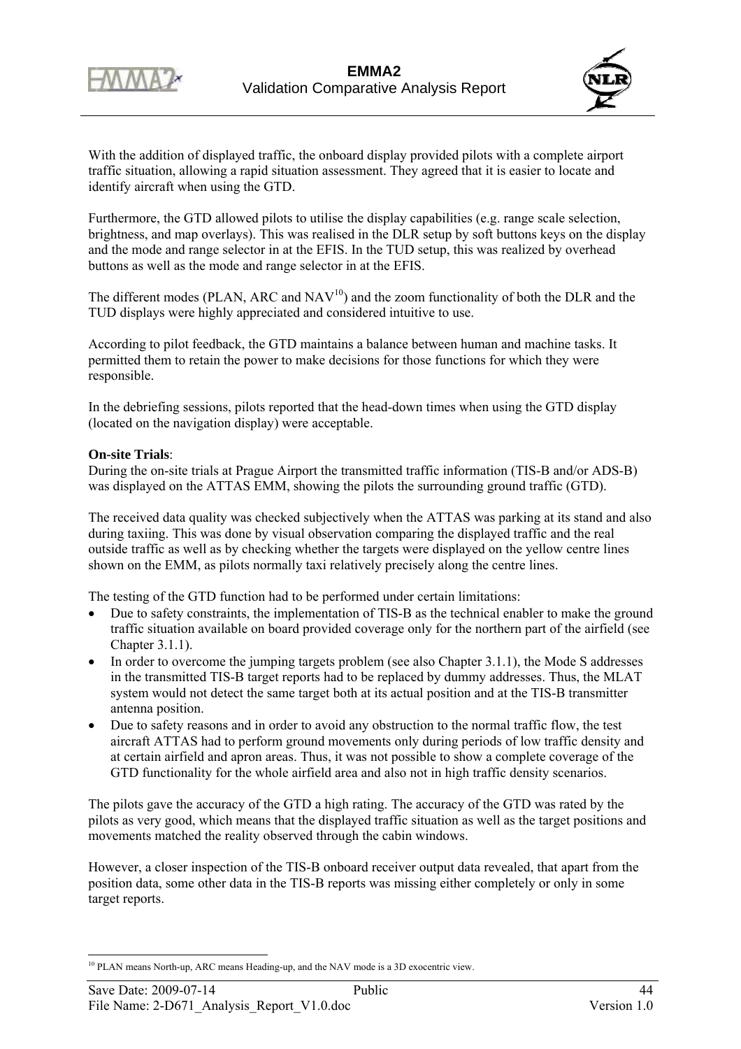With the addition of displayed traffic, the onboard display provided pilots with a complete airport traffic situation, allowing a rapid situation assessment. They agreed that it is easier to locate and identify aircraft when using the GTD.

Furthermore, the GTD allowed pilots to utilise the display capabilities (e.g. range scale selection, brightness, and map overlays). This was realised in the DLR setup by soft buttons keys on the display and the mode and range selector in at the EFIS. In the TUD setup, this was realized by overhead buttons as well as the mode and range selector in at the EFIS.

The different modes (PLAN, ARC and NAV[10]) and the zoom functionality of both the DLR and the TUD displays were highly appreciated and considered intuitive to use.

According to pilot feedback, the GTD maintains a balance between human and machine tasks. It permitted them to retain the power to make decisions for those functions for which they were responsible.

In the debriefing sessions, pilots reported that the head-down times when using the GTD display (located on the navigation display) were acceptable.

**On-site Trials**:
During the on-site trials at Prague Airport the transmitted traffic information (TIS-B and/or ADS-B) was displayed on the ATTAS EMM, showing the pilots the surrounding ground traffic (GTD).

The received data quality was checked subjectively when the ATTAS was parking at its stand and also during taxiing. This was done by visual observation comparing the displayed traffic and the real outside traffic as well as by checking whether the targets were displayed on the yellow centre lines shown on the EMM, as pilots normally taxi relatively precisely along the centre lines.

The testing of the GTD function had to be performed under certain limitations:

- Due to safety constraints, the implementation of TIS-B as the technical enabler to make the ground traffic situation available on board provided coverage only for the northern part of the airfield (see Chapter 3.1.1).
- In order to overcome the jumping targets problem (see also Chapter 3.1.1), the Mode S addresses in the transmitted TIS-B target reports had to be replaced by dummy addresses. Thus, the MLAT system would not detect the same target both at its actual position and at the TIS-B transmitter antenna position.
- Due to safety reasons and in order to avoid any obstruction to the normal traffic flow, the test aircraft ATTAS had to perform ground movements only during periods of low traffic density and at certain airfield and apron areas. Thus, it was not possible to show a complete coverage of the GTD functionality for the whole airfield area and also not in high traffic density scenarios.

The pilots gave the accuracy of the GTD a high rating. The accuracy of the GTD was rated by the pilots as very good, which means that the displayed traffic situation as well as the target positions and movements matched the reality observed through the cabin windows.

However, a closer inspection of the TIS-B onboard receiver output data revealed, that apart from the position data, some other data in the TIS-B reports was missing either completely or only in some target reports.

---

[10] PLAN means North-up, ARC means Heading-up, and the NAV mode is a 3D exocentric view.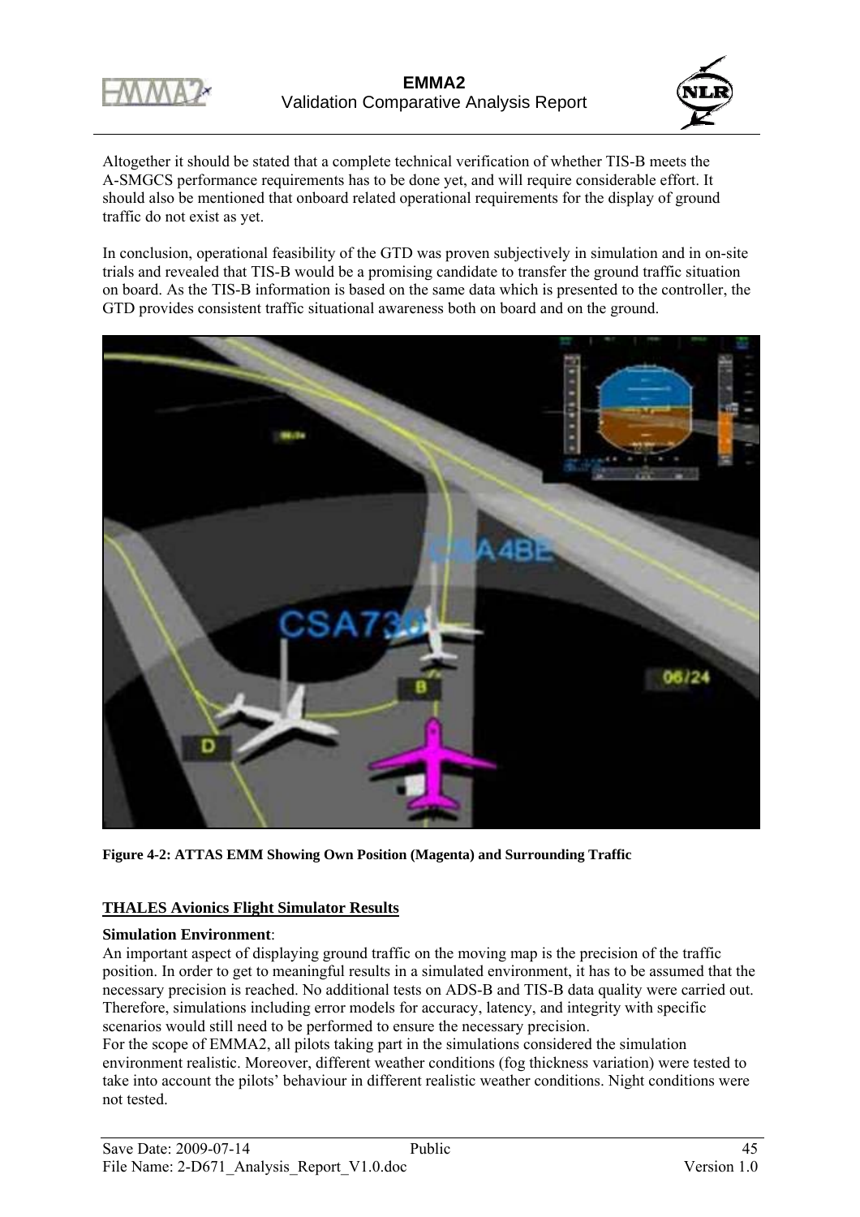Altogether it should be stated that a complete technical verification of whether TIS-B meets the A-SMGCS performance requirements has to be done yet, and will require considerable effort. It should also be mentioned that onboard related operational requirements for the display of ground traffic do not exist as yet.

In conclusion, operational feasibility of the GTD was proven subjectively in simulation and in on-site trials and revealed that TIS-B would be a promising candidate to transfer the ground traffic situation on board. As the TIS-B information is based on the same data which is presented to the controller, the GTD provides consistent traffic situational awareness both on board and on the ground.

**Figure 4-2: ATTAS EMM Showing Own Position (Magenta) and Surrounding Traffic**

**THALES Avionics Flight Simulator Results**

**Simulation Environment**:
An important aspect of displaying ground traffic on the moving map is the precision of the traffic position. In order to get to meaningful results in a simulated environment, it has to be assumed that the necessary precision is reached. No additional tests on ADS-B and TIS-B data quality were carried out. Therefore, simulations including error models for accuracy, latency, and integrity with specific scenarios would still need to be performed to ensure the necessary precision.
For the scope of EMMA2, all pilots taking part in the simulations considered the simulation environment realistic. Moreover, different weather conditions (fog thickness variation) were tested to take into account the pilots' behaviour in different realistic weather conditions. Night conditions were not tested.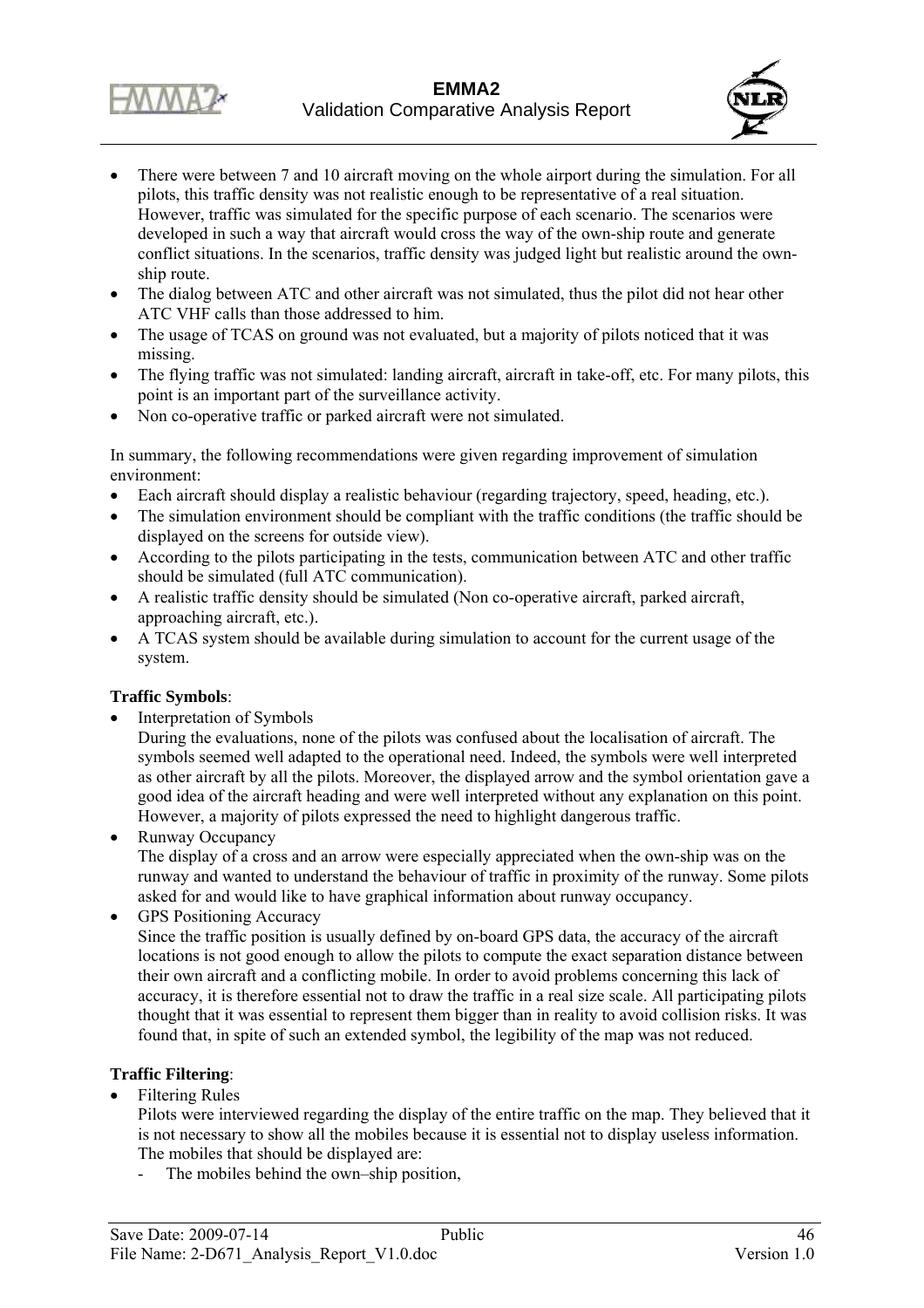- There were between 7 and 10 aircraft moving on the whole airport during the simulation. For all pilots, this traffic density was not realistic enough to be representative of a real situation. However, traffic was simulated for the specific purpose of each scenario. The scenarios were developed in such a way that aircraft would cross the way of the own-ship route and generate conflict situations. In the scenarios, traffic density was judged light but realistic around the own-ship route.
- The dialog between ATC and other aircraft was not simulated, thus the pilot did not hear other ATC VHF calls than those addressed to him.
- The usage of TCAS on ground was not evaluated, but a majority of pilots noticed that it was missing.
- The flying traffic was not simulated: landing aircraft, aircraft in take-off, etc. For many pilots, this point is an important part of the surveillance activity.
- Non co-operative traffic or parked aircraft were not simulated.

In summary, the following recommendations were given regarding improvement of simulation environment:

- Each aircraft should display a realistic behaviour (regarding trajectory, speed, heading, etc.).
- The simulation environment should be compliant with the traffic conditions (the traffic should be displayed on the screens for outside view).
- According to the pilots participating in the tests, communication between ATC and other traffic should be simulated (full ATC communication).
- A realistic traffic density should be simulated (Non co-operative aircraft, parked aircraft, approaching aircraft, etc.).
- A TCAS system should be available during simulation to account for the current usage of the system.

**Traffic Symbols**:

- Interpretation of Symbols
  During the evaluations, none of the pilots was confused about the localisation of aircraft. The symbols seemed well adapted to the operational need. Indeed, the symbols were well interpreted as other aircraft by all the pilots. Moreover, the displayed arrow and the symbol orientation gave a good idea of the aircraft heading and were well interpreted without any explanation on this point. However, a majority of pilots expressed the need to highlight dangerous traffic.
- Runway Occupancy
  The display of a cross and an arrow were especially appreciated when the own-ship was on the runway and wanted to understand the behaviour of traffic in proximity of the runway. Some pilots asked for and would like to have graphical information about runway occupancy.
- GPS Positioning Accuracy
  Since the traffic position is usually defined by on-board GPS data, the accuracy of the aircraft locations is not good enough to allow the pilots to compute the exact separation distance between their own aircraft and a conflicting mobile. In order to avoid problems concerning this lack of accuracy, it is therefore essential not to draw the traffic in a real size scale. All participating pilots thought that it was essential to represent them bigger than in reality to avoid collision risks. It was found that, in spite of such an extended symbol, the legibility of the map was not reduced.

**Traffic Filtering**:

- Filtering Rules
  Pilots were interviewed regarding the display of the entire traffic on the map. They believed that it is not necessary to show all the mobiles because it is essential not to display useless information. The mobiles that should be displayed are:
  - The mobiles behind the own–ship position,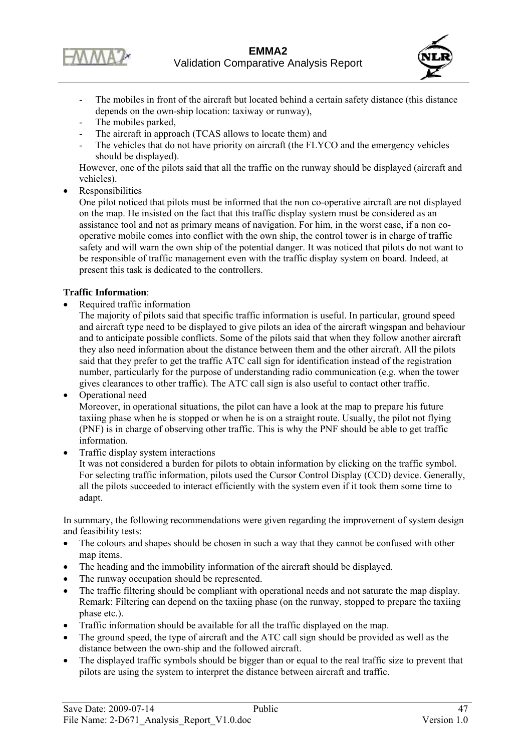- The mobiles in front of the aircraft but located behind a certain safety distance (this distance depends on the own-ship location: taxiway or runway),
- The mobiles parked,
- The aircraft in approach (TCAS allows to locate them) and
- The vehicles that do not have priority on aircraft (the FLYCO and the emergency vehicles should be displayed).

However, one of the pilots said that all the traffic on the runway should be displayed (aircraft and vehicles).

- Responsibilities
  One pilot noticed that pilots must be informed that the non co-operative aircraft are not displayed on the map. He insisted on the fact that this traffic display system must be considered as an assistance tool and not as primary means of navigation. For him, in the worst case, if a non co-operative mobile comes into conflict with the own ship, the control tower is in charge of traffic safety and will warn the own ship of the potential danger. It was noticed that pilots do not want to be responsible of traffic management even with the traffic display system on board. Indeed, at present this task is dedicated to the controllers.

**Traffic Information**:

- Required traffic information
  The majority of pilots said that specific traffic information is useful. In particular, ground speed and aircraft type need to be displayed to give pilots an idea of the aircraft wingspan and behaviour and to anticipate possible conflicts. Some of the pilots said that when they follow another aircraft they also need information about the distance between them and the other aircraft. All the pilots said that they prefer to get the traffic ATC call sign for identification instead of the registration number, particularly for the purpose of understanding radio communication (e.g. when the tower gives clearances to other traffic). The ATC call sign is also useful to contact other traffic.
- Operational need
  Moreover, in operational situations, the pilot can have a look at the map to prepare his future taxiing phase when he is stopped or when he is on a straight route. Usually, the pilot not flying (PNF) is in charge of observing other traffic. This is why the PNF should be able to get traffic information.
- Traffic display system interactions
  It was not considered a burden for pilots to obtain information by clicking on the traffic symbol. For selecting traffic information, pilots used the Cursor Control Display (CCD) device. Generally, all the pilots succeeded to interact efficiently with the system even if it took them some time to adapt.

In summary, the following recommendations were given regarding the improvement of system design and feasibility tests:

- The colours and shapes should be chosen in such a way that they cannot be confused with other map items.
- The heading and the immobility information of the aircraft should be displayed.
- The runway occupation should be represented.
- The traffic filtering should be compliant with operational needs and not saturate the map display. Remark: Filtering can depend on the taxiing phase (on the runway, stopped to prepare the taxiing phase etc.).
- Traffic information should be available for all the traffic displayed on the map.
- The ground speed, the type of aircraft and the ATC call sign should be provided as well as the distance between the own-ship and the followed aircraft.
- The displayed traffic symbols should be bigger than or equal to the real traffic size to prevent that pilots are using the system to interpret the distance between aircraft and traffic.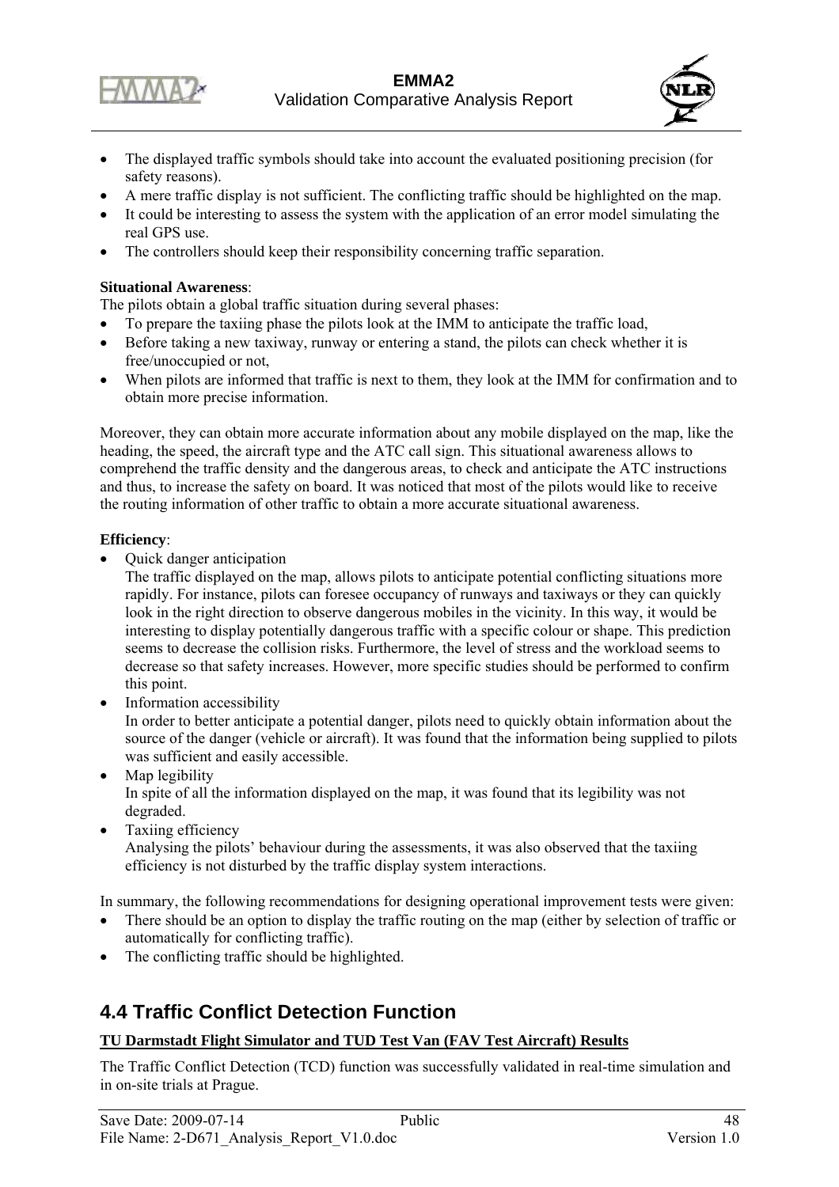- The displayed traffic symbols should take into account the evaluated positioning precision (for safety reasons).
- A mere traffic display is not sufficient. The conflicting traffic should be highlighted on the map.
- It could be interesting to assess the system with the application of an error model simulating the real GPS use.
- The controllers should keep their responsibility concerning traffic separation.

**Situational Awareness**:
The pilots obtain a global traffic situation during several phases:

- To prepare the taxiing phase the pilots look at the IMM to anticipate the traffic load,
- Before taking a new taxiway, runway or entering a stand, the pilots can check whether it is free/unoccupied or not,
- When pilots are informed that traffic is next to them, they look at the IMM for confirmation and to obtain more precise information.

Moreover, they can obtain more accurate information about any mobile displayed on the map, like the heading, the speed, the aircraft type and the ATC call sign. This situational awareness allows to comprehend the traffic density and the dangerous areas, to check and anticipate the ATC instructions and thus, to increase the safety on board. It was noticed that most of the pilots would like to receive the routing information of other traffic to obtain a more accurate situational awareness.

**Efficiency**:

- Quick danger anticipation
  The traffic displayed on the map, allows pilots to anticipate potential conflicting situations more rapidly. For instance, pilots can foresee occupancy of runways and taxiways or they can quickly look in the right direction to observe dangerous mobiles in the vicinity. In this way, it would be interesting to display potentially dangerous traffic with a specific colour or shape. This prediction seems to decrease the collision risks. Furthermore, the level of stress and the workload seems to decrease so that safety increases. However, more specific studies should be performed to confirm this point.
- Information accessibility
  In order to better anticipate a potential danger, pilots need to quickly obtain information about the source of the danger (vehicle or aircraft). It was found that the information being supplied to pilots was sufficient and easily accessible.
- Map legibility
  In spite of all the information displayed on the map, it was found that its legibility was not degraded.
- Taxiing efficiency
  Analysing the pilots' behaviour during the assessments, it was also observed that the taxiing efficiency is not disturbed by the traffic display system interactions.

In summary, the following recommendations for designing operational improvement tests were given:

- There should be an option to display the traffic routing on the map (either by selection of traffic or automatically for conflicting traffic).
- The conflicting traffic should be highlighted.

## 4.4 Traffic Conflict Detection Function

**TU Darmstadt Flight Simulator and TUD Test Van (FAV Test Aircraft) Results**

The Traffic Conflict Detection (TCD) function was successfully validated in real-time simulation and in on-site trials at Prague.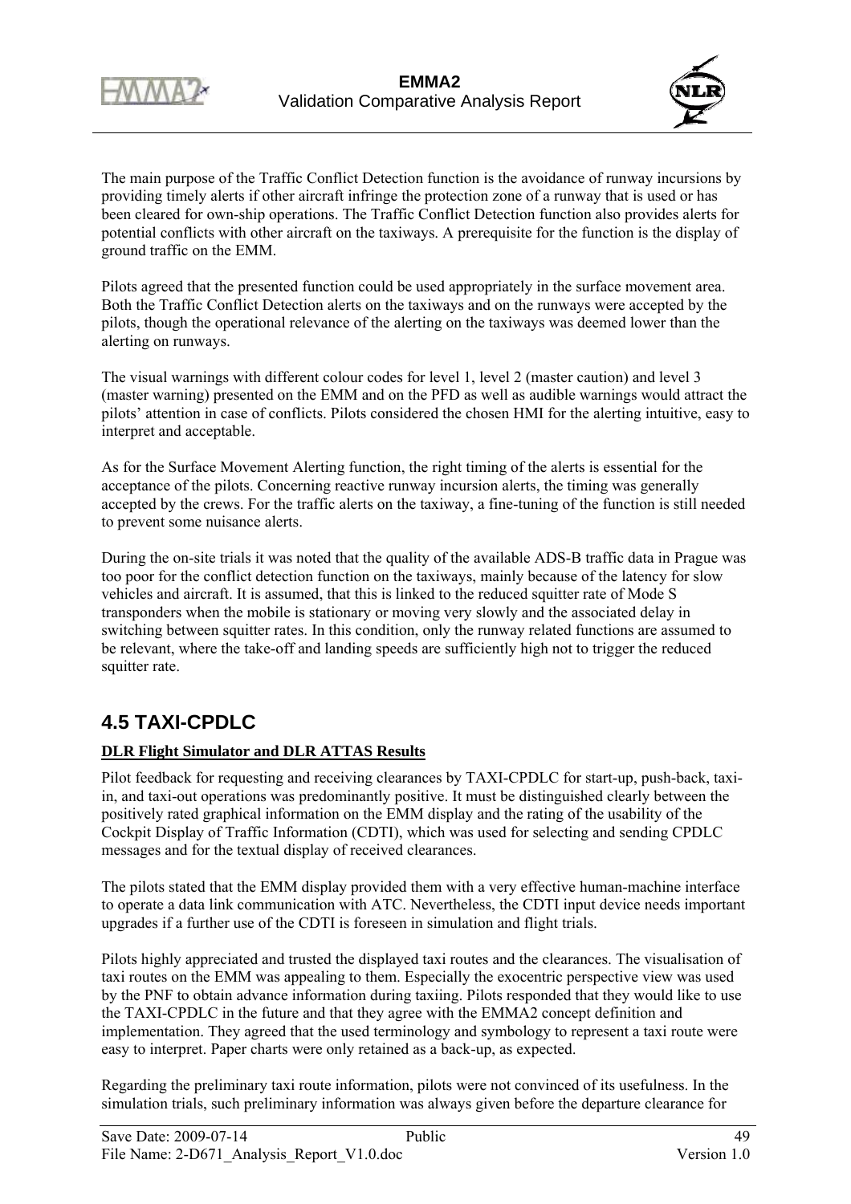The main purpose of the Traffic Conflict Detection function is the avoidance of runway incursions by providing timely alerts if other aircraft infringe the protection zone of a runway that is used or has been cleared for own-ship operations. The Traffic Conflict Detection function also provides alerts for potential conflicts with other aircraft on the taxiways. A prerequisite for the function is the display of ground traffic on the EMM.

Pilots agreed that the presented function could be used appropriately in the surface movement area. Both the Traffic Conflict Detection alerts on the taxiways and on the runways were accepted by the pilots, though the operational relevance of the alerting on the taxiways was deemed lower than the alerting on runways.

The visual warnings with different colour codes for level 1, level 2 (master caution) and level 3 (master warning) presented on the EMM and on the PFD as well as audible warnings would attract the pilots' attention in case of conflicts. Pilots considered the chosen HMI for the alerting intuitive, easy to interpret and acceptable.

As for the Surface Movement Alerting function, the right timing of the alerts is essential for the acceptance of the pilots. Concerning reactive runway incursion alerts, the timing was generally accepted by the crews. For the traffic alerts on the taxiway, a fine-tuning of the function is still needed to prevent some nuisance alerts.

During the on-site trials it was noted that the quality of the available ADS-B traffic data in Prague was too poor for the conflict detection function on the taxiways, mainly because of the latency for slow vehicles and aircraft. It is assumed, that this is linked to the reduced squitter rate of Mode S transponders when the mobile is stationary or moving very slowly and the associated delay in switching between squitter rates. In this condition, only the runway related functions are assumed to be relevant, where the take-off and landing speeds are sufficiently high not to trigger the reduced squitter rate.

## 4.5 TAXI-CPDLC

**DLR Flight Simulator and DLR ATTAS Results**

Pilot feedback for requesting and receiving clearances by TAXI-CPDLC for start-up, push-back, taxi-in, and taxi-out operations was predominantly positive. It must be distinguished clearly between the positively rated graphical information on the EMM display and the rating of the usability of the Cockpit Display of Traffic Information (CDTI), which was used for selecting and sending CPDLC messages and for the textual display of received clearances.

The pilots stated that the EMM display provided them with a very effective human-machine interface to operate a data link communication with ATC. Nevertheless, the CDTI input device needs important upgrades if a further use of the CDTI is foreseen in simulation and flight trials.

Pilots highly appreciated and trusted the displayed taxi routes and the clearances. The visualisation of taxi routes on the EMM was appealing to them. Especially the exocentric perspective view was used by the PNF to obtain advance information during taxiing. Pilots responded that they would like to use the TAXI-CPDLC in the future and that they agree with the EMMA2 concept definition and implementation. They agreed that the used terminology and symbology to represent a taxi route were easy to interpret. Paper charts were only retained as a back-up, as expected.

Regarding the preliminary taxi route information, pilots were not convinced of its usefulness. In the simulation trials, such preliminary information was always given before the departure clearance for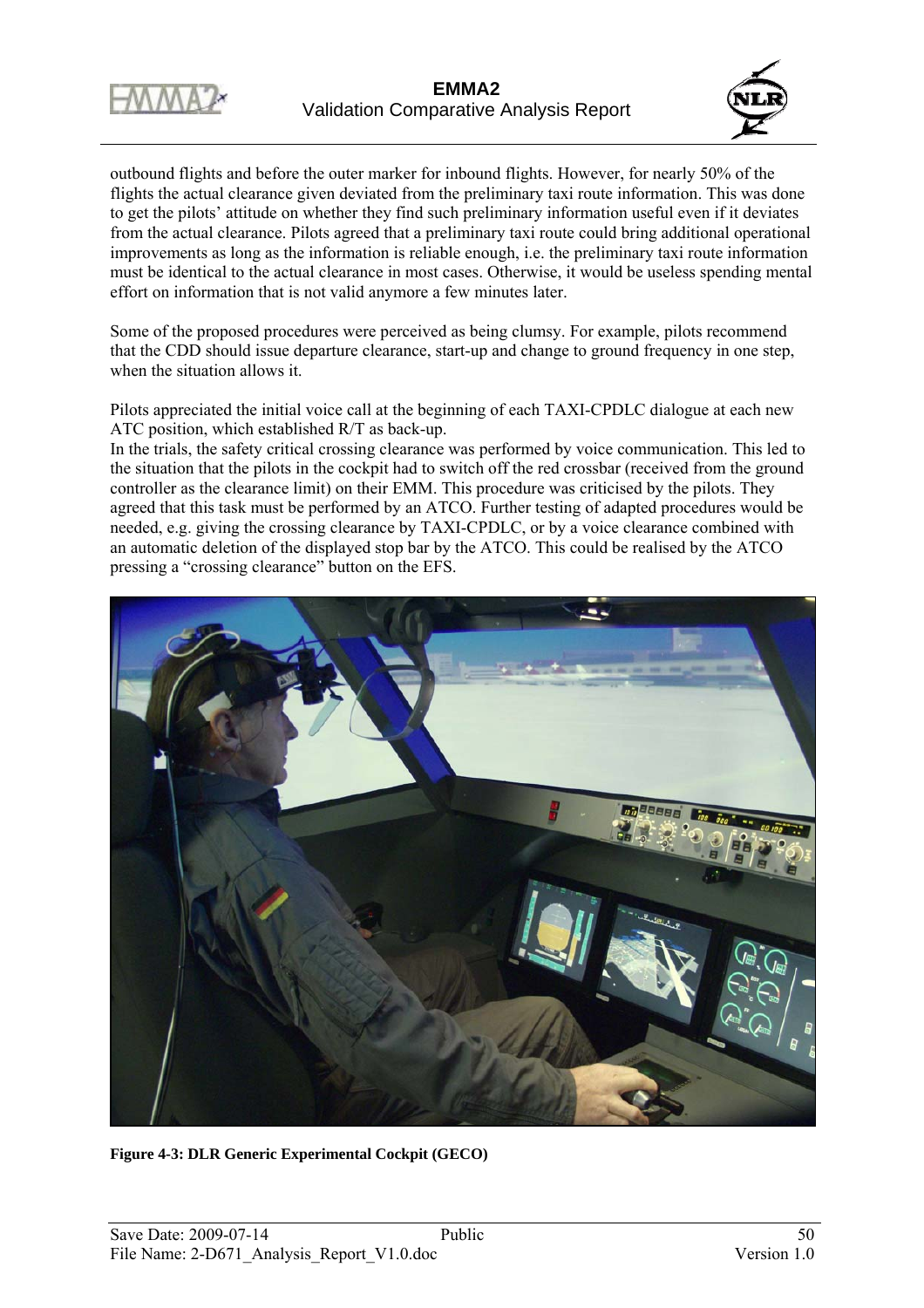outbound flights and before the outer marker for inbound flights. However, for nearly 50% of the flights the actual clearance given deviated from the preliminary taxi route information. This was done to get the pilots' attitude on whether they find such preliminary information useful even if it deviates from the actual clearance. Pilots agreed that a preliminary taxi route could bring additional operational improvements as long as the information is reliable enough, i.e. the preliminary taxi route information must be identical to the actual clearance in most cases. Otherwise, it would be useless spending mental effort on information that is not valid anymore a few minutes later.

Some of the proposed procedures were perceived as being clumsy. For example, pilots recommend that the CDD should issue departure clearance, start-up and change to ground frequency in one step, when the situation allows it.

Pilots appreciated the initial voice call at the beginning of each TAXI-CPDLC dialogue at each new ATC position, which established R/T as back-up.
In the trials, the safety critical crossing clearance was performed by voice communication. This led to the situation that the pilots in the cockpit had to switch off the red crossbar (received from the ground controller as the clearance limit) on their EMM. This procedure was criticised by the pilots. They agreed that this task must be performed by an ATCO. Further testing of adapted procedures would be needed, e.g. giving the crossing clearance by TAXI-CPDLC, or by a voice clearance combined with an automatic deletion of the displayed stop bar by the ATCO. This could be realised by the ATCO pressing a "crossing clearance" button on the EFS.

**Figure 4-3: DLR Generic Experimental Cockpit (GECO)**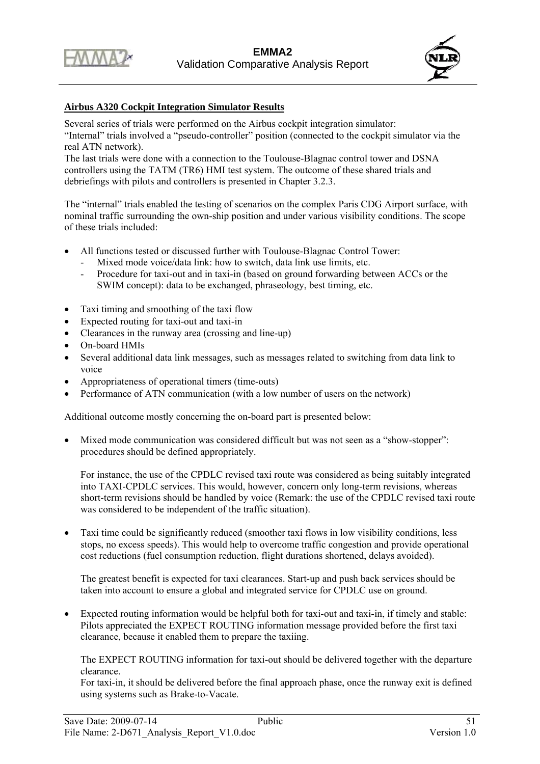**Airbus A320 Cockpit Integration Simulator Results**

Several series of trials were performed on the Airbus cockpit integration simulator:
"Internal" trials involved a "pseudo-controller" position (connected to the cockpit simulator via the real ATN network).
The last trials were done with a connection to the Toulouse-Blagnac control tower and DSNA controllers using the TATM (TR6) HMI test system. The outcome of these shared trials and debriefings with pilots and controllers is presented in Chapter 3.2.3.

The "internal" trials enabled the testing of scenarios on the complex Paris CDG Airport surface, with nominal traffic surrounding the own-ship position and under various visibility conditions. The scope of these trials included:

- All functions tested or discussed further with Toulouse-Blagnac Control Tower:
  - Mixed mode voice/data link: how to switch, data link use limits, etc.
  - Procedure for taxi-out and in taxi-in (based on ground forwarding between ACCs or the SWIM concept): data to be exchanged, phraseology, best timing, etc.

- Taxi timing and smoothing of the taxi flow
- Expected routing for taxi-out and taxi-in
- Clearances in the runway area (crossing and line-up)
- On-board HMIs
- Several additional data link messages, such as messages related to switching from data link to voice
- Appropriateness of operational timers (time-outs)
- Performance of ATN communication (with a low number of users on the network)

Additional outcome mostly concerning the on-board part is presented below:

- Mixed mode communication was considered difficult but was not seen as a "show-stopper": procedures should be defined appropriately.

  For instance, the use of the CPDLC revised taxi route was considered as being suitably integrated into TAXI-CPDLC services. This would, however, concern only long-term revisions, whereas short-term revisions should be handled by voice (Remark: the use of the CPDLC revised taxi route was considered to be independent of the traffic situation).

- Taxi time could be significantly reduced (smoother taxi flows in low visibility conditions, less stops, no excess speeds). This would help to overcome traffic congestion and provide operational cost reductions (fuel consumption reduction, flight durations shortened, delays avoided).

  The greatest benefit is expected for taxi clearances. Start-up and push back services should be taken into account to ensure a global and integrated service for CPDLC use on ground.

- Expected routing information would be helpful both for taxi-out and taxi-in, if timely and stable: Pilots appreciated the EXPECT ROUTING information message provided before the first taxi clearance, because it enabled them to prepare the taxiing.

  The EXPECT ROUTING information for taxi-out should be delivered together with the departure clearance.
  For taxi-in, it should be delivered before the final approach phase, once the runway exit is defined using systems such as Brake-to-Vacate.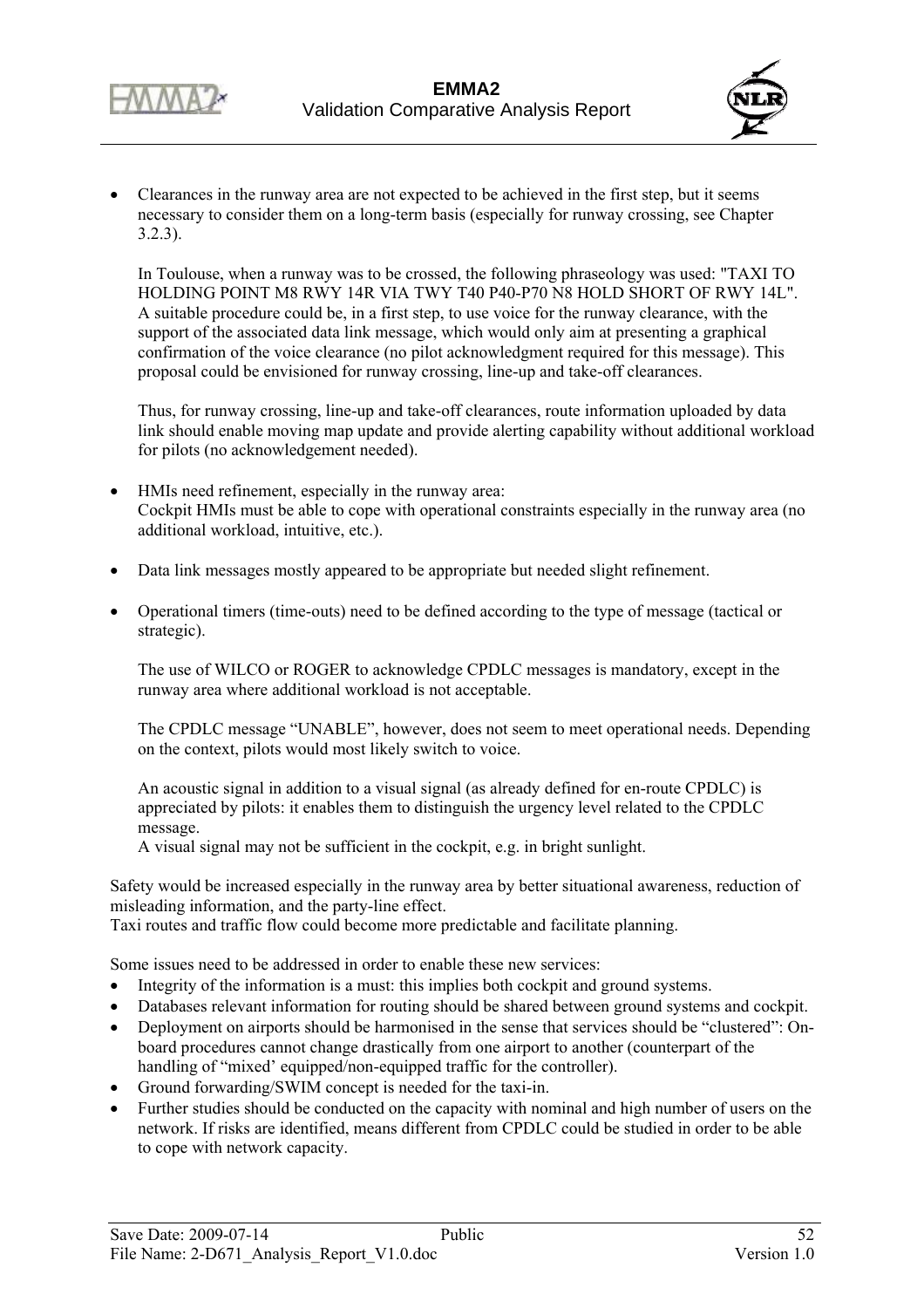- Clearances in the runway area are not expected to be achieved in the first step, but it seems necessary to consider them on a long-term basis (especially for runway crossing, see Chapter 3.2.3).

  In Toulouse, when a runway was to be crossed, the following phraseology was used: "TAXI TO HOLDING POINT M8 RWY 14R VIA TWY T40 P40-P70 N8 HOLD SHORT OF RWY 14L". A suitable procedure could be, in a first step, to use voice for the runway clearance, with the support of the associated data link message, which would only aim at presenting a graphical confirmation of the voice clearance (no pilot acknowledgment required for this message). This proposal could be envisioned for runway crossing, line-up and take-off clearances.

  Thus, for runway crossing, line-up and take-off clearances, route information uploaded by data link should enable moving map update and provide alerting capability without additional workload for pilots (no acknowledgement needed).

- HMIs need refinement, especially in the runway area:
  Cockpit HMIs must be able to cope with operational constraints especially in the runway area (no additional workload, intuitive, etc.).

- Data link messages mostly appeared to be appropriate but needed slight refinement.

- Operational timers (time-outs) need to be defined according to the type of message (tactical or strategic).

  The use of WILCO or ROGER to acknowledge CPDLC messages is mandatory, except in the runway area where additional workload is not acceptable.

  The CPDLC message "UNABLE", however, does not seem to meet operational needs. Depending on the context, pilots would most likely switch to voice.

  An acoustic signal in addition to a visual signal (as already defined for en-route CPDLC) is appreciated by pilots: it enables them to distinguish the urgency level related to the CPDLC message.
  A visual signal may not be sufficient in the cockpit, e.g. in bright sunlight.

Safety would be increased especially in the runway area by better situational awareness, reduction of misleading information, and the party-line effect.
Taxi routes and traffic flow could become more predictable and facilitate planning.

Some issues need to be addressed in order to enable these new services:

- Integrity of the information is a must: this implies both cockpit and ground systems.
- Databases relevant information for routing should be shared between ground systems and cockpit.
- Deployment on airports should be harmonised in the sense that services should be "clustered": On-board procedures cannot change drastically from one airport to another (counterpart of the handling of "mixed' equipped/non-equipped traffic for the controller).
- Ground forwarding/SWIM concept is needed for the taxi-in.
- Further studies should be conducted on the capacity with nominal and high number of users on the network. If risks are identified, means different from CPDLC could be studied in order to be able to cope with network capacity.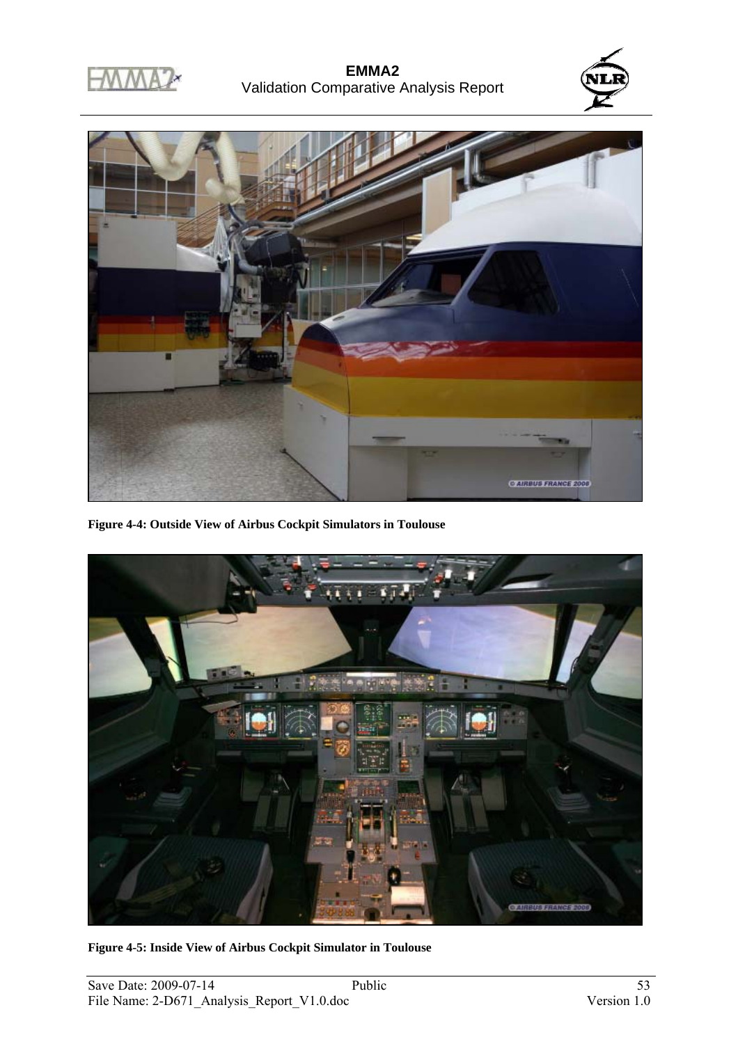Figure 4-4: Outside View of Airbus Cockpit Simulators in Toulouse

Figure 4-5: Inside View of Airbus Cockpit Simulator in Toulouse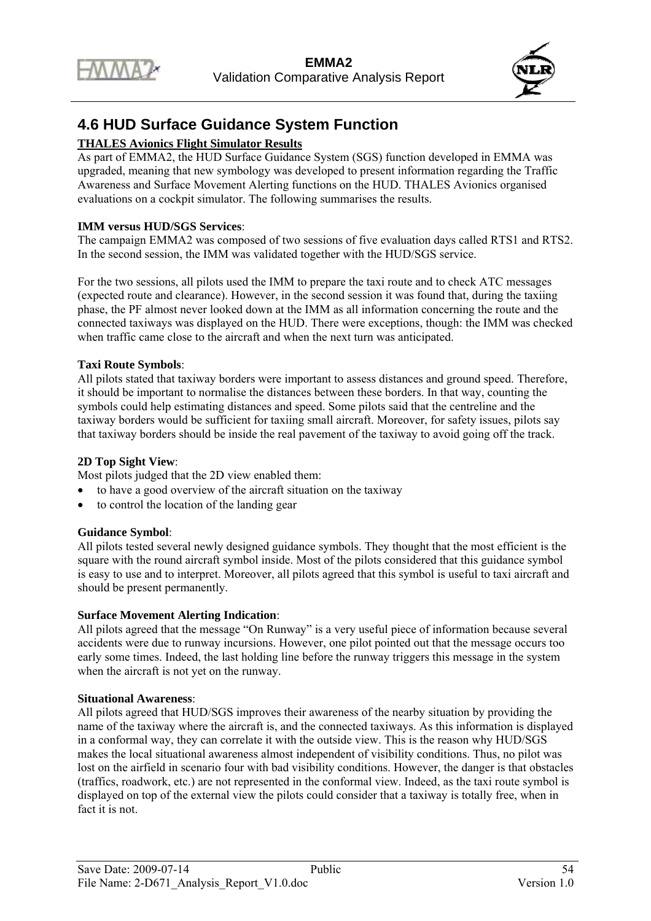## 4.6 HUD Surface Guidance System Function

**THALES Avionics Flight Simulator Results**

As part of EMMA2, the HUD Surface Guidance System (SGS) function developed in EMMA was upgraded, meaning that new symbology was developed to present information regarding the Traffic Awareness and Surface Movement Alerting functions on the HUD. THALES Avionics organised evaluations on a cockpit simulator. The following summarises the results.

**IMM versus HUD/SGS Services**:

The campaign EMMA2 was composed of two sessions of five evaluation days called RTS1 and RTS2. In the second session, the IMM was validated together with the HUD/SGS service.

For the two sessions, all pilots used the IMM to prepare the taxi route and to check ATC messages (expected route and clearance). However, in the second session it was found that, during the taxiing phase, the PF almost never looked down at the IMM as all information concerning the route and the connected taxiways was displayed on the HUD. There were exceptions, though: the IMM was checked when traffic came close to the aircraft and when the next turn was anticipated.

**Taxi Route Symbols**:

All pilots stated that taxiway borders were important to assess distances and ground speed. Therefore, it should be important to normalise the distances between these borders. In that way, counting the symbols could help estimating distances and speed. Some pilots said that the centreline and the taxiway borders would be sufficient for taxiing small aircraft. Moreover, for safety issues, pilots say that taxiway borders should be inside the real pavement of the taxiway to avoid going off the track.

**2D Top Sight View**:

Most pilots judged that the 2D view enabled them:

- to have a good overview of the aircraft situation on the taxiway
- to control the location of the landing gear

**Guidance Symbol**:

All pilots tested several newly designed guidance symbols. They thought that the most efficient is the square with the round aircraft symbol inside. Most of the pilots considered that this guidance symbol is easy to use and to interpret. Moreover, all pilots agreed that this symbol is useful to taxi aircraft and should be present permanently.

**Surface Movement Alerting Indication**:

All pilots agreed that the message "On Runway" is a very useful piece of information because several accidents were due to runway incursions. However, one pilot pointed out that the message occurs too early some times. Indeed, the last holding line before the runway triggers this message in the system when the aircraft is not yet on the runway.

**Situational Awareness**:

All pilots agreed that HUD/SGS improves their awareness of the nearby situation by providing the name of the taxiway where the aircraft is, and the connected taxiways. As this information is displayed in a conformal way, they can correlate it with the outside view. This is the reason why HUD/SGS makes the local situational awareness almost independent of visibility conditions. Thus, no pilot was lost on the airfield in scenario four with bad visibility conditions. However, the danger is that obstacles (traffics, roadwork, etc.) are not represented in the conformal view. Indeed, as the taxi route symbol is displayed on top of the external view the pilots could consider that a taxiway is totally free, when in fact it is not.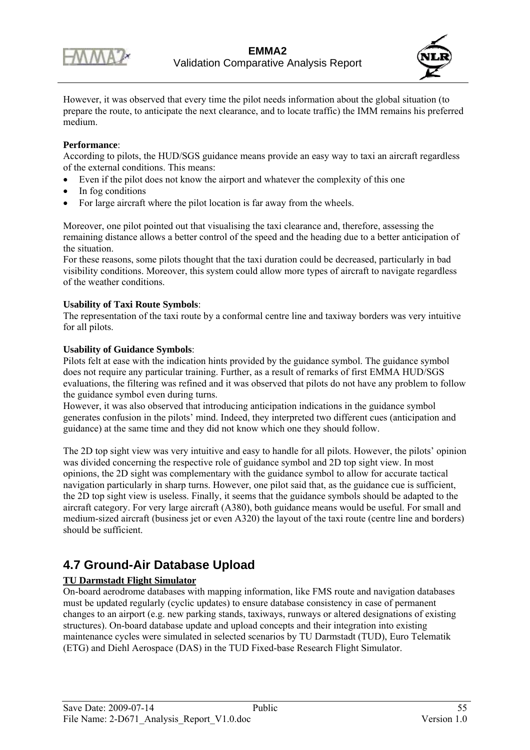However, it was observed that every time the pilot needs information about the global situation (to prepare the route, to anticipate the next clearance, and to locate traffic) the IMM remains his preferred medium.

**Performance**:
According to pilots, the HUD/SGS guidance means provide an easy way to taxi an aircraft regardless of the external conditions. This means:

- Even if the pilot does not know the airport and whatever the complexity of this one
- In fog conditions
- For large aircraft where the pilot location is far away from the wheels.

Moreover, one pilot pointed out that visualising the taxi clearance and, therefore, assessing the remaining distance allows a better control of the speed and the heading due to a better anticipation of the situation.
For these reasons, some pilots thought that the taxi duration could be decreased, particularly in bad visibility conditions. Moreover, this system could allow more types of aircraft to navigate regardless of the weather conditions.

**Usability of Taxi Route Symbols**:
The representation of the taxi route by a conformal centre line and taxiway borders was very intuitive for all pilots.

**Usability of Guidance Symbols**:
Pilots felt at ease with the indication hints provided by the guidance symbol. The guidance symbol does not require any particular training. Further, as a result of remarks of first EMMA HUD/SGS evaluations, the filtering was refined and it was observed that pilots do not have any problem to follow the guidance symbol even during turns.
However, it was also observed that introducing anticipation indications in the guidance symbol generates confusion in the pilots' mind. Indeed, they interpreted two different cues (anticipation and guidance) at the same time and they did not know which one they should follow.

The 2D top sight view was very intuitive and easy to handle for all pilots. However, the pilots' opinion was divided concerning the respective role of guidance symbol and 2D top sight view. In most opinions, the 2D sight was complementary with the guidance symbol to allow for accurate tactical navigation particularly in sharp turns. However, one pilot said that, as the guidance cue is sufficient, the 2D top sight view is useless. Finally, it seems that the guidance symbols should be adapted to the aircraft category. For very large aircraft (A380), both guidance means would be useful. For small and medium-sized aircraft (business jet or even A320) the layout of the taxi route (centre line and borders) should be sufficient.

## 4.7 Ground-Air Database Upload

**TU Darmstadt Flight Simulator**

On-board aerodrome databases with mapping information, like FMS route and navigation databases must be updated regularly (cyclic updates) to ensure database consistency in case of permanent changes to an airport (e.g. new parking stands, taxiways, runways or altered designations of existing structures). On-board database update and upload concepts and their integration into existing maintenance cycles were simulated in selected scenarios by TU Darmstadt (TUD), Euro Telematik (ETG) and Diehl Aerospace (DAS) in the TUD Fixed-base Research Flight Simulator.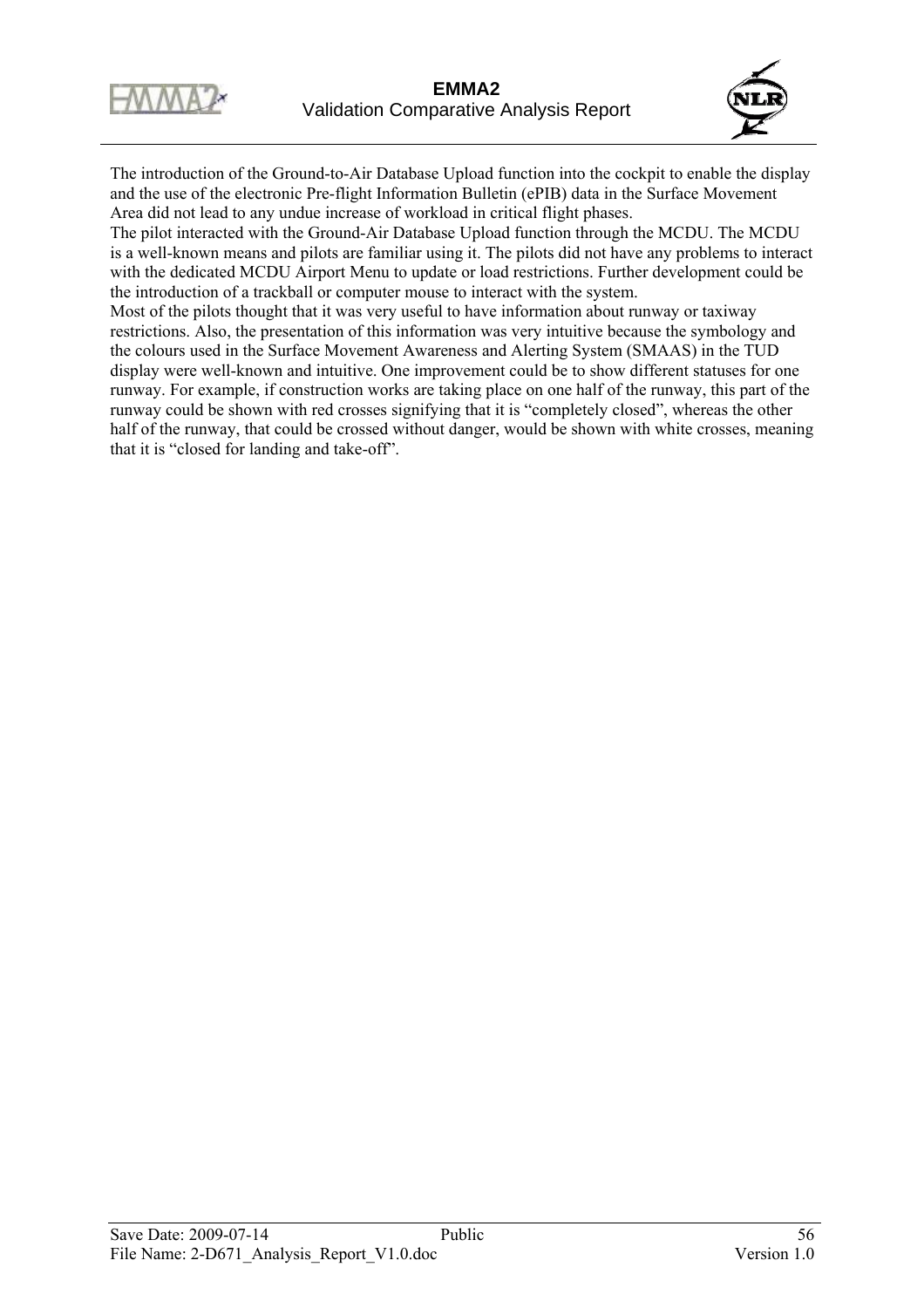The introduction of the Ground-to-Air Database Upload function into the cockpit to enable the display and the use of the electronic Pre-flight Information Bulletin (ePIB) data in the Surface Movement Area did not lead to any undue increase of workload in critical flight phases.

The pilot interacted with the Ground-Air Database Upload function through the MCDU. The MCDU is a well-known means and pilots are familiar using it. The pilots did not have any problems to interact with the dedicated MCDU Airport Menu to update or load restrictions. Further development could be the introduction of a trackball or computer mouse to interact with the system.

Most of the pilots thought that it was very useful to have information about runway or taxiway restrictions. Also, the presentation of this information was very intuitive because the symbology and the colours used in the Surface Movement Awareness and Alerting System (SMAAS) in the TUD display were well-known and intuitive. One improvement could be to show different statuses for one runway. For example, if construction works are taking place on one half of the runway, this part of the runway could be shown with red crosses signifying that it is "completely closed", whereas the other half of the runway, that could be crossed without danger, would be shown with white crosses, meaning that it is "closed for landing and take-off".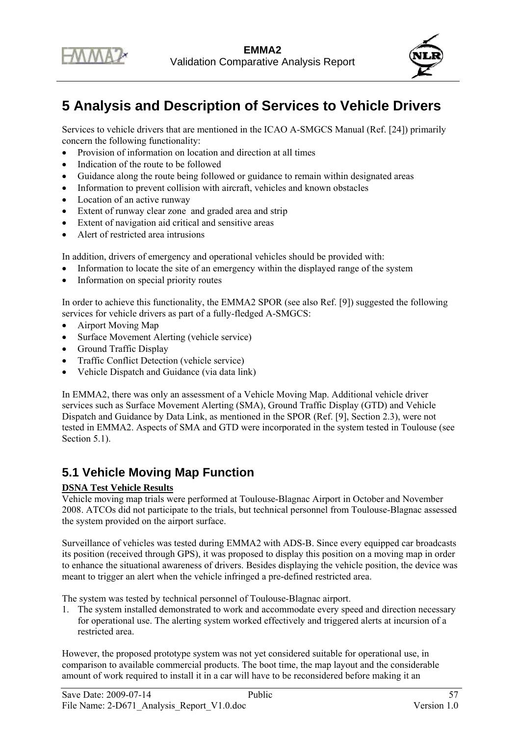# 5 Analysis and Description of Services to Vehicle Drivers

Services to vehicle drivers that are mentioned in the ICAO A-SMGCS Manual (Ref. [24]) primarily concern the following functionality:

- Provision of information on location and direction at all times
- Indication of the route to be followed
- Guidance along the route being followed or guidance to remain within designated areas
- Information to prevent collision with aircraft, vehicles and known obstacles
- Location of an active runway
- Extent of runway clear zone and graded area and strip
- Extent of navigation aid critical and sensitive areas
- Alert of restricted area intrusions

In addition, drivers of emergency and operational vehicles should be provided with:

- Information to locate the site of an emergency within the displayed range of the system
- Information on special priority routes

In order to achieve this functionality, the EMMA2 SPOR (see also Ref. [9]) suggested the following services for vehicle drivers as part of a fully-fledged A-SMGCS:

- Airport Moving Map
- Surface Movement Alerting (vehicle service)
- Ground Traffic Display
- Traffic Conflict Detection (vehicle service)
- Vehicle Dispatch and Guidance (via data link)

In EMMA2, there was only an assessment of a Vehicle Moving Map. Additional vehicle driver services such as Surface Movement Alerting (SMA), Ground Traffic Display (GTD) and Vehicle Dispatch and Guidance by Data Link, as mentioned in the SPOR (Ref. [9], Section 2.3), were not tested in EMMA2. Aspects of SMA and GTD were incorporated in the system tested in Toulouse (see Section 5.1).

## 5.1 Vehicle Moving Map Function

**DSNA Test Vehicle Results**

Vehicle moving map trials were performed at Toulouse-Blagnac Airport in October and November 2008. ATCOs did not participate to the trials, but technical personnel from Toulouse-Blagnac assessed the system provided on the airport surface.

Surveillance of vehicles was tested during EMMA2 with ADS-B. Since every equipped car broadcasts its position (received through GPS), it was proposed to display this position on a moving map in order to enhance the situational awareness of drivers. Besides displaying the vehicle position, the device was meant to trigger an alert when the vehicle infringed a pre-defined restricted area.

The system was tested by technical personnel of Toulouse-Blagnac airport.

1. The system installed demonstrated to work and accommodate every speed and direction necessary for operational use. The alerting system worked effectively and triggered alerts at incursion of a restricted area.

However, the proposed prototype system was not yet considered suitable for operational use, in comparison to available commercial products. The boot time, the map layout and the considerable amount of work required to install it in a car will have to be reconsidered before making it an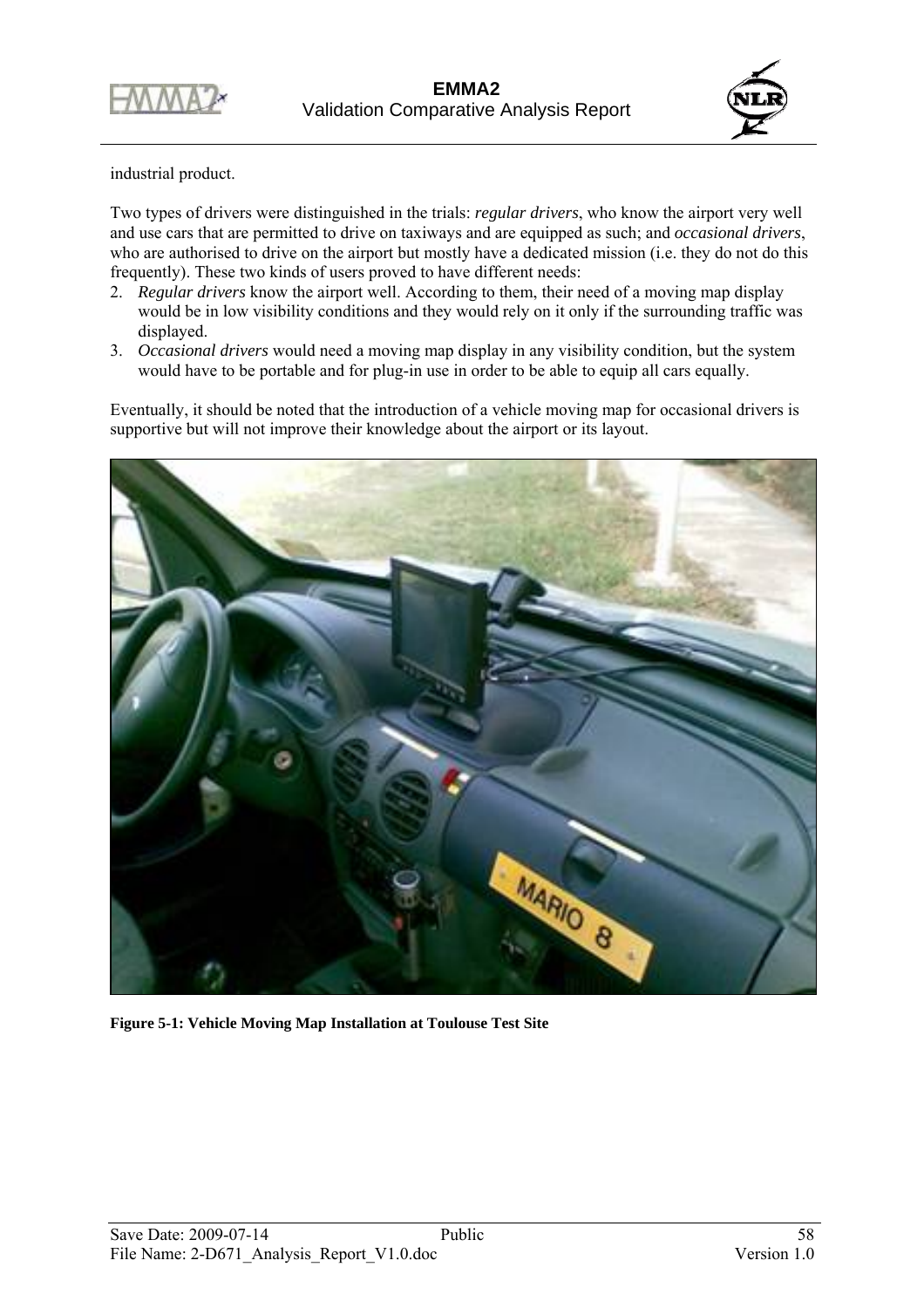industrial product.

Two types of drivers were distinguished in the trials: ***regular drivers***, who know the airport very well and use cars that are permitted to drive on taxiways and are equipped as such; and *occasional drivers*, who are authorised to drive on the airport but mostly have a dedicated mission (i.e. they do not do this frequently). These two kinds of users proved to have different needs:

2. *Regular drivers* know the airport well. According to them, their need of a moving map display would be in low visibility conditions and they would rely on it only if the surrounding traffic was displayed.
3. *Occasional drivers* would need a moving map display in any visibility condition, but the system would have to be portable and for plug-in use in order to be able to equip all cars equally.

Eventually, it should be noted that the introduction of a vehicle moving map for occasional drivers is supportive but will not improve their knowledge about the airport or its layout.

**Figure 5-1: Vehicle Moving Map Installation at Toulouse Test Site**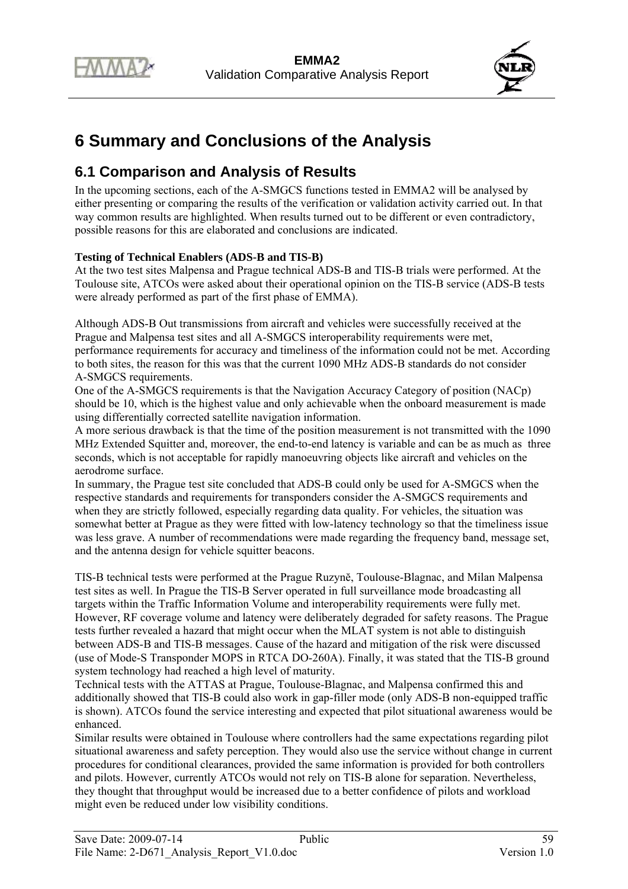# 6 Summary and Conclusions of the Analysis

## 6.1 Comparison and Analysis of Results

In the upcoming sections, each of the A-SMGCS functions tested in EMMA2 will be analysed by either presenting or comparing the results of the verification or validation activity carried out. In that way common results are highlighted. When results turned out to be different or even contradictory, possible reasons for this are elaborated and conclusions are indicated.

**Testing of Technical Enablers (ADS-B and TIS-B)**

At the two test sites Malpensa and Prague technical ADS-B and TIS-B trials were performed. At the Toulouse site, ATCOs were asked about their operational opinion on the TIS-B service (ADS-B tests were already performed as part of the first phase of EMMA).

Although ADS-B Out transmissions from aircraft and vehicles were successfully received at the Prague and Malpensa test sites and all A-SMGCS interoperability requirements were met, performance requirements for accuracy and timeliness of the information could not be met. According to both sites, the reason for this was that the current 1090 MHz ADS-B standards do not consider A-SMGCS requirements.

One of the A-SMGCS requirements is that the Navigation Accuracy Category of position (NACp) should be 10, which is the highest value and only achievable when the onboard measurement is made using differentially corrected satellite navigation information.

A more serious drawback is that the time of the position measurement is not transmitted with the 1090 MHz Extended Squitter and, moreover, the end-to-end latency is variable and can be as much as three seconds, which is not acceptable for rapidly manoeuvring objects like aircraft and vehicles on the aerodrome surface.

In summary, the Prague test site concluded that ADS-B could only be used for A-SMGCS when the respective standards and requirements for transponders consider the A-SMGCS requirements and when they are strictly followed, especially regarding data quality. For vehicles, the situation was somewhat better at Prague as they were fitted with low-latency technology so that the timeliness issue was less grave. A number of recommendations were made regarding the frequency band, message set, and the antenna design for vehicle squitter beacons.

TIS-B technical tests were performed at the Prague Ruzyně, Toulouse-Blagnac, and Milan Malpensa test sites as well. In Prague the TIS-B Server operated in full surveillance mode broadcasting all targets within the Traffic Information Volume and interoperability requirements were fully met. However, RF coverage volume and latency were deliberately degraded for safety reasons. The Prague tests further revealed a hazard that might occur when the MLAT system is not able to distinguish between ADS-B and TIS-B messages. Cause of the hazard and mitigation of the risk were discussed (use of Mode-S Transponder MOPS in RTCA DO-260A). Finally, it was stated that the TIS-B ground system technology had reached a high level of maturity.

Technical tests with the ATTAS at Prague, Toulouse-Blagnac, and Malpensa confirmed this and additionally showed that TIS-B could also work in gap-filler mode (only ADS-B non-equipped traffic is shown). ATCOs found the service interesting and expected that pilot situational awareness would be enhanced.

Similar results were obtained in Toulouse where controllers had the same expectations regarding pilot situational awareness and safety perception. They would also use the service without change in current procedures for conditional clearances, provided the same information is provided for both controllers and pilots. However, currently ATCOs would not rely on TIS-B alone for separation. Nevertheless, they thought that throughput would be increased due to a better confidence of pilots and workload might even be reduced under low visibility conditions.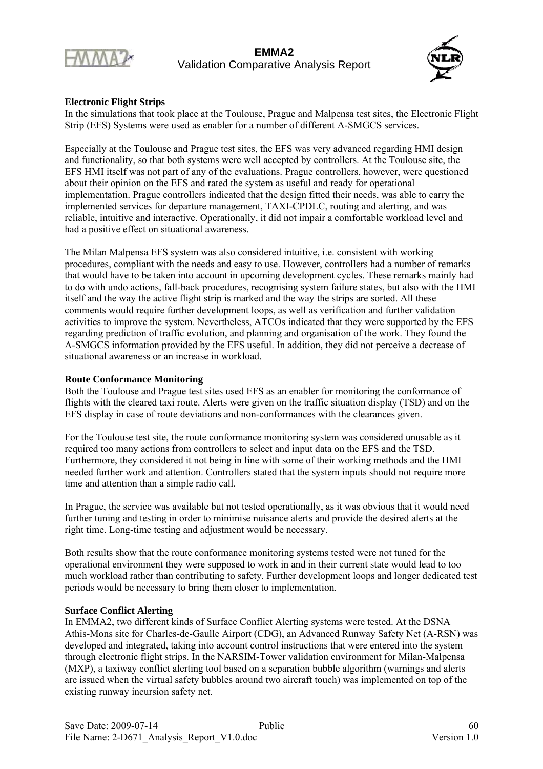**Electronic Flight Strips**

In the simulations that took place at the Toulouse, Prague and Malpensa test sites, the Electronic Flight Strip (EFS) Systems were used as enabler for a number of different A-SMGCS services.

Especially at the Toulouse and Prague test sites, the EFS was very advanced regarding HMI design and functionality, so that both systems were well accepted by controllers. At the Toulouse site, the EFS HMI itself was not part of any of the evaluations. Prague controllers, however, were questioned about their opinion on the EFS and rated the system as useful and ready for operational implementation. Prague controllers indicated that the design fitted their needs, was able to carry the implemented services for departure management, TAXI-CPDLC, routing and alerting, and was reliable, intuitive and interactive. Operationally, it did not impair a comfortable workload level and had a positive effect on situational awareness.

The Milan Malpensa EFS system was also considered intuitive, i.e. consistent with working procedures, compliant with the needs and easy to use. However, controllers had a number of remarks that would have to be taken into account in upcoming development cycles. These remarks mainly had to do with undo actions, fall-back procedures, recognising system failure states, but also with the HMI itself and the way the active flight strip is marked and the way the strips are sorted. All these comments would require further development loops, as well as verification and further validation activities to improve the system. Nevertheless, ATCOs indicated that they were supported by the EFS regarding prediction of traffic evolution, and planning and organisation of the work. They found the A-SMGCS information provided by the EFS useful. In addition, they did not perceive a decrease of situational awareness or an increase in workload.

**Route Conformance Monitoring**

Both the Toulouse and Prague test sites used EFS as an enabler for monitoring the conformance of flights with the cleared taxi route. Alerts were given on the traffic situation display (TSD) and on the EFS display in case of route deviations and non-conformances with the clearances given.

For the Toulouse test site, the route conformance monitoring system was considered unusable as it required too many actions from controllers to select and input data on the EFS and the TSD. Furthermore, they considered it not being in line with some of their working methods and the HMI needed further work and attention. Controllers stated that the system inputs should not require more time and attention than a simple radio call.

In Prague, the service was available but not tested operationally, as it was obvious that it would need further tuning and testing in order to minimise nuisance alerts and provide the desired alerts at the right time. Long-time testing and adjustment would be necessary.

Both results show that the route conformance monitoring systems tested were not tuned for the operational environment they were supposed to work in and in their current state would lead to too much workload rather than contributing to safety. Further development loops and longer dedicated test periods would be necessary to bring them closer to implementation.

**Surface Conflict Alerting**

In EMMA2, two different kinds of Surface Conflict Alerting systems were tested. At the DSNA Athis-Mons site for Charles-de-Gaulle Airport (CDG), an Advanced Runway Safety Net (A-RSN) was developed and integrated, taking into account control instructions that were entered into the system through electronic flight strips. In the NARSIM-Tower validation environment for Milan-Malpensa (MXP), a taxiway conflict alerting tool based on a separation bubble algorithm (warnings and alerts are issued when the virtual safety bubbles around two aircraft touch) was implemented on top of the existing runway incursion safety net.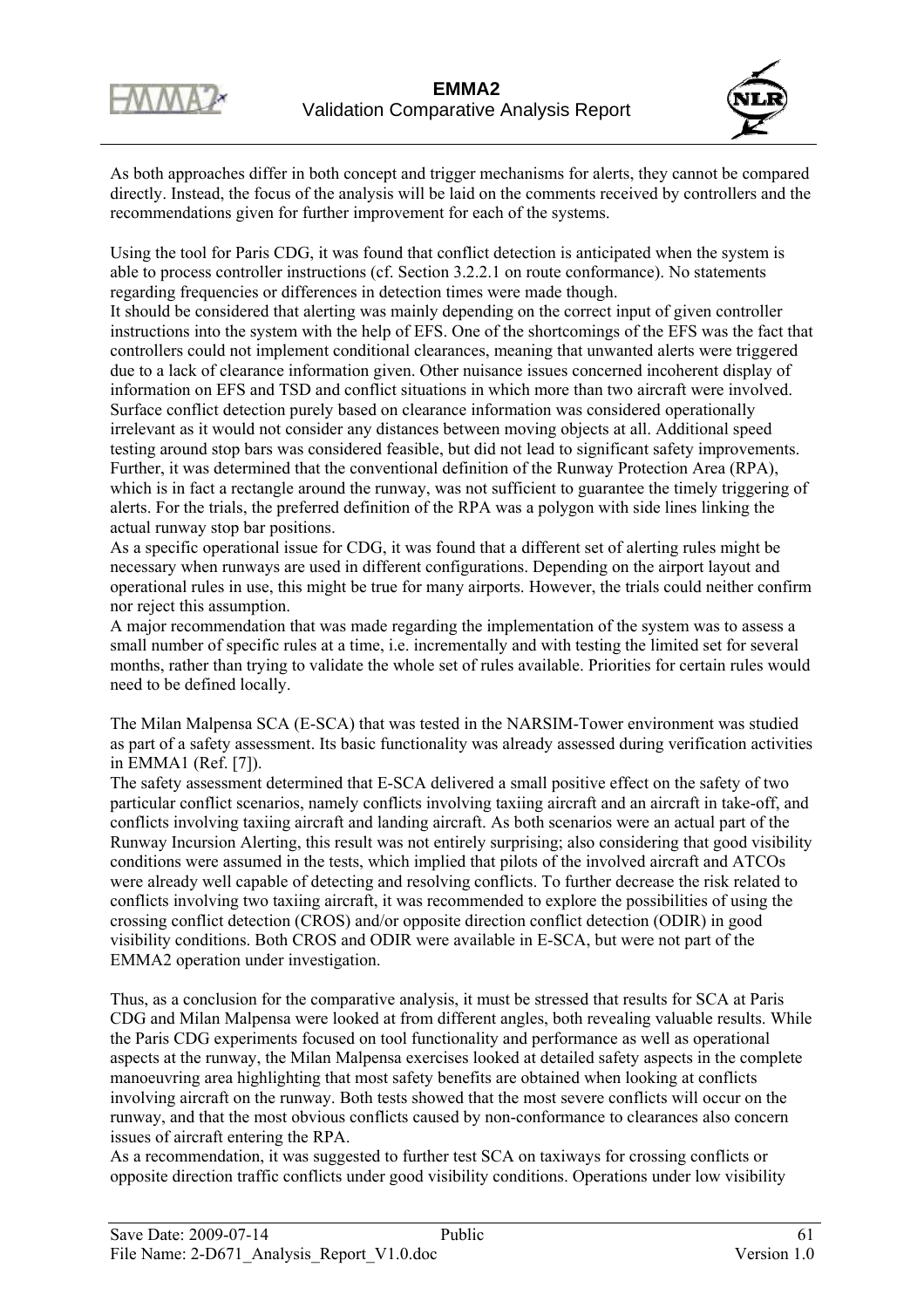As both approaches differ in both concept and trigger mechanisms for alerts, they cannot be compared directly. Instead, the focus of the analysis will be laid on the comments received by controllers and the recommendations given for further improvement for each of the systems.

Using the tool for Paris CDG, it was found that conflict detection is anticipated when the system is able to process controller instructions (cf. Section 3.2.2.1 on route conformance). No statements regarding frequencies or differences in detection times were made though.
It should be considered that alerting was mainly depending on the correct input of given controller instructions into the system with the help of EFS. One of the shortcomings of the EFS was the fact that controllers could not implement conditional clearances, meaning that unwanted alerts were triggered due to a lack of clearance information given. Other nuisance issues concerned incoherent display of information on EFS and TSD and conflict situations in which more than two aircraft were involved.
Surface conflict detection purely based on clearance information was considered operationally irrelevant as it would not consider any distances between moving objects at all. Additional speed testing around stop bars was considered feasible, but did not lead to significant safety improvements.
Further, it was determined that the conventional definition of the Runway Protection Area (RPA), which is in fact a rectangle around the runway, was not sufficient to guarantee the timely triggering of alerts. For the trials, the preferred definition of the RPA was a polygon with side lines linking the actual runway stop bar positions.
As a specific operational issue for CDG, it was found that a different set of alerting rules might be necessary when runways are used in different configurations. Depending on the airport layout and operational rules in use, this might be true for many airports. However, the trials could neither confirm nor reject this assumption.
A major recommendation that was made regarding the implementation of the system was to assess a small number of specific rules at a time, i.e. incrementally and with testing the limited set for several months, rather than trying to validate the whole set of rules available. Priorities for certain rules would need to be defined locally.

The Milan Malpensa SCA (E-SCA) that was tested in the NARSIM-Tower environment was studied as part of a safety assessment. Its basic functionality was already assessed during verification activities in EMMA1 (Ref. [7]).
The safety assessment determined that E-SCA delivered a small positive effect on the safety of two particular conflict scenarios, namely conflicts involving taxiing aircraft and an aircraft in take-off, and conflicts involving taxiing aircraft and landing aircraft. As both scenarios were an actual part of the Runway Incursion Alerting, this result was not entirely surprising; also considering that good visibility conditions were assumed in the tests, which implied that pilots of the involved aircraft and ATCOs were already well capable of detecting and resolving conflicts. To further decrease the risk related to conflicts involving two taxiing aircraft, it was recommended to explore the possibilities of using the crossing conflict detection (CROS) and/or opposite direction conflict detection (ODIR) in good visibility conditions. Both CROS and ODIR were available in E-SCA, but were not part of the EMMA2 operation under investigation.

Thus, as a conclusion for the comparative analysis, it must be stressed that results for SCA at Paris CDG and Milan Malpensa were looked at from different angles, both revealing valuable results. While the Paris CDG experiments focused on tool functionality and performance as well as operational aspects at the runway, the Milan Malpensa exercises looked at detailed safety aspects in the complete manoeuvring area highlighting that most safety benefits are obtained when looking at conflicts involving aircraft on the runway. Both tests showed that the most severe conflicts will occur on the runway, and that the most obvious conflicts caused by non-conformance to clearances also concern issues of aircraft entering the RPA.
As a recommendation, it was suggested to further test SCA on taxiways for crossing conflicts or opposite direction traffic conflicts under good visibility conditions. Operations under low visibility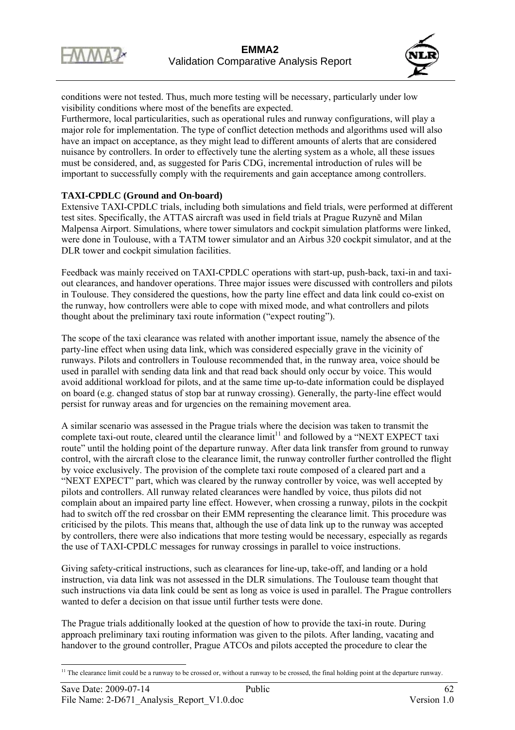conditions were not tested. Thus, much more testing will be necessary, particularly under low visibility conditions where most of the benefits are expected.
Furthermore, local particularities, such as operational rules and runway configurations, will play a major role for implementation. The type of conflict detection methods and algorithms used will also have an impact on acceptance, as they might lead to different amounts of alerts that are considered nuisance by controllers. In order to effectively tune the alerting system as a whole, all these issues must be considered, and, as suggested for Paris CDG, incremental introduction of rules will be important to successfully comply with the requirements and gain acceptance among controllers.

**TAXI-CPDLC (Ground and On-board)**

Extensive TAXI-CPDLC trials, including both simulations and field trials, were performed at different test sites. Specifically, the ATTAS aircraft was used in field trials at Prague Ruzyně and Milan Malpensa Airport. Simulations, where tower simulators and cockpit simulation platforms were linked, were done in Toulouse, with a TATM tower simulator and an Airbus 320 cockpit simulator, and at the DLR tower and cockpit simulation facilities.

Feedback was mainly received on TAXI-CPDLC operations with start-up, push-back, taxi-in and taxi-out clearances, and handover operations. Three major issues were discussed with controllers and pilots in Toulouse. They considered the questions, how the party line effect and data link could co-exist on the runway, how controllers were able to cope with mixed mode, and what controllers and pilots thought about the preliminary taxi route information ("expect routing").

The scope of the taxi clearance was related with another important issue, namely the absence of the party-line effect when using data link, which was considered especially grave in the vicinity of runways. Pilots and controllers in Toulouse recommended that, in the runway area, voice should be used in parallel with sending data link and that read back should only occur by voice. This would avoid additional workload for pilots, and at the same time up-to-date information could be displayed on board (e.g. changed status of stop bar at runway crossing). Generally, the party-line effect would persist for runway areas and for urgencies on the remaining movement area.

A similar scenario was assessed in the Prague trials where the decision was taken to transmit the complete taxi-out route, cleared until the clearance limit[11] and followed by a "NEXT EXPECT taxi route" until the holding point of the departure runway. After data link transfer from ground to runway control, with the aircraft close to the clearance limit, the runway controller further controlled the flight by voice exclusively. The provision of the complete taxi route composed of a cleared part and a "NEXT EXPECT" part, which was cleared by the runway controller by voice, was well accepted by pilots and controllers. All runway related clearances were handled by voice, thus pilots did not complain about an impaired party line effect. However, when crossing a runway, pilots in the cockpit had to switch off the red crossbar on their EMM representing the clearance limit. This procedure was criticised by the pilots. This means that, although the use of data link up to the runway was accepted by controllers, there were also indications that more testing would be necessary, especially as regards the use of TAXI-CPDLC messages for runway crossings in parallel to voice instructions.

Giving safety-critical instructions, such as clearances for line-up, take-off, and landing or a hold instruction, via data link was not assessed in the DLR simulations. The Toulouse team thought that such instructions via data link could be sent as long as voice is used in parallel. The Prague controllers wanted to defer a decision on that issue until further tests were done.

The Prague trials additionally looked at the question of how to provide the taxi-in route. During approach preliminary taxi routing information was given to the pilots. After landing, vacating and handover to the ground controller, Prague ATCOs and pilots accepted the procedure to clear the

[11] The clearance limit could be a runway to be crossed or, without a runway to be crossed, the final holding point at the departure runway.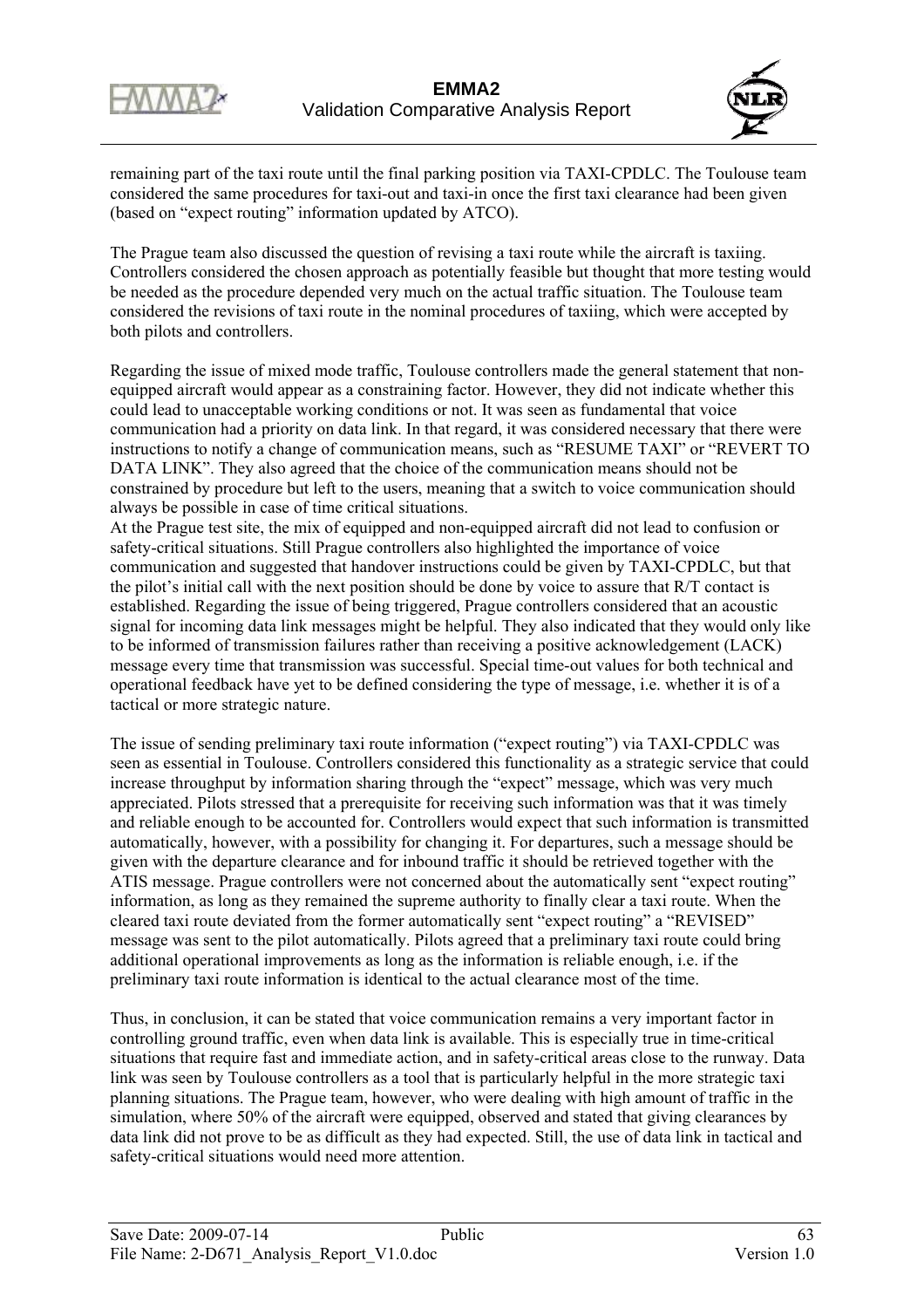remaining part of the taxi route until the final parking position via TAXI-CPDLC. The Toulouse team considered the same procedures for taxi-out and taxi-in once the first taxi clearance had been given (based on "expect routing" information updated by ATCO).

The Prague team also discussed the question of revising a taxi route while the aircraft is taxiing. Controllers considered the chosen approach as potentially feasible but thought that more testing would be needed as the procedure depended very much on the actual traffic situation. The Toulouse team considered the revisions of taxi route in the nominal procedures of taxiing, which were accepted by both pilots and controllers.

Regarding the issue of mixed mode traffic, Toulouse controllers made the general statement that non-equipped aircraft would appear as a constraining factor. However, they did not indicate whether this could lead to unacceptable working conditions or not. It was seen as fundamental that voice communication had a priority on data link. In that regard, it was considered necessary that there were instructions to notify a change of communication means, such as "RESUME TAXI" or "REVERT TO DATA LINK". They also agreed that the choice of the communication means should not be constrained by procedure but left to the users, meaning that a switch to voice communication should always be possible in case of time critical situations.
At the Prague test site, the mix of equipped and non-equipped aircraft did not lead to confusion or safety-critical situations. Still Prague controllers also highlighted the importance of voice communication and suggested that handover instructions could be given by TAXI-CPDLC, but that the pilot's initial call with the next position should be done by voice to assure that R/T contact is established. Regarding the issue of being triggered, Prague controllers considered that an acoustic signal for incoming data link messages might be helpful. They also indicated that they would only like to be informed of transmission failures rather than receiving a positive acknowledgement (LACK) message every time that transmission was successful. Special time-out values for both technical and operational feedback have yet to be defined considering the type of message, i.e. whether it is of a tactical or more strategic nature.

The issue of sending preliminary taxi route information ("expect routing") via TAXI-CPDLC was seen as essential in Toulouse. Controllers considered this functionality as a strategic service that could increase throughput by information sharing through the "expect" message, which was very much appreciated. Pilots stressed that a prerequisite for receiving such information was that it was timely and reliable enough to be accounted for. Controllers would expect that such information is transmitted automatically, however, with a possibility for changing it. For departures, such a message should be given with the departure clearance and for inbound traffic it should be retrieved together with the ATIS message. Prague controllers were not concerned about the automatically sent "expect routing" information, as long as they remained the supreme authority to finally clear a taxi route. When the cleared taxi route deviated from the former automatically sent "expect routing" a "REVISED" message was sent to the pilot automatically. Pilots agreed that a preliminary taxi route could bring additional operational improvements as long as the information is reliable enough, i.e. if the preliminary taxi route information is identical to the actual clearance most of the time.

Thus, in conclusion, it can be stated that voice communication remains a very important factor in controlling ground traffic, even when data link is available. This is especially true in time-critical situations that require fast and immediate action, and in safety-critical areas close to the runway. Data link was seen by Toulouse controllers as a tool that is particularly helpful in the more strategic taxi planning situations. The Prague team, however, who were dealing with high amount of traffic in the simulation, where 50% of the aircraft were equipped, observed and stated that giving clearances by data link did not prove to be as difficult as they had expected. Still, the use of data link in tactical and safety-critical situations would need more attention.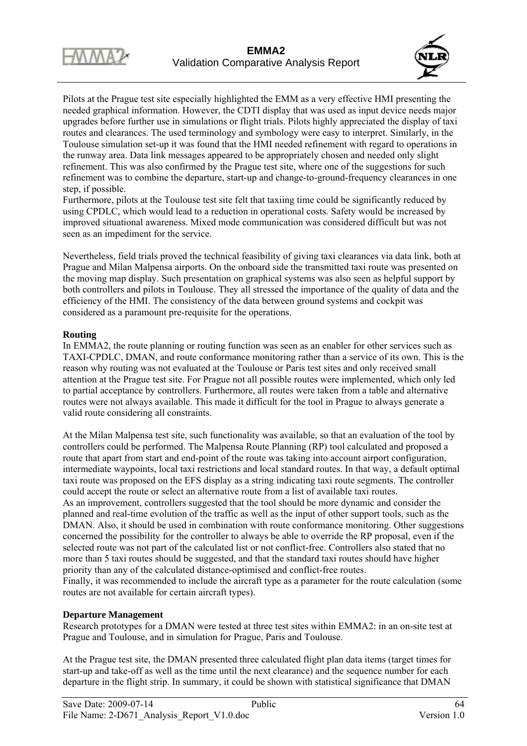Pilots at the Prague test site especially highlighted the EMM as a very effective HMI presenting the needed graphical information. However, the CDTI display that was used as input device needs major upgrades before further use in simulations or flight trials. Pilots highly appreciated the display of taxi routes and clearances. The used terminology and symbology were easy to interpret. Similarly, in the Toulouse simulation set-up it was found that the HMI needed refinement with regard to operations in the runway area. Data link messages appeared to be appropriately chosen and needed only slight refinement. This was also confirmed by the Prague test site, where one of the suggestions for such refinement was to combine the departure, start-up and change-to-ground-frequency clearances in one step, if possible.
Furthermore, pilots at the Toulouse test site felt that taxiing time could be significantly reduced by using CPDLC, which would lead to a reduction in operational costs. Safety would be increased by improved situational awareness. Mixed mode communication was considered difficult but was not seen as an impediment for the service.

Nevertheless, field trials proved the technical feasibility of giving taxi clearances via data link, both at Prague and Milan Malpensa airports. On the onboard side the transmitted taxi route was presented on the moving map display. Such presentation on graphical systems was also seen as helpful support by both controllers and pilots in Toulouse. They all stressed the importance of the quality of data and the efficiency of the HMI. The consistency of the data between ground systems and cockpit was considered as a paramount pre-requisite for the operations.

**Routing**
In EMMA2, the route planning or routing function was seen as an enabler for other services such as TAXI-CPDLC, DMAN, and route conformance monitoring rather than a service of its own. This is the reason why routing was not evaluated at the Toulouse or Paris test sites and only received small attention at the Prague test site. For Prague not all possible routes were implemented, which only led to partial acceptance by controllers. Furthermore, all routes were taken from a table and alternative routes were not always available. This made it difficult for the tool in Prague to always generate a valid route considering all constraints.

At the Milan Malpensa test site, such functionality was available, so that an evaluation of the tool by controllers could be performed. The Malpensa Route Planning (RP) tool calculated and proposed a route that apart from start and end-point of the route was taking into account airport configuration, intermediate waypoints, local taxi restrictions and local standard routes. In that way, a default optimal taxi route was proposed on the EFS display as a string indicating taxi route segments. The controller could accept the route or select an alternative route from a list of available taxi routes.
As an improvement, controllers suggested that the tool should be more dynamic and consider the planned and real-time evolution of the traffic as well as the input of other support tools, such as the DMAN. Also, it should be used in combination with route conformance monitoring. Other suggestions concerned the possibility for the controller to always be able to override the RP proposal, even if the selected route was not part of the calculated list or not conflict-free. Controllers also stated that no more than 5 taxi routes should be suggested, and that the standard taxi routes should have higher priority than any of the calculated distance-optimised and conflict-free routes.
Finally, it was recommended to include the aircraft type as a parameter for the route calculation (some routes are not available for certain aircraft types).

**Departure Management**
Research prototypes for a DMAN were tested at three test sites within EMMA2: in an on-site test at Prague and Toulouse, and in simulation for Prague, Paris and Toulouse.

At the Prague test site, the DMAN presented three calculated flight plan data items (target times for start-up and take-off as well as the time until the next clearance) and the sequence number for each departure in the flight strip. In summary, it could be shown with statistical significance that DMAN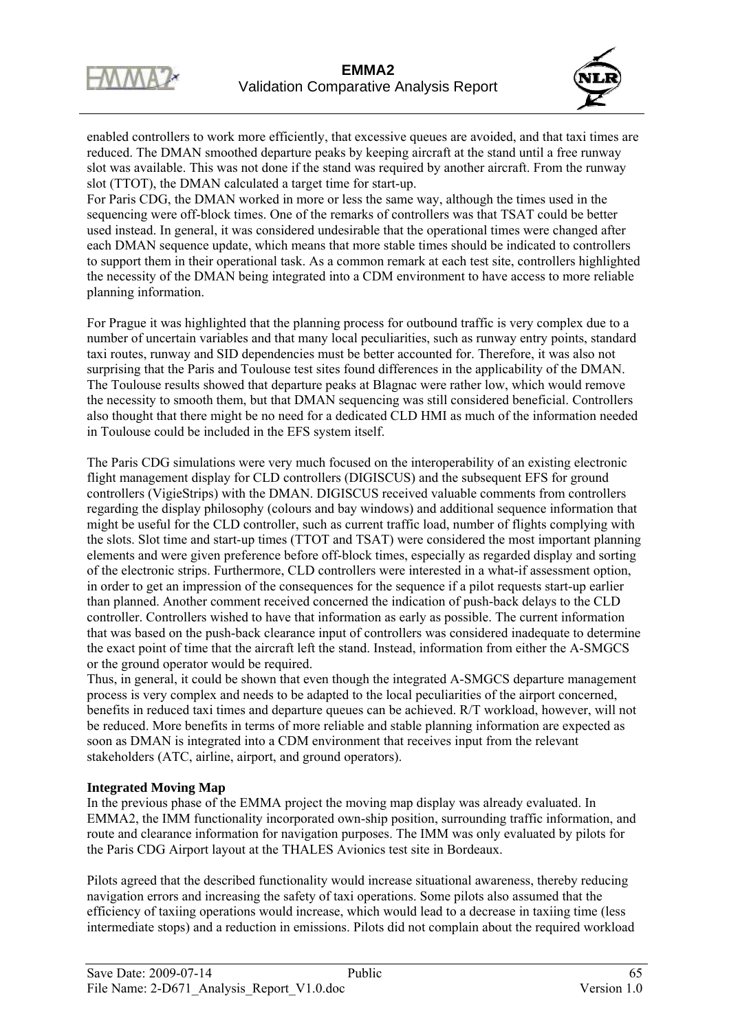enabled controllers to work more efficiently, that excessive queues are avoided, and that taxi times are reduced. The DMAN smoothed departure peaks by keeping aircraft at the stand until a free runway slot was available. This was not done if the stand was required by another aircraft. From the runway slot (TTOT), the DMAN calculated a target time for start-up.
For Paris CDG, the DMAN worked in more or less the same way, although the times used in the sequencing were off-block times. One of the remarks of controllers was that TSAT could be better used instead. In general, it was considered undesirable that the operational times were changed after each DMAN sequence update, which means that more stable times should be indicated to controllers to support them in their operational task. As a common remark at each test site, controllers highlighted the necessity of the DMAN being integrated into a CDM environment to have access to more reliable planning information.

For Prague it was highlighted that the planning process for outbound traffic is very complex due to a number of uncertain variables and that many local peculiarities, such as runway entry points, standard taxi routes, runway and SID dependencies must be better accounted for. Therefore, it was also not surprising that the Paris and Toulouse test sites found differences in the applicability of the DMAN. The Toulouse results showed that departure peaks at Blagnac were rather low, which would remove the necessity to smooth them, but that DMAN sequencing was still considered beneficial. Controllers also thought that there might be no need for a dedicated CLD HMI as much of the information needed in Toulouse could be included in the EFS system itself.

The Paris CDG simulations were very much focused on the interoperability of an existing electronic flight management display for CLD controllers (DIGISCUS) and the subsequent EFS for ground controllers (VigieStrips) with the DMAN. DIGISCUS received valuable comments from controllers regarding the display philosophy (colours and bay windows) and additional sequence information that might be useful for the CLD controller, such as current traffic load, number of flights complying with the slots. Slot time and start-up times (TTOT and TSAT) were considered the most important planning elements and were given preference before off-block times, especially as regarded display and sorting of the electronic strips. Furthermore, CLD controllers were interested in a what-if assessment option, in order to get an impression of the consequences for the sequence if a pilot requests start-up earlier than planned. Another comment received concerned the indication of push-back delays to the CLD controller. Controllers wished to have that information as early as possible. The current information that was based on the push-back clearance input of controllers was considered inadequate to determine the exact point of time that the aircraft left the stand. Instead, information from either the A-SMGCS or the ground operator would be required.
Thus, in general, it could be shown that even though the integrated A-SMGCS departure management process is very complex and needs to be adapted to the local peculiarities of the airport concerned, benefits in reduced taxi times and departure queues can be achieved. R/T workload, however, will not be reduced. More benefits in terms of more reliable and stable planning information are expected as soon as DMAN is integrated into a CDM environment that receives input from the relevant stakeholders (ATC, airline, airport, and ground operators).

**Integrated Moving Map**
In the previous phase of the EMMA project the moving map display was already evaluated. In EMMA2, the IMM functionality incorporated own-ship position, surrounding traffic information, and route and clearance information for navigation purposes. The IMM was only evaluated by pilots for the Paris CDG Airport layout at the THALES Avionics test site in Bordeaux.

Pilots agreed that the described functionality would increase situational awareness, thereby reducing navigation errors and increasing the safety of taxi operations. Some pilots also assumed that the efficiency of taxiing operations would increase, which would lead to a decrease in taxiing time (less intermediate stops) and a reduction in emissions. Pilots did not complain about the required workload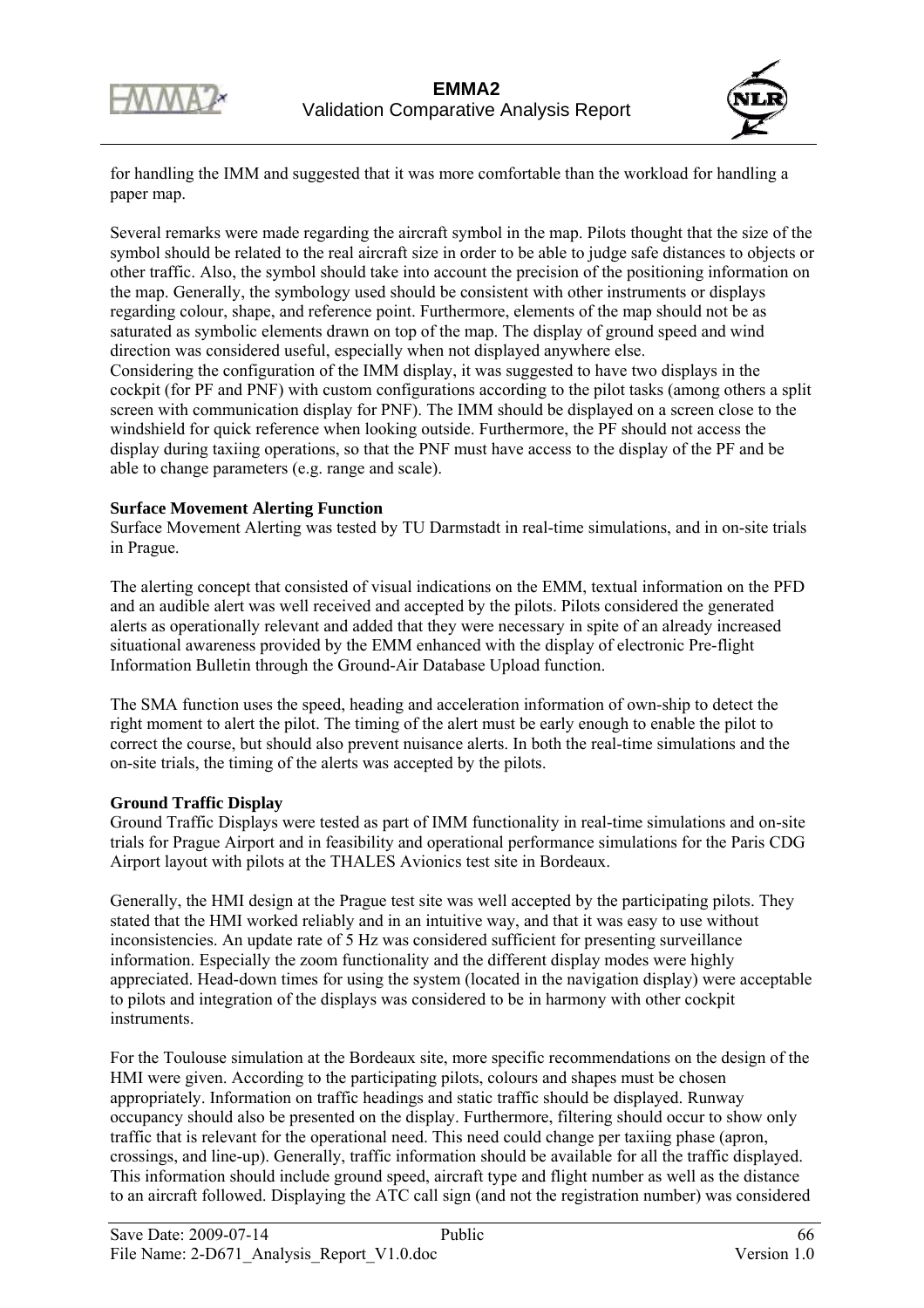for handling the IMM and suggested that it was more comfortable than the workload for handling a paper map.

Several remarks were made regarding the aircraft symbol in the map. Pilots thought that the size of the symbol should be related to the real aircraft size in order to be able to judge safe distances to objects or other traffic. Also, the symbol should take into account the precision of the positioning information on the map. Generally, the symbology used should be consistent with other instruments or displays regarding colour, shape, and reference point. Furthermore, elements of the map should not be as saturated as symbolic elements drawn on top of the map. The display of ground speed and wind direction was considered useful, especially when not displayed anywhere else.
Considering the configuration of the IMM display, it was suggested to have two displays in the cockpit (for PF and PNF) with custom configurations according to the pilot tasks (among others a split screen with communication display for PNF). The IMM should be displayed on a screen close to the windshield for quick reference when looking outside. Furthermore, the PF should not access the display during taxiing operations, so that the PNF must have access to the display of the PF and be able to change parameters (e.g. range and scale).

**Surface Movement Alerting Function**
Surface Movement Alerting was tested by TU Darmstadt in real-time simulations, and in on-site trials in Prague.

The alerting concept that consisted of visual indications on the EMM, textual information on the PFD and an audible alert was well received and accepted by the pilots. Pilots considered the generated alerts as operationally relevant and added that they were necessary in spite of an already increased situational awareness provided by the EMM enhanced with the display of electronic Pre-flight Information Bulletin through the Ground-Air Database Upload function.

The SMA function uses the speed, heading and acceleration information of own-ship to detect the right moment to alert the pilot. The timing of the alert must be early enough to enable the pilot to correct the course, but should also prevent nuisance alerts. In both the real-time simulations and the on-site trials, the timing of the alerts was accepted by the pilots.

**Ground Traffic Display**
Ground Traffic Displays were tested as part of IMM functionality in real-time simulations and on-site trials for Prague Airport and in feasibility and operational performance simulations for the Paris CDG Airport layout with pilots at the THALES Avionics test site in Bordeaux.

Generally, the HMI design at the Prague test site was well accepted by the participating pilots. They stated that the HMI worked reliably and in an intuitive way, and that it was easy to use without inconsistencies. An update rate of 5 Hz was considered sufficient for presenting surveillance information. Especially the zoom functionality and the different display modes were highly appreciated. Head-down times for using the system (located in the navigation display) were acceptable to pilots and integration of the displays was considered to be in harmony with other cockpit instruments.

For the Toulouse simulation at the Bordeaux site, more specific recommendations on the design of the HMI were given. According to the participating pilots, colours and shapes must be chosen appropriately. Information on traffic headings and static traffic should be displayed. Runway occupancy should also be presented on the display. Furthermore, filtering should occur to show only traffic that is relevant for the operational need. This need could change per taxiing phase (apron, crossings, and line-up). Generally, traffic information should be available for all the traffic displayed. This information should include ground speed, aircraft type and flight number as well as the distance to an aircraft followed. Displaying the ATC call sign (and not the registration number) was considered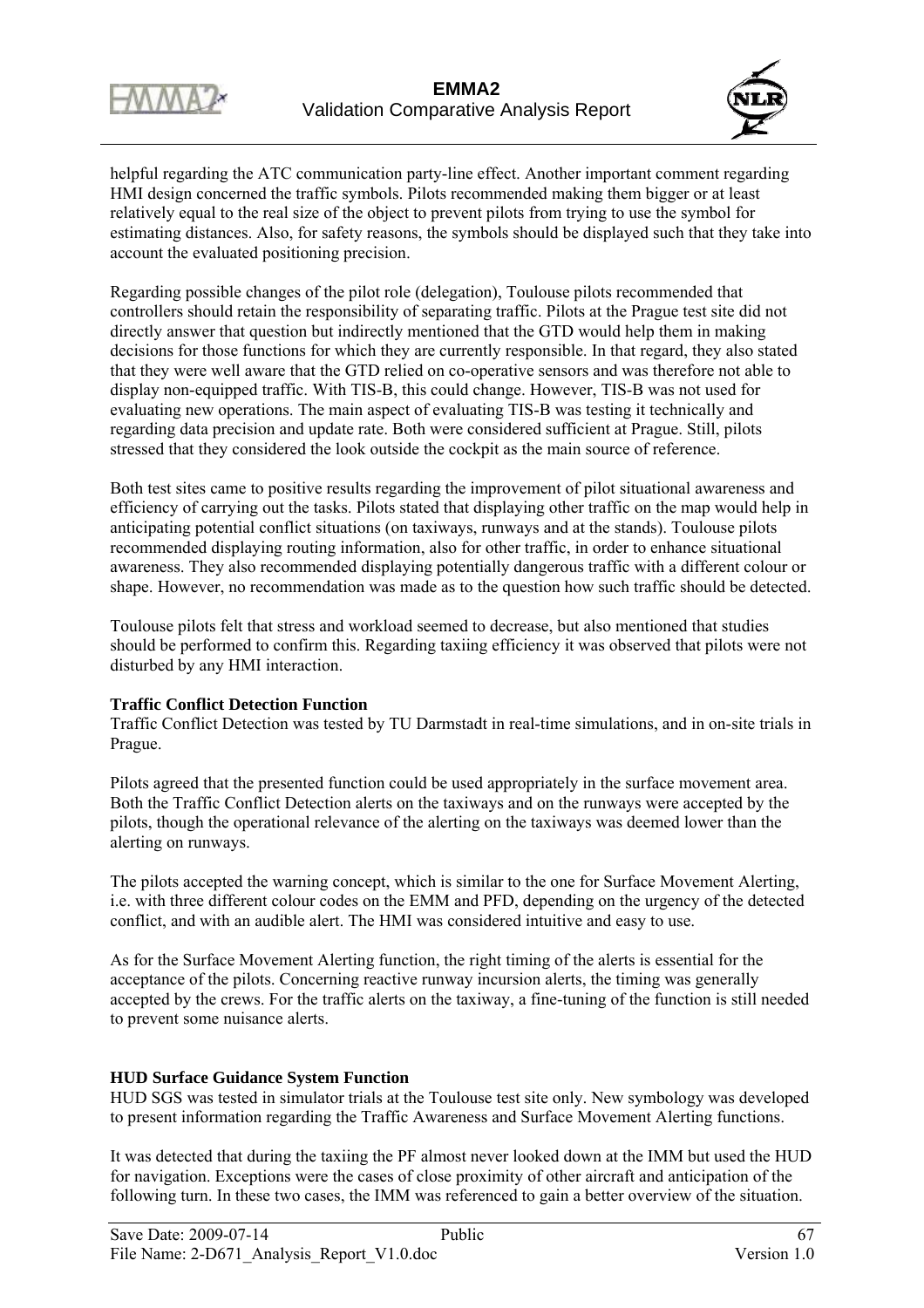helpful regarding the ATC communication party-line effect. Another important comment regarding HMI design concerned the traffic symbols. Pilots recommended making them bigger or at least relatively equal to the real size of the object to prevent pilots from trying to use the symbol for estimating distances. Also, for safety reasons, the symbols should be displayed such that they take into account the evaluated positioning precision.

Regarding possible changes of the pilot role (delegation), Toulouse pilots recommended that controllers should retain the responsibility of separating traffic. Pilots at the Prague test site did not directly answer that question but indirectly mentioned that the GTD would help them in making decisions for those functions for which they are currently responsible. In that regard, they also stated that they were well aware that the GTD relied on co-operative sensors and was therefore not able to display non-equipped traffic. With TIS-B, this could change. However, TIS-B was not used for evaluating new operations. The main aspect of evaluating TIS-B was testing it technically and regarding data precision and update rate. Both were considered sufficient at Prague. Still, pilots stressed that they considered the look outside the cockpit as the main source of reference.

Both test sites came to positive results regarding the improvement of pilot situational awareness and efficiency of carrying out the tasks. Pilots stated that displaying other traffic on the map would help in anticipating potential conflict situations (on taxiways, runways and at the stands). Toulouse pilots recommended displaying routing information, also for other traffic, in order to enhance situational awareness. They also recommended displaying potentially dangerous traffic with a different colour or shape. However, no recommendation was made as to the question how such traffic should be detected.

Toulouse pilots felt that stress and workload seemed to decrease, but also mentioned that studies should be performed to confirm this. Regarding taxiing efficiency it was observed that pilots were not disturbed by any HMI interaction.

**Traffic Conflict Detection Function**

Traffic Conflict Detection was tested by TU Darmstadt in real-time simulations, and in on-site trials in Prague.

Pilots agreed that the presented function could be used appropriately in the surface movement area. Both the Traffic Conflict Detection alerts on the taxiways and on the runways were accepted by the pilots, though the operational relevance of the alerting on the taxiways was deemed lower than the alerting on runways.

The pilots accepted the warning concept, which is similar to the one for Surface Movement Alerting, i.e. with three different colour codes on the EMM and PFD, depending on the urgency of the detected conflict, and with an audible alert. The HMI was considered intuitive and easy to use.

As for the Surface Movement Alerting function, the right timing of the alerts is essential for the acceptance of the pilots. Concerning reactive runway incursion alerts, the timing was generally accepted by the crews. For the traffic alerts on the taxiway, a fine-tuning of the function is still needed to prevent some nuisance alerts.

**HUD Surface Guidance System Function**

HUD SGS was tested in simulator trials at the Toulouse test site only. New symbology was developed to present information regarding the Traffic Awareness and Surface Movement Alerting functions.

It was detected that during the taxiing the PF almost never looked down at the IMM but used the HUD for navigation. Exceptions were the cases of close proximity of other aircraft and anticipation of the following turn. In these two cases, the IMM was referenced to gain a better overview of the situation.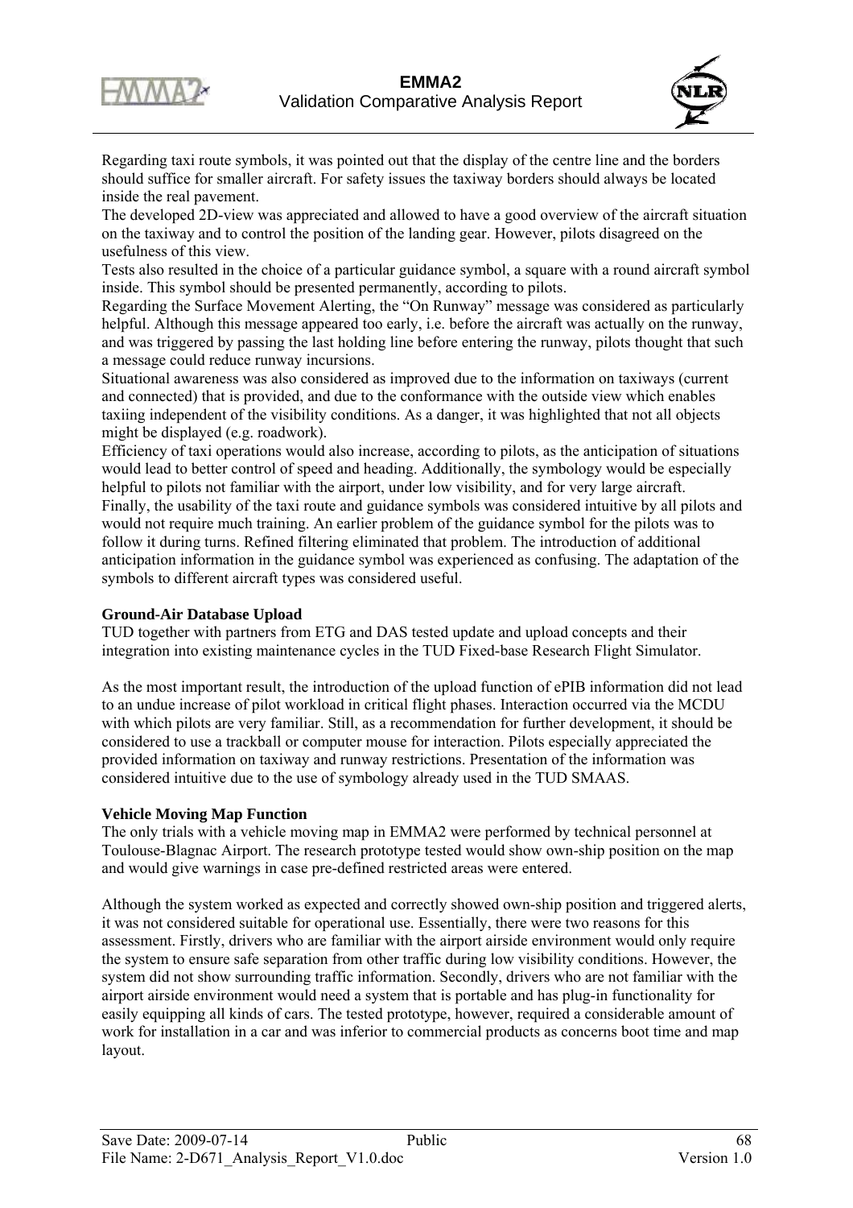Regarding taxi route symbols, it was pointed out that the display of the centre line and the borders should suffice for smaller aircraft. For safety issues the taxiway borders should always be located inside the real pavement.

The developed 2D-view was appreciated and allowed to have a good overview of the aircraft situation on the taxiway and to control the position of the landing gear. However, pilots disagreed on the usefulness of this view.

Tests also resulted in the choice of a particular guidance symbol, a square with a round aircraft symbol inside. This symbol should be presented permanently, according to pilots.

Regarding the Surface Movement Alerting, the "On Runway" message was considered as particularly helpful. Although this message appeared too early, i.e. before the aircraft was actually on the runway, and was triggered by passing the last holding line before entering the runway, pilots thought that such a message could reduce runway incursions.

Situational awareness was also considered as improved due to the information on taxiways (current and connected) that is provided, and due to the conformance with the outside view which enables taxiing independent of the visibility conditions. As a danger, it was highlighted that not all objects might be displayed (e.g. roadwork).

Efficiency of taxi operations would also increase, according to pilots, as the anticipation of situations would lead to better control of speed and heading. Additionally, the symbology would be especially helpful to pilots not familiar with the airport, under low visibility, and for very large aircraft.

Finally, the usability of the taxi route and guidance symbols was considered intuitive by all pilots and would not require much training. An earlier problem of the guidance symbol for the pilots was to follow it during turns. Refined filtering eliminated that problem. The introduction of additional anticipation information in the guidance symbol was experienced as confusing. The adaptation of the symbols to different aircraft types was considered useful.

**Ground-Air Database Upload**

TUD together with partners from ETG and DAS tested update and upload concepts and their integration into existing maintenance cycles in the TUD Fixed-base Research Flight Simulator.

As the most important result, the introduction of the upload function of ePIB information did not lead to an undue increase of pilot workload in critical flight phases. Interaction occurred via the MCDU with which pilots are very familiar. Still, as a recommendation for further development, it should be considered to use a trackball or computer mouse for interaction. Pilots especially appreciated the provided information on taxiway and runway restrictions. Presentation of the information was considered intuitive due to the use of symbology already used in the TUD SMAAS.

**Vehicle Moving Map Function**

The only trials with a vehicle moving map in EMMA2 were performed by technical personnel at Toulouse-Blagnac Airport. The research prototype tested would show own-ship position on the map and would give warnings in case pre-defined restricted areas were entered.

Although the system worked as expected and correctly showed own-ship position and triggered alerts, it was not considered suitable for operational use. Essentially, there were two reasons for this assessment. Firstly, drivers who are familiar with the airport airside environment would only require the system to ensure safe separation from other traffic during low visibility conditions. However, the system did not show surrounding traffic information. Secondly, drivers who are not familiar with the airport airside environment would need a system that is portable and has plug-in functionality for easily equipping all kinds of cars. The tested prototype, however, required a considerable amount of work for installation in a car and was inferior to commercial products as concerns boot time and map layout.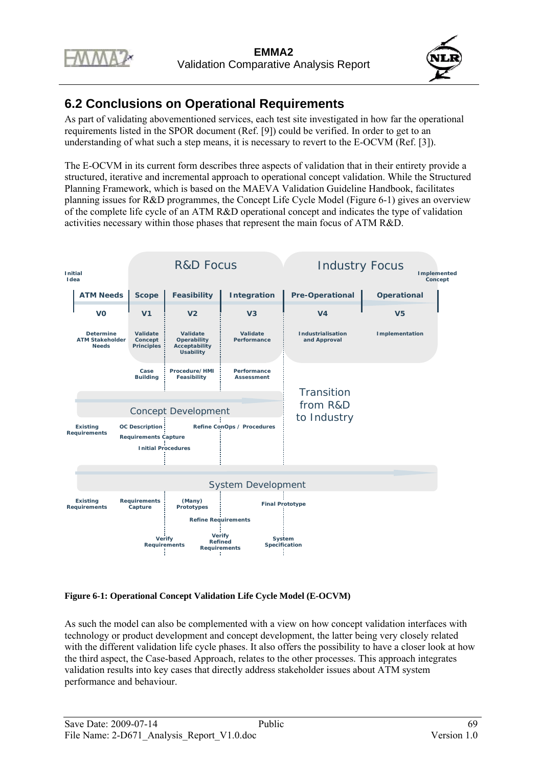## 6.2 Conclusions on Operational Requirements

As part of validating abovementioned services, each test site investigated in how far the operational requirements listed in the SPOR document (Ref. [9]) could be verified. In order to get to an understanding of what such a step means, it is necessary to revert to the E-OCVM (Ref. [3]).

The E-OCVM in its current form describes three aspects of validation that in their entirety provide a structured, iterative and incremental approach to operational concept validation. While the Structured Planning Framework, which is based on the MAEVA Validation Guideline Handbook, facilitates planning issues for R&D programmes, the Concept Life Cycle Model (Figure 6-1) gives an overview of the complete life cycle of an ATM R&D operational concept and indicates the type of validation activities necessary within those phases that represent the main focus of ATM R&D.

Initial Idea | R&D Focus | Industry Focus | Implemented Concept

| ATM Needs | Scope | Feasibility | Integration | Pre-Operational | Operational |
|---|---|---|---|---|---|
| V0 | V1 | V2 | V3 | V4 | V5 |
| Determine ATM Stakeholder Needs | Validate Concept Principles | Validate Operability Acceptability Usability | Validate Performance | Industrialisation and Approval | Implementation |
| | Case Building | Procedure/HMI Feasibility | Performance Assessment | | |

Transition from R&D to Industry

Concept Development: Existing Requirements; OC Description; Requirements Capture; Initial Procedures; Refine ConOps / Procedures

System Development: Existing Requirements; Requirements Capture; (Many) Prototypes; Verify Requirements; Refine Requirements; Verify Refined Requirements; Final Prototype; System Specification

**Figure 6-1: Operational Concept Validation Life Cycle Model (E-OCVM)**

As such the model can also be complemented with a view on how concept validation interfaces with technology or product development and concept development, the latter being very closely related with the different validation life cycle phases. It also offers the possibility to have a closer look at how the third aspect, the Case-based Approach, relates to the other processes. This approach integrates validation results into key cases that directly address stakeholder issues about ATM system performance and behaviour.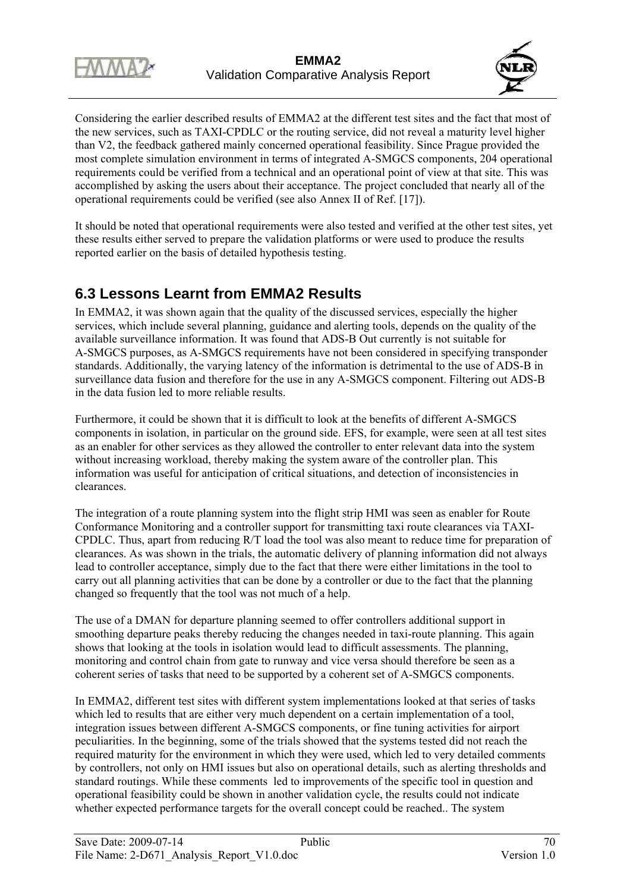Considering the earlier described results of EMMA2 at the different test sites and the fact that most of the new services, such as TAXI-CPDLC or the routing service, did not reveal a maturity level higher than V2, the feedback gathered mainly concerned operational feasibility. Since Prague provided the most complete simulation environment in terms of integrated A-SMGCS components, 204 operational requirements could be verified from a technical and an operational point of view at that site. This was accomplished by asking the users about their acceptance. The project concluded that nearly all of the operational requirements could be verified (see also Annex II of Ref. [17]).

It should be noted that operational requirements were also tested and verified at the other test sites, yet these results either served to prepare the validation platforms or were used to produce the results reported earlier on the basis of detailed hypothesis testing.

## 6.3 Lessons Learnt from EMMA2 Results

In EMMA2, it was shown again that the quality of the discussed services, especially the higher services, which include several planning, guidance and alerting tools, depends on the quality of the available surveillance information. It was found that ADS-B Out currently is not suitable for A-SMGCS purposes, as A-SMGCS requirements have not been considered in specifying transponder standards. Additionally, the varying latency of the information is detrimental to the use of ADS-B in surveillance data fusion and therefore for the use in any A-SMGCS component. Filtering out ADS-B in the data fusion led to more reliable results.

Furthermore, it could be shown that it is difficult to look at the benefits of different A-SMGCS components in isolation, in particular on the ground side. EFS, for example, were seen at all test sites as an enabler for other services as they allowed the controller to enter relevant data into the system without increasing workload, thereby making the system aware of the controller plan. This information was useful for anticipation of critical situations, and detection of inconsistencies in clearances.

The integration of a route planning system into the flight strip HMI was seen as enabler for Route Conformance Monitoring and a controller support for transmitting taxi route clearances via TAXI-CPDLC. Thus, apart from reducing R/T load the tool was also meant to reduce time for preparation of clearances. As was shown in the trials, the automatic delivery of planning information did not always lead to controller acceptance, simply due to the fact that there were either limitations in the tool to carry out all planning activities that can be done by a controller or due to the fact that the planning changed so frequently that the tool was not much of a help.

The use of a DMAN for departure planning seemed to offer controllers additional support in smoothing departure peaks thereby reducing the changes needed in taxi-route planning. This again shows that looking at the tools in isolation would lead to difficult assessments. The planning, monitoring and control chain from gate to runway and vice versa should therefore be seen as a coherent series of tasks that need to be supported by a coherent set of A-SMGCS components.

In EMMA2, different test sites with different system implementations looked at that series of tasks which led to results that are either very much dependent on a certain implementation of a tool, integration issues between different A-SMGCS components, or fine tuning activities for airport peculiarities. In the beginning, some of the trials showed that the systems tested did not reach the required maturity for the environment in which they were used, which led to very detailed comments by controllers, not only on HMI issues but also on operational details, such as alerting thresholds and standard routings. While these comments led to improvements of the specific tool in question and operational feasibility could be shown in another validation cycle, the results could not indicate whether expected performance targets for the overall concept could be reached.. The system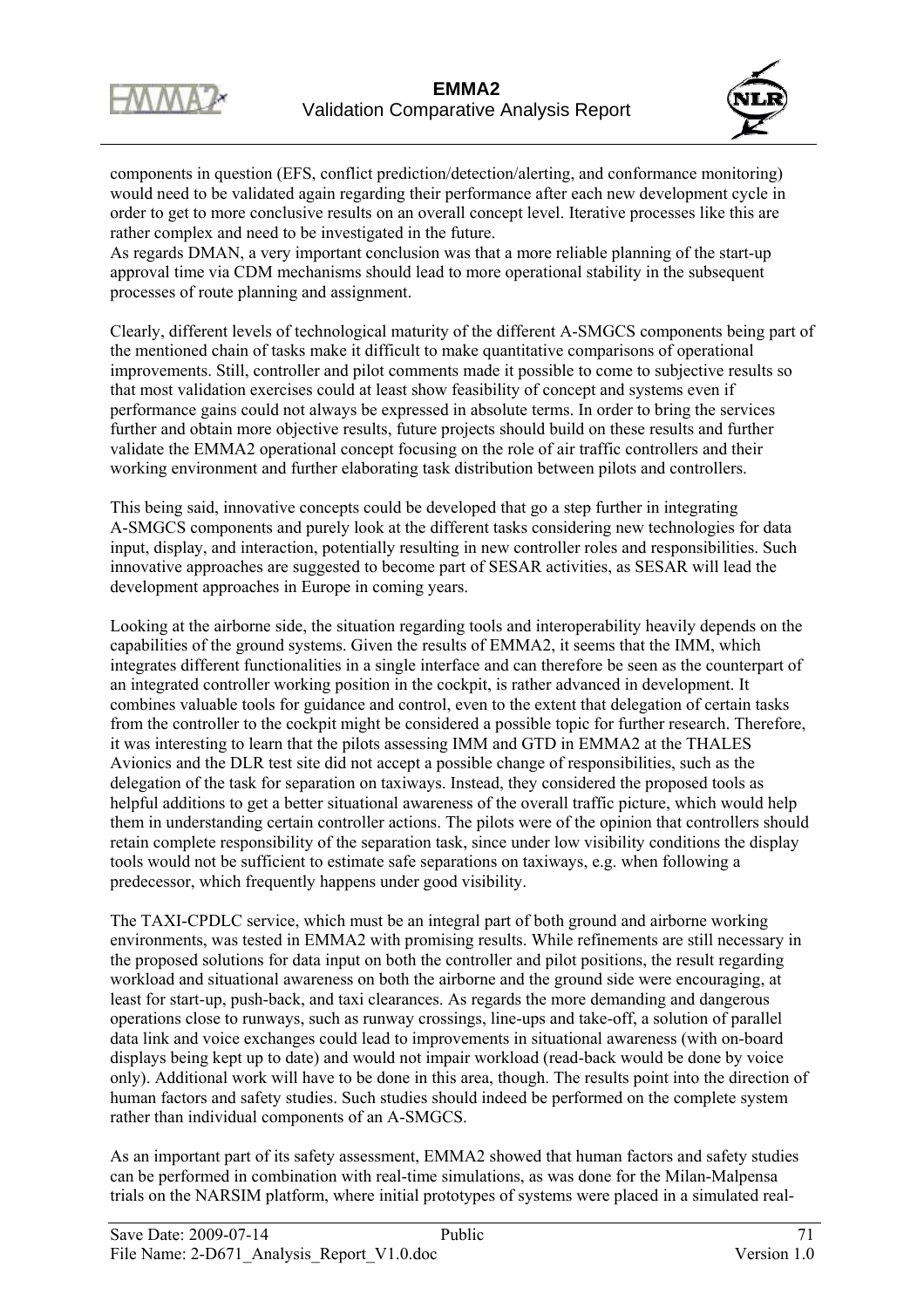components in question (EFS, conflict prediction/detection/alerting, and conformance monitoring) would need to be validated again regarding their performance after each new development cycle in order to get to more conclusive results on an overall concept level. Iterative processes like this are rather complex and need to be investigated in the future.
As regards DMAN, a very important conclusion was that a more reliable planning of the start-up approval time via CDM mechanisms should lead to more operational stability in the subsequent processes of route planning and assignment.

Clearly, different levels of technological maturity of the different A-SMGCS components being part of the mentioned chain of tasks make it difficult to make quantitative comparisons of operational improvements. Still, controller and pilot comments made it possible to come to subjective results so that most validation exercises could at least show feasibility of concept and systems even if performance gains could not always be expressed in absolute terms. In order to bring the services further and obtain more objective results, future projects should build on these results and further validate the EMMA2 operational concept focusing on the role of air traffic controllers and their working environment and further elaborating task distribution between pilots and controllers.

This being said, innovative concepts could be developed that go a step further in integrating A-SMGCS components and purely look at the different tasks considering new technologies for data input, display, and interaction, potentially resulting in new controller roles and responsibilities. Such innovative approaches are suggested to become part of SESAR activities, as SESAR will lead the development approaches in Europe in coming years.

Looking at the airborne side, the situation regarding tools and interoperability heavily depends on the capabilities of the ground systems. Given the results of EMMA2, it seems that the IMM, which integrates different functionalities in a single interface and can therefore be seen as the counterpart of an integrated controller working position in the cockpit, is rather advanced in development. It combines valuable tools for guidance and control, even to the extent that delegation of certain tasks from the controller to the cockpit might be considered a possible topic for further research. Therefore, it was interesting to learn that the pilots assessing IMM and GTD in EMMA2 at the THALES Avionics and the DLR test site did not accept a possible change of responsibilities, such as the delegation of the task for separation on taxiways. Instead, they considered the proposed tools as helpful additions to get a better situational awareness of the overall traffic picture, which would help them in understanding certain controller actions. The pilots were of the opinion that controllers should retain complete responsibility of the separation task, since under low visibility conditions the display tools would not be sufficient to estimate safe separations on taxiways, e.g. when following a predecessor, which frequently happens under good visibility.

The TAXI-CPDLC service, which must be an integral part of both ground and airborne working environments, was tested in EMMA2 with promising results. While refinements are still necessary in the proposed solutions for data input on both the controller and pilot positions, the result regarding workload and situational awareness on both the airborne and the ground side were encouraging, at least for start-up, push-back, and taxi clearances. As regards the more demanding and dangerous operations close to runways, such as runway crossings, line-ups and take-off, a solution of parallel data link and voice exchanges could lead to improvements in situational awareness (with on-board displays being kept up to date) and would not impair workload (read-back would be done by voice only). Additional work will have to be done in this area, though. The results point into the direction of human factors and safety studies. Such studies should indeed be performed on the complete system rather than individual components of an A-SMGCS.

As an important part of its safety assessment, EMMA2 showed that human factors and safety studies can be performed in combination with real-time simulations, as was done for the Milan-Malpensa trials on the NARSIM platform, where initial prototypes of systems were placed in a simulated real-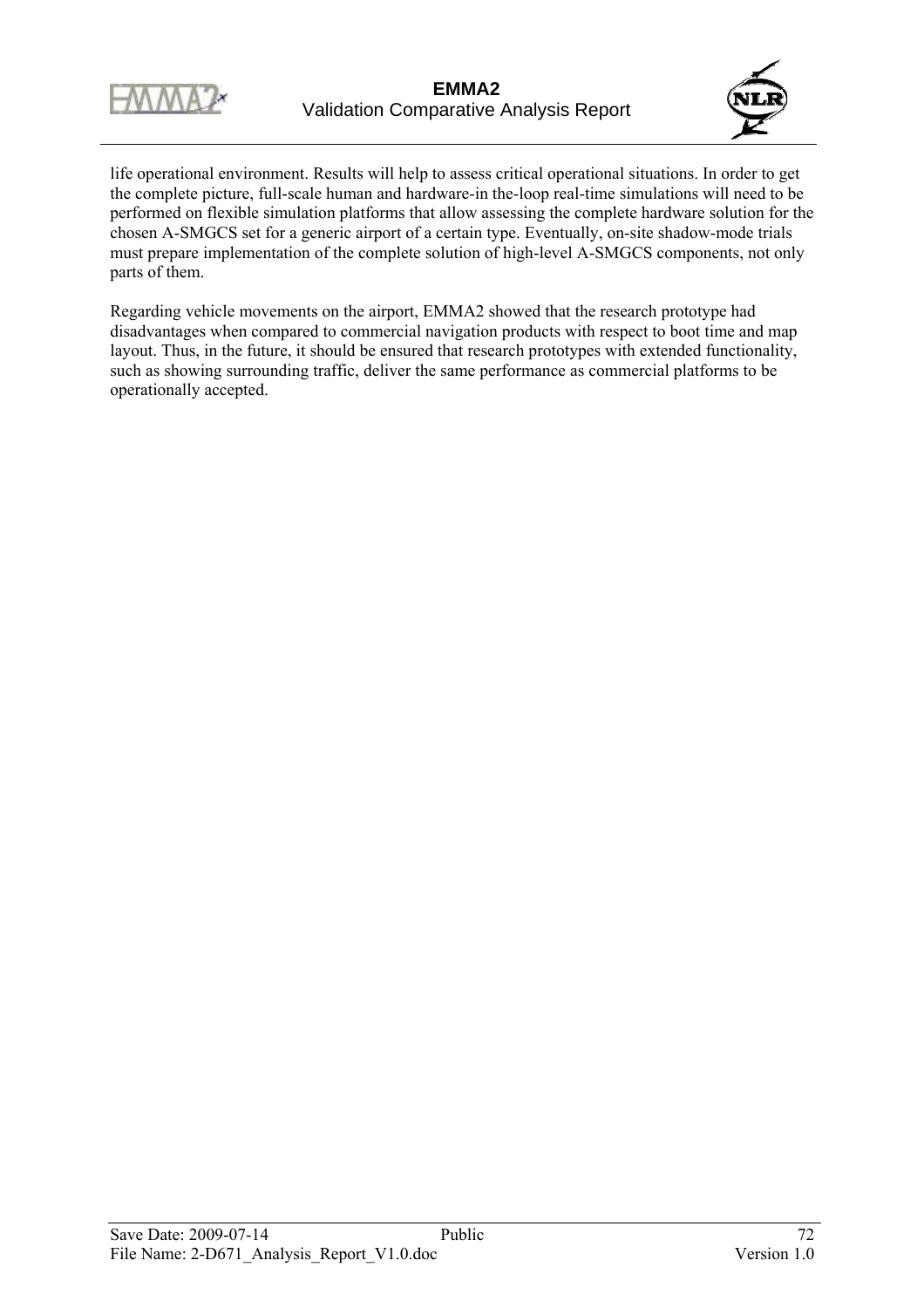life operational environment. Results will help to assess critical operational situations. In order to get the complete picture, full-scale human and hardware-in the-loop real-time simulations will need to be performed on flexible simulation platforms that allow assessing the complete hardware solution for the chosen A-SMGCS set for a generic airport of a certain type. Eventually, on-site shadow-mode trials must prepare implementation of the complete solution of high-level A-SMGCS components, not only parts of them.

Regarding vehicle movements on the airport, EMMA2 showed that the research prototype had disadvantages when compared to commercial navigation products with respect to boot time and map layout. Thus, in the future, it should be ensured that research prototypes with extended functionality, such as showing surrounding traffic, deliver the same performance as commercial platforms to be operationally accepted.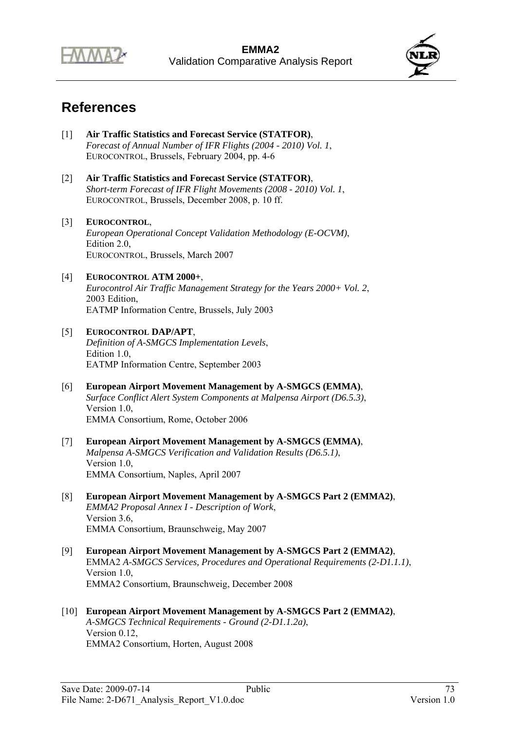# References

[1] **Air Traffic Statistics and Forecast Service (STATFOR)**,
*Forecast of Annual Number of IFR Flights (2004 - 2010) Vol. 1*,
EUROCONTROL, Brussels, February 2004, pp. 4-6

[2] **Air Traffic Statistics and Forecast Service (STATFOR)**,
*Short-term Forecast of IFR Flight Movements (2008 - 2010) Vol. 1*,
EUROCONTROL, Brussels, December 2008, p. 10 ff.

[3] **EUROCONTROL**,
*European Operational Concept Validation Methodology (E-OCVM)*,
Edition 2.0,
EUROCONTROL, Brussels, March 2007

[4] **EUROCONTROL ATM 2000+**,
*Eurocontrol Air Traffic Management Strategy for the Years 2000+ Vol. 2*,
2003 Edition,
EATMP Information Centre, Brussels, July 2003

[5] **EUROCONTROL DAP/APT**,
*Definition of A-SMGCS Implementation Levels*,
Edition 1.0,
EATMP Information Centre, September 2003

[6] **European Airport Movement Management by A-SMGCS (EMMA)**,
*Surface Conflict Alert System Components at Malpensa Airport (D6.5.3)*,
Version 1.0,
EMMA Consortium, Rome, October 2006

[7] **European Airport Movement Management by A-SMGCS (EMMA)**,
*Malpensa A-SMGCS Verification and Validation Results (D6.5.1)*,
Version 1.0,
EMMA Consortium, Naples, April 2007

[8] **European Airport Movement Management by A-SMGCS Part 2 (EMMA2)**,
*EMMA2 Proposal Annex I - Description of Work*,
Version 3.6,
EMMA Consortium, Braunschweig, May 2007

[9] **European Airport Movement Management by A-SMGCS Part 2 (EMMA2)**,
EMMA2 *A-SMGCS Services, Procedures and Operational Requirements (2-D1.1.1)*,
Version 1.0,
EMMA2 Consortium, Braunschweig, December 2008

[10] **European Airport Movement Management by A-SMGCS Part 2 (EMMA2)**,
*A-SMGCS Technical Requirements - Ground (2-D1.1.2a)*,
Version 0.12,
EMMA2 Consortium, Horten, August 2008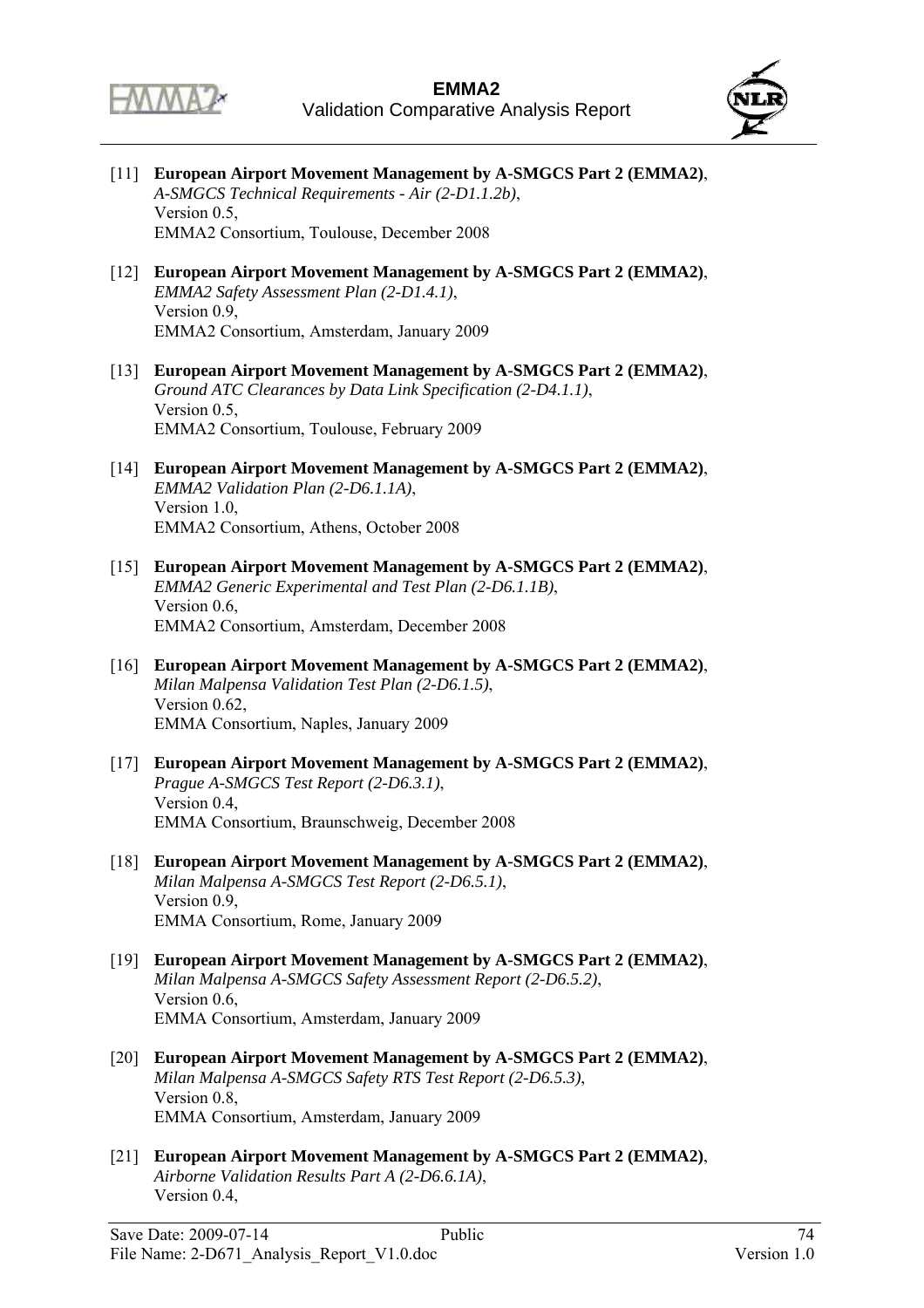[11] **European Airport Movement Management by A-SMGCS Part 2 (EMMA2)**, *A-SMGCS Technical Requirements - Air (2-D1.1.2b)*, Version 0.5, EMMA2 Consortium, Toulouse, December 2008

[12] **European Airport Movement Management by A-SMGCS Part 2 (EMMA2)**, *EMMA2 Safety Assessment Plan (2-D1.4.1)*, Version 0.9, EMMA2 Consortium, Amsterdam, January 2009

[13] **European Airport Movement Management by A-SMGCS Part 2 (EMMA2)**, *Ground ATC Clearances by Data Link Specification (2-D4.1.1)*, Version 0.5, EMMA2 Consortium, Toulouse, February 2009

[14] **European Airport Movement Management by A-SMGCS Part 2 (EMMA2)**, *EMMA2 Validation Plan (2-D6.1.1A)*, Version 1.0, EMMA2 Consortium, Athens, October 2008

[15] **European Airport Movement Management by A-SMGCS Part 2 (EMMA2)**, *EMMA2 Generic Experimental and Test Plan (2-D6.1.1B)*, Version 0.6, EMMA2 Consortium, Amsterdam, December 2008

[16] **European Airport Movement Management by A-SMGCS Part 2 (EMMA2)**, *Milan Malpensa Validation Test Plan (2-D6.1.5)*, Version 0.62, EMMA Consortium, Naples, January 2009

[17] **European Airport Movement Management by A-SMGCS Part 2 (EMMA2)**, *Prague A-SMGCS Test Report (2-D6.3.1)*, Version 0.4, EMMA Consortium, Braunschweig, December 2008

[18] **European Airport Movement Management by A-SMGCS Part 2 (EMMA2)**, *Milan Malpensa A-SMGCS Test Report (2-D6.5.1)*, Version 0.9, EMMA Consortium, Rome, January 2009

[19] **European Airport Movement Management by A-SMGCS Part 2 (EMMA2)**, *Milan Malpensa A-SMGCS Safety Assessment Report (2-D6.5.2)*, Version 0.6, EMMA Consortium, Amsterdam, January 2009

[20] **European Airport Movement Management by A-SMGCS Part 2 (EMMA2)**, *Milan Malpensa A-SMGCS Safety RTS Test Report (2-D6.5.3)*, Version 0.8, EMMA Consortium, Amsterdam, January 2009

[21] **European Airport Movement Management by A-SMGCS Part 2 (EMMA2)**, *Airborne Validation Results Part A (2-D6.6.1A)*, Version 0.4,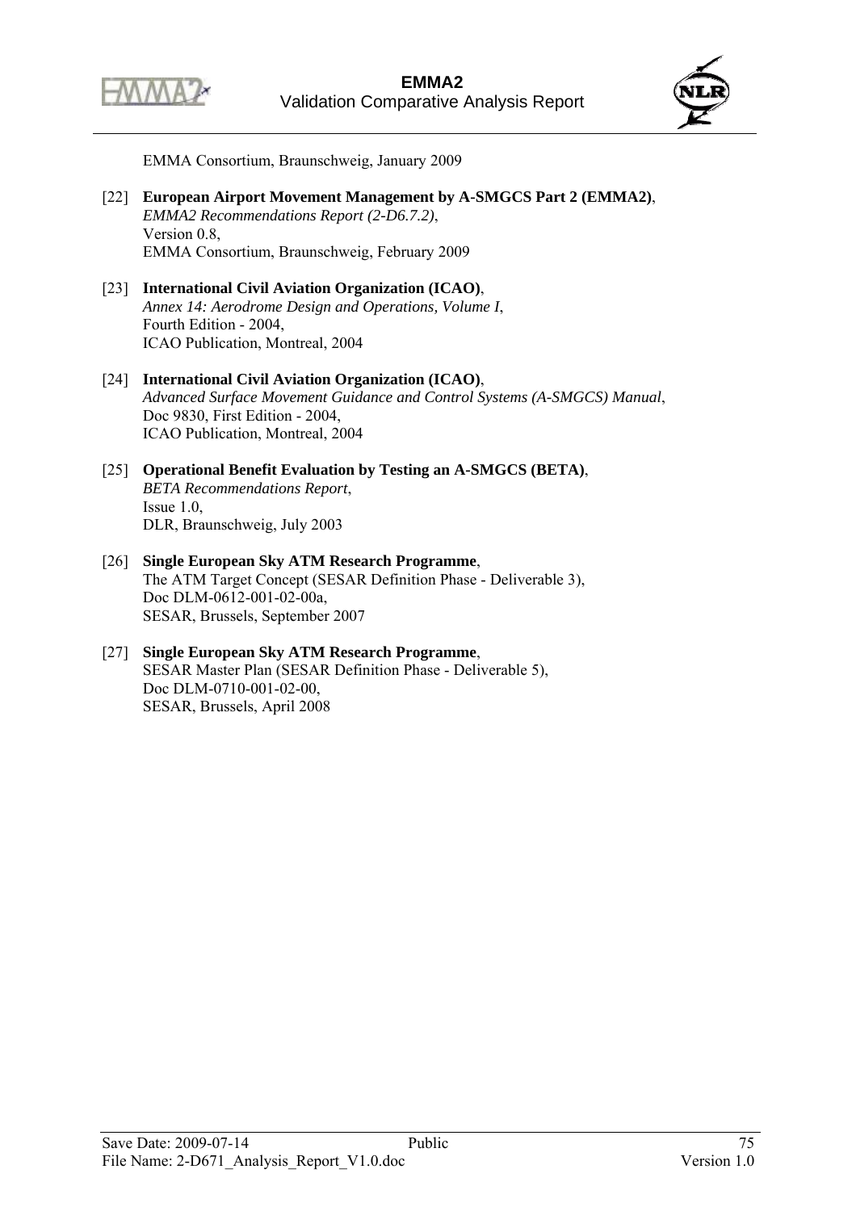EMMA Consortium, Braunschweig, January 2009

[22] **European Airport Movement Management by A-SMGCS Part 2 (EMMA2)**,
*EMMA2 Recommendations Report (2-D6.7.2)*,
Version 0.8,
EMMA Consortium, Braunschweig, February 2009

[23] **International Civil Aviation Organization (ICAO)**,
*Annex 14: Aerodrome Design and Operations, Volume I*,
Fourth Edition - 2004,
ICAO Publication, Montreal, 2004

[24] **International Civil Aviation Organization (ICAO)**,
*Advanced Surface Movement Guidance and Control Systems (A-SMGCS) Manual*,
Doc 9830, First Edition - 2004,
ICAO Publication, Montreal, 2004

[25] **Operational Benefit Evaluation by Testing an A-SMGCS (BETA)**,
*BETA Recommendations Report*,
Issue 1.0,
DLR, Braunschweig, July 2003

[26] **Single European Sky ATM Research Programme**,
The ATM Target Concept (SESAR Definition Phase - Deliverable 3),
Doc DLM-0612-001-02-00a,
SESAR, Brussels, September 2007

[27] **Single European Sky ATM Research Programme**,
SESAR Master Plan (SESAR Definition Phase - Deliverable 5),
Doc DLM-0710-001-02-00,
SESAR, Brussels, April 2008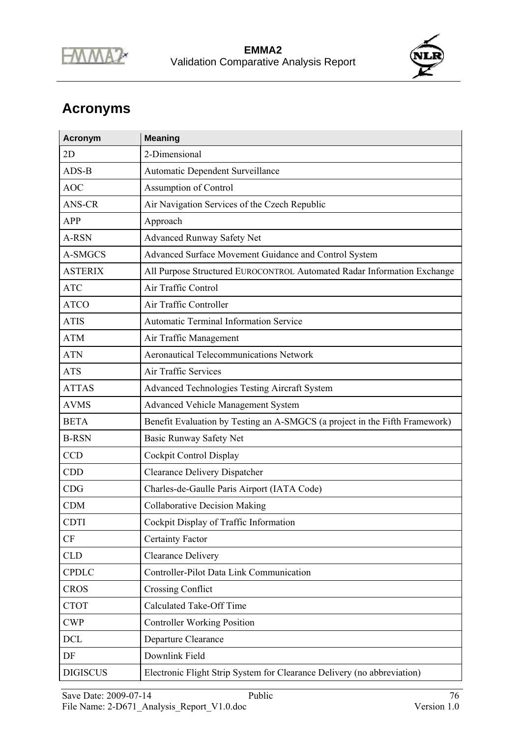# Acronyms

| Acronym | Meaning |
|---|---|
| 2D | 2-Dimensional |
| ADS-B | Automatic Dependent Surveillance |
| AOC | Assumption of Control |
| ANS-CR | Air Navigation Services of the Czech Republic |
| APP | Approach |
| A-RSN | Advanced Runway Safety Net |
| A-SMGCS | Advanced Surface Movement Guidance and Control System |
| ASTERIX | All Purpose Structured EUROCONTROL Automated Radar Information Exchange |
| ATC | Air Traffic Control |
| ATCO | Air Traffic Controller |
| ATIS | Automatic Terminal Information Service |
| ATM | Air Traffic Management |
| ATN | Aeronautical Telecommunications Network |
| ATS | Air Traffic Services |
| ATTAS | Advanced Technologies Testing Aircraft System |
| AVMS | Advanced Vehicle Management System |
| BETA | Benefit Evaluation by Testing an A-SMGCS (a project in the Fifth Framework) |
| B-RSN | Basic Runway Safety Net |
| CCD | Cockpit Control Display |
| CDD | Clearance Delivery Dispatcher |
| CDG | Charles-de-Gaulle Paris Airport (IATA Code) |
| CDM | Collaborative Decision Making |
| CDTI | Cockpit Display of Traffic Information |
| CF | Certainty Factor |
| CLD | Clearance Delivery |
| CPDLC | Controller-Pilot Data Link Communication |
| CROS | Crossing Conflict |
| CTOT | Calculated Take-Off Time |
| CWP | Controller Working Position |
| DCL | Departure Clearance |
| DF | Downlink Field |
| DIGISCUS | Electronic Flight Strip System for Clearance Delivery (no abbreviation) |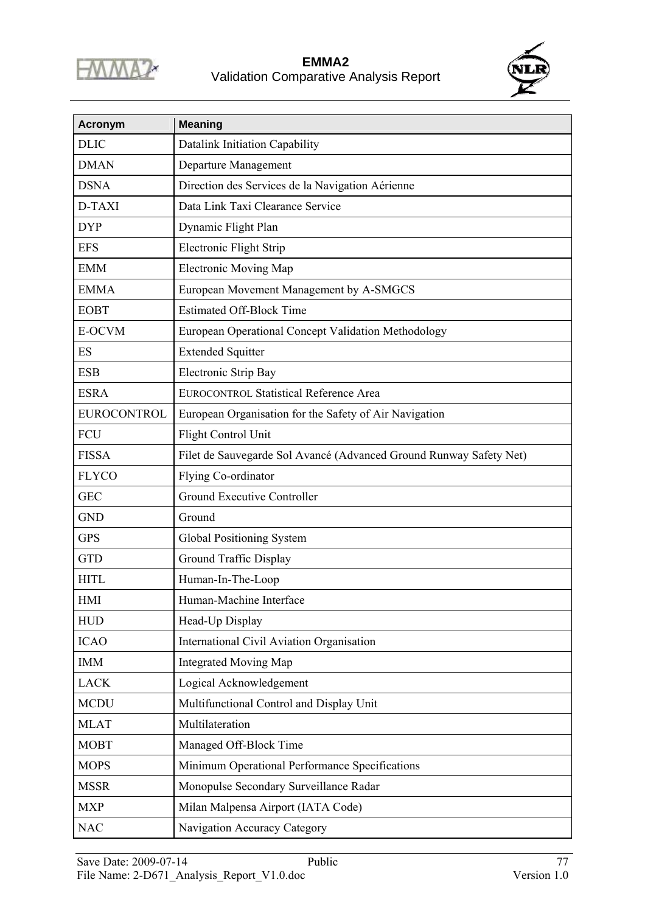| Acronym | Meaning |
|---|---|
| DLIC | Datalink Initiation Capability |
| DMAN | Departure Management |
| DSNA | Direction des Services de la Navigation Aérienne |
| D-TAXI | Data Link Taxi Clearance Service |
| DYP | Dynamic Flight Plan |
| EFS | Electronic Flight Strip |
| EMM | Electronic Moving Map |
| EMMA | European Movement Management by A-SMGCS |
| EOBT | Estimated Off-Block Time |
| E-OCVM | European Operational Concept Validation Methodology |
| ES | Extended Squitter |
| ESB | Electronic Strip Bay |
| ESRA | EUROCONTROL Statistical Reference Area |
| EUROCONTROL | European Organisation for the Safety of Air Navigation |
| FCU | Flight Control Unit |
| FISSA | Filet de Sauvegarde Sol Avancé (Advanced Ground Runway Safety Net) |
| FLYCO | Flying Co-ordinator |
| GEC | Ground Executive Controller |
| GND | Ground |
| GPS | Global Positioning System |
| GTD | Ground Traffic Display |
| HITL | Human-In-The-Loop |
| HMI | Human-Machine Interface |
| HUD | Head-Up Display |
| ICAO | International Civil Aviation Organisation |
| IMM | Integrated Moving Map |
| LACK | Logical Acknowledgement |
| MCDU | Multifunctional Control and Display Unit |
| MLAT | Multilateration |
| MOBT | Managed Off-Block Time |
| MOPS | Minimum Operational Performance Specifications |
| MSSR | Monopulse Secondary Surveillance Radar |
| MXP | Milan Malpensa Airport (IATA Code) |
| NAC | Navigation Accuracy Category |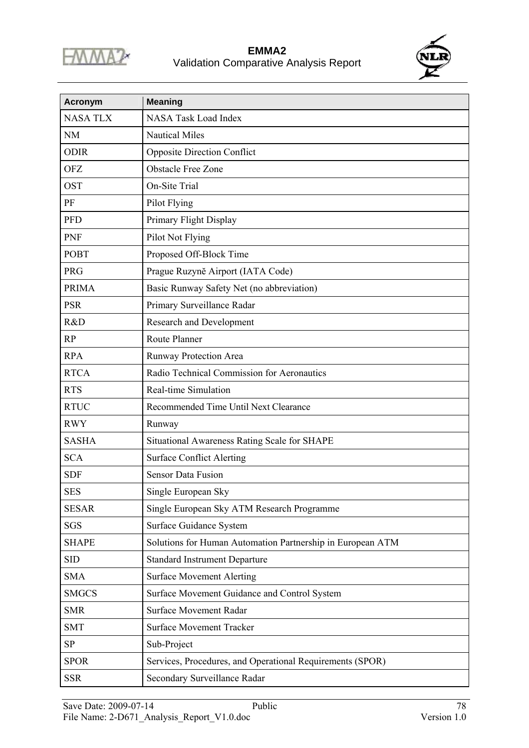| Acronym | Meaning |
|---|---|
| NASA TLX | NASA Task Load Index |
| NM | Nautical Miles |
| ODIR | Opposite Direction Conflict |
| OFZ | Obstacle Free Zone |
| OST | On-Site Trial |
| PF | Pilot Flying |
| PFD | Primary Flight Display |
| PNF | Pilot Not Flying |
| POBT | Proposed Off-Block Time |
| PRG | Prague Ruzyně Airport (IATA Code) |
| PRIMA | Basic Runway Safety Net (no abbreviation) |
| PSR | Primary Surveillance Radar |
| R&D | Research and Development |
| RP | Route Planner |
| RPA | Runway Protection Area |
| RTCA | Radio Technical Commission for Aeronautics |
| RTS | Real-time Simulation |
| RTUC | Recommended Time Until Next Clearance |
| RWY | Runway |
| SASHA | Situational Awareness Rating Scale for SHAPE |
| SCA | Surface Conflict Alerting |
| SDF | Sensor Data Fusion |
| SES | Single European Sky |
| SESAR | Single European Sky ATM Research Programme |
| SGS | Surface Guidance System |
| SHAPE | Solutions for Human Automation Partnership in European ATM |
| SID | Standard Instrument Departure |
| SMA | Surface Movement Alerting |
| SMGCS | Surface Movement Guidance and Control System |
| SMR | Surface Movement Radar |
| SMT | Surface Movement Tracker |
| SP | Sub-Project |
| SPOR | Services, Procedures, and Operational Requirements (SPOR) |
| SSR | Secondary Surveillance Radar |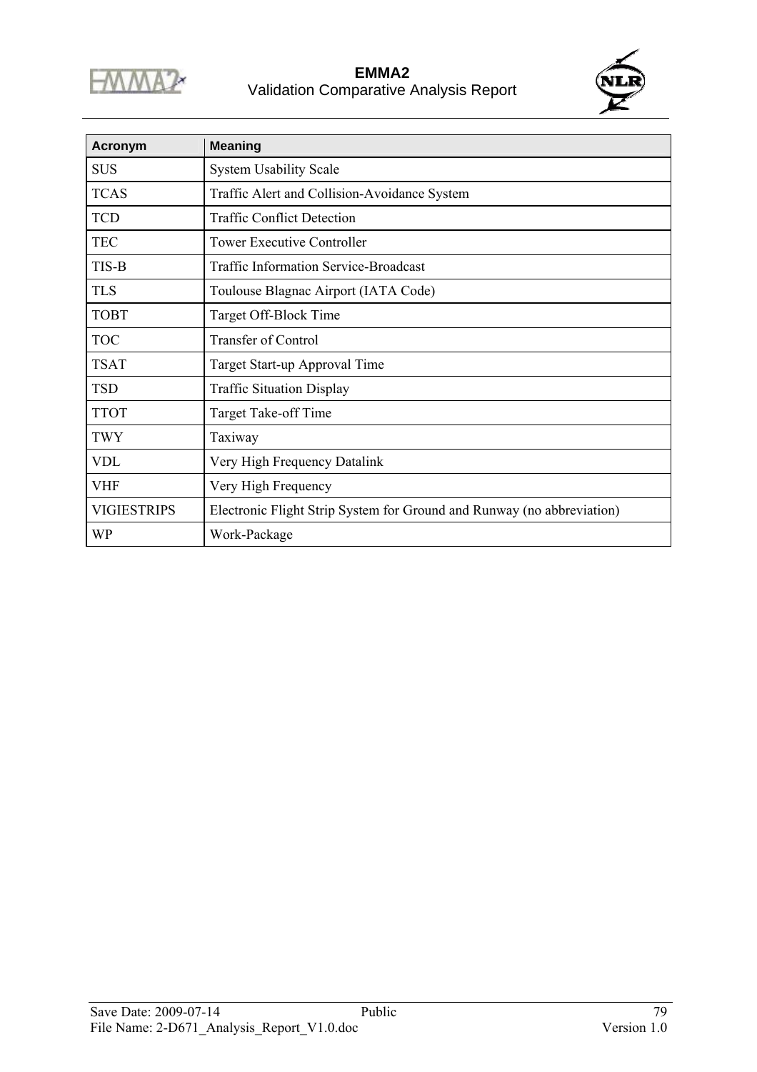| Acronym | Meaning |
|---|---|
| SUS | System Usability Scale |
| TCAS | Traffic Alert and Collision-Avoidance System |
| TCD | Traffic Conflict Detection |
| TEC | Tower Executive Controller |
| TIS-B | Traffic Information Service-Broadcast |
| TLS | Toulouse Blagnac Airport (IATA Code) |
| TOBT | Target Off-Block Time |
| TOC | Transfer of Control |
| TSAT | Target Start-up Approval Time |
| TSD | Traffic Situation Display |
| TTOT | Target Take-off Time |
| TWY | Taxiway |
| VDL | Very High Frequency Datalink |
| VHF | Very High Frequency |
| VIGIESTRIPS | Electronic Flight Strip System for Ground and Runway (no abbreviation) |
| WP | Work-Package |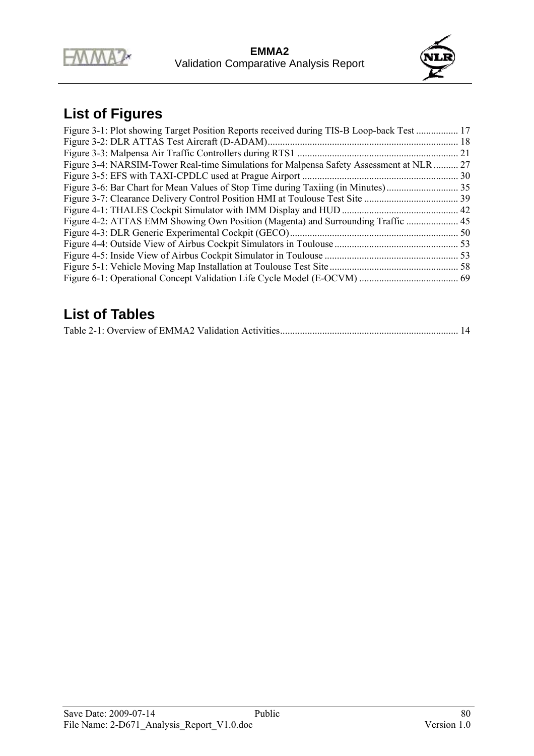## List of Figures

Figure 3-1: Plot showing Target Position Reports received during TIS-B Loop-back Test ................. 17
Figure 3-2: DLR ATTAS Test Aircraft (D-ADAM)............................................................................ 18
Figure 3-3: Malpensa Air Traffic Controllers during RTS1 ................................................................ 21
Figure 3-4: NARSIM-Tower Real-time Simulations for Malpensa Safety Assessment at NLR .......... 27
Figure 3-5: EFS with TAXI-CPDLC used at Prague Airport .............................................................. 30
Figure 3-6: Bar Chart for Mean Values of Stop Time during Taxiing (in Minutes)............................ 35
Figure 3-7: Clearance Delivery Control Position HMI at Toulouse Test Site ...................................... 39
Figure 4-1: THALES Cockpit Simulator with IMM Display and HUD ............................................... 42
Figure 4-2: ATTAS EMM Showing Own Position (Magenta) and Surrounding Traffic ..................... 45
Figure 4-3: DLR Generic Experimental Cockpit (GECO)................................................................... 50
Figure 4-4: Outside View of Airbus Cockpit Simulators in Toulouse.................................................. 53
Figure 4-5: Inside View of Airbus Cockpit Simulator in Toulouse ...................................................... 53
Figure 5-1: Vehicle Moving Map Installation at Toulouse Test Site .................................................... 58
Figure 6-1: Operational Concept Validation Life Cycle Model (E-OCVM) ........................................ 69

## List of Tables

Table 2-1: Overview of EMMA2 Validation Activities........................................................................ 14